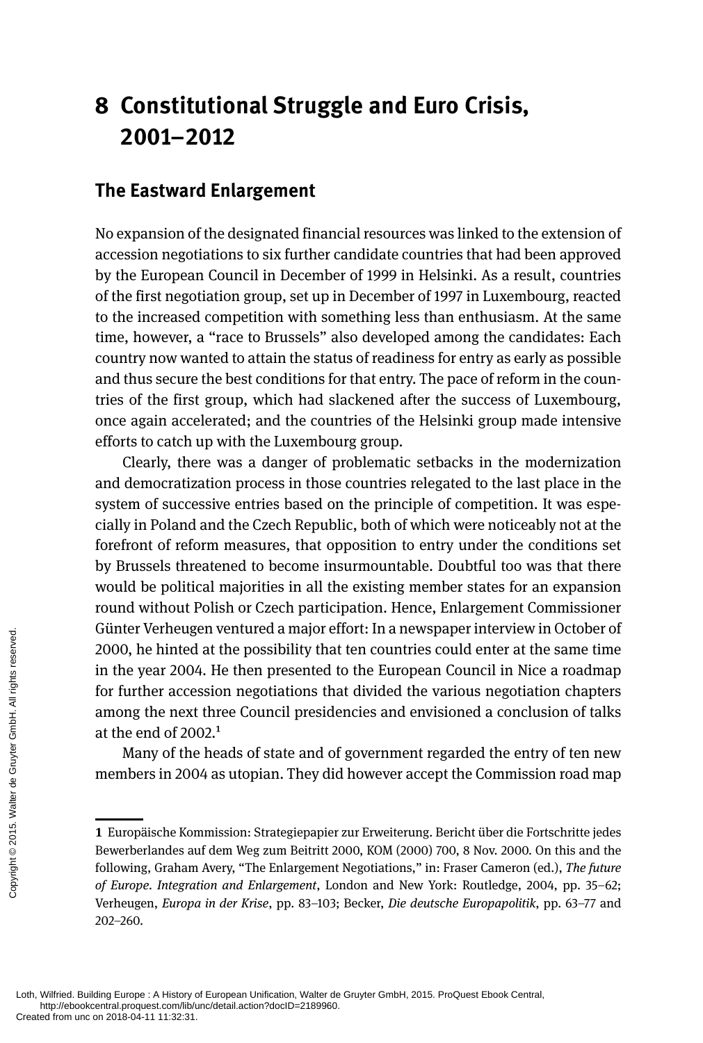# 8 Constitutional Struggle and Euro Crisis, 2001–2012

## The Eastward Enlargement

No expansion of the designated financial resources was linked to the extension of accession negotiations to six further candidate countries that had been approved by the European Council in December of 1999 in Helsinki. As a result, countries of the first negotiation group, set up in December of 1997 in Luxembourg, reacted to the increased competition with something less than enthusiasm. At the same time, however, a "race to Brussels" also developed among the candidates: Each country now wanted to attain the status of readiness for entry as early as possible and thus secure the best conditions for that entry. The pace of reform in the countries of the first group, which had slackened after the success of Luxembourg, once again accelerated; and the countries of the Helsinki group made intensive efforts to catch up with the Luxembourg group.

Clearly, there was a danger of problematic setbacks in the modernization and democratization process in those countries relegated to the last place in the system of successive entries based on the principle of competition. It was especially in Poland and the Czech Republic, both of which were noticeably not at the forefront of reform measures, that opposition to entry under the conditions set by Brussels threatened to become insurmountable. Doubtful too was that there would be political majorities in all the existing member states for an expansion round without Polish or Czech participation. Hence, Enlargement Commissioner Günter Verheugen ventured a major effort: In a newspaper interview in October of 2000, he hinted at the possibility that ten countries could enter at the same time in the year 2004. He then presented to the European Council in Nice a roadmap for further accession negotiations that divided the various negotiation chapters among the next three Council presidencies and envisioned a conclusion of talks at the end of 2002.[1]

Many of the heads of state and of government regarded the entry of ten new members in 2004 as utopian. They did however accept the Commission road map

---

[1] Europäische Kommission: Strategiepapier zur Erweiterung. Bericht über die Fortschritte jedes Bewerberlandes auf dem Weg zum Beitritt 2000, KOM (2000) 700, 8 Nov. 2000. On this and the following, Graham Avery, "The Enlargement Negotiations," in: Fraser Cameron (ed.), *The future of Europe. Integration and Enlargement*, London and New York: Routledge, 2004, pp. 35–62; Verheugen, *Europa in der Krise*, pp. 83–103; Becker, *Die deutsche Europapolitik*, pp. 63–77 and 202–260.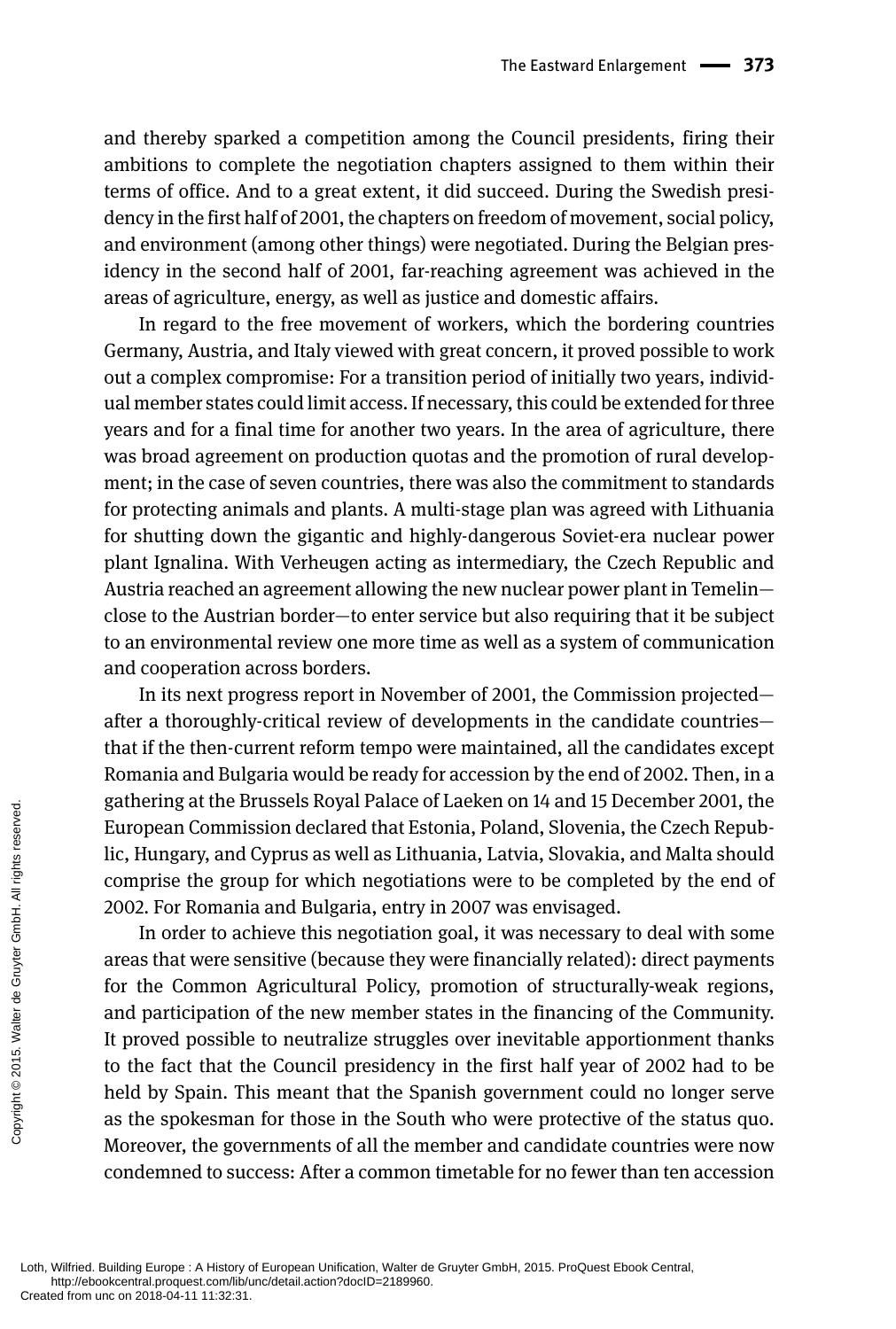and thereby sparked a competition among the Council presidents, firing their ambitions to complete the negotiation chapters assigned to them within their terms of office. And to a great extent, it did succeed. During the Swedish presidency in the first half of 2001, the chapters on freedom of movement, social policy, and environment (among other things) were negotiated. During the Belgian presidency in the second half of 2001, far-reaching agreement was achieved in the areas of agriculture, energy, as well as justice and domestic affairs.

In regard to the free movement of workers, which the bordering countries Germany, Austria, and Italy viewed with great concern, it proved possible to work out a complex compromise: For a transition period of initially two years, individual member states could limit access. If necessary, this could be extended for three years and for a final time for another two years. In the area of agriculture, there was broad agreement on production quotas and the promotion of rural development; in the case of seven countries, there was also the commitment to standards for protecting animals and plants. A multi-stage plan was agreed with Lithuania for shutting down the gigantic and highly-dangerous Soviet-era nuclear power plant Ignalina. With Verheugen acting as intermediary, the Czech Republic and Austria reached an agreement allowing the new nuclear power plant in Temelin—close to the Austrian border—to enter service but also requiring that it be subject to an environmental review one more time as well as a system of communication and cooperation across borders.

In its next progress report in November of 2001, the Commission projected—after a thoroughly-critical review of developments in the candidate countries—that if the then-current reform tempo were maintained, all the candidates except Romania and Bulgaria would be ready for accession by the end of 2002. Then, in a gathering at the Brussels Royal Palace of Laeken on 14 and 15 December 2001, the European Commission declared that Estonia, Poland, Slovenia, the Czech Republic, Hungary, and Cyprus as well as Lithuania, Latvia, Slovakia, and Malta should comprise the group for which negotiations were to be completed by the end of 2002. For Romania and Bulgaria, entry in 2007 was envisaged.

In order to achieve this negotiation goal, it was necessary to deal with some areas that were sensitive (because they were financially related): direct payments for the Common Agricultural Policy, promotion of structurally-weak regions, and participation of the new member states in the financing of the Community. It proved possible to neutralize struggles over inevitable apportionment thanks to the fact that the Council presidency in the first half year of 2002 had to be held by Spain. This meant that the Spanish government could no longer serve as the spokesman for those in the South who were protective of the status quo. Moreover, the governments of all the member and candidate countries were now condemned to success: After a common timetable for no fewer than ten accession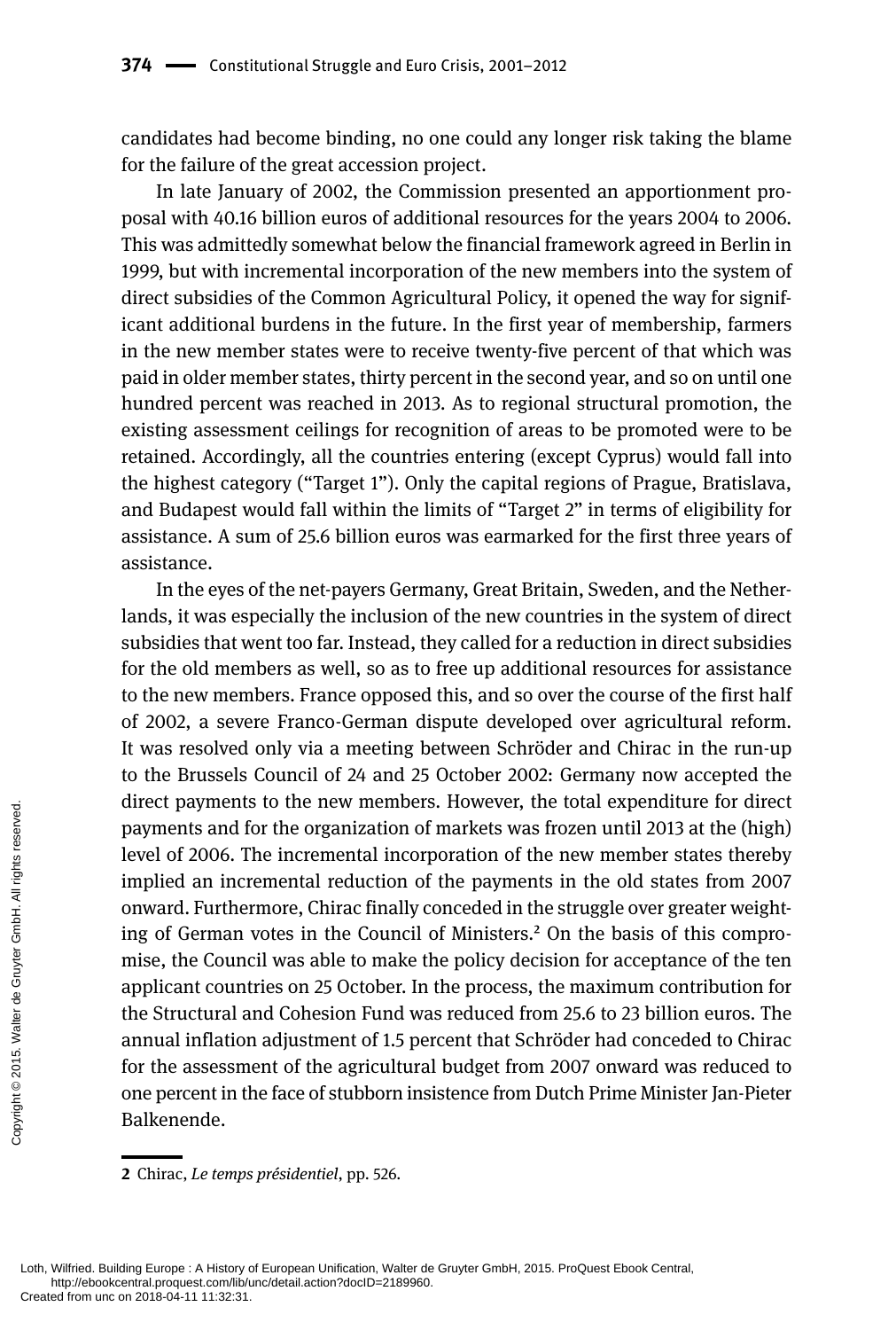candidates had become binding, no one could any longer risk taking the blame for the failure of the great accession project.

In late January of 2002, the Commission presented an apportionment proposal with 40.16 billion euros of additional resources for the years 2004 to 2006. This was admittedly somewhat below the financial framework agreed in Berlin in 1999, but with incremental incorporation of the new members into the system of direct subsidies of the Common Agricultural Policy, it opened the way for significant additional burdens in the future. In the first year of membership, farmers in the new member states were to receive twenty-five percent of that which was paid in older member states, thirty percent in the second year, and so on until one hundred percent was reached in 2013. As to regional structural promotion, the existing assessment ceilings for recognition of areas to be promoted were to be retained. Accordingly, all the countries entering (except Cyprus) would fall into the highest category ("Target 1"). Only the capital regions of Prague, Bratislava, and Budapest would fall within the limits of "Target 2" in terms of eligibility for assistance. A sum of 25.6 billion euros was earmarked for the first three years of assistance.

In the eyes of the net-payers Germany, Great Britain, Sweden, and the Netherlands, it was especially the inclusion of the new countries in the system of direct subsidies that went too far. Instead, they called for a reduction in direct subsidies for the old members as well, so as to free up additional resources for assistance to the new members. France opposed this, and so over the course of the first half of 2002, a severe Franco-German dispute developed over agricultural reform. It was resolved only via a meeting between Schröder and Chirac in the run-up to the Brussels Council of 24 and 25 October 2002: Germany now accepted the direct payments to the new members. However, the total expenditure for direct payments and for the organization of markets was frozen until 2013 at the (high) level of 2006. The incremental incorporation of the new member states thereby implied an incremental reduction of the payments in the old states from 2007 onward. Furthermore, Chirac finally conceded in the struggle over greater weighting of German votes in the Council of Ministers.[2] On the basis of this compromise, the Council was able to make the policy decision for acceptance of the ten applicant countries on 25 October. In the process, the maximum contribution for the Structural and Cohesion Fund was reduced from 25.6 to 23 billion euros. The annual inflation adjustment of 1.5 percent that Schröder had conceded to Chirac for the assessment of the agricultural budget from 2007 onward was reduced to one percent in the face of stubborn insistence from Dutch Prime Minister Jan-Pieter Balkenende.

---

**2** Chirac, *Le temps présidentiel*, pp. 526.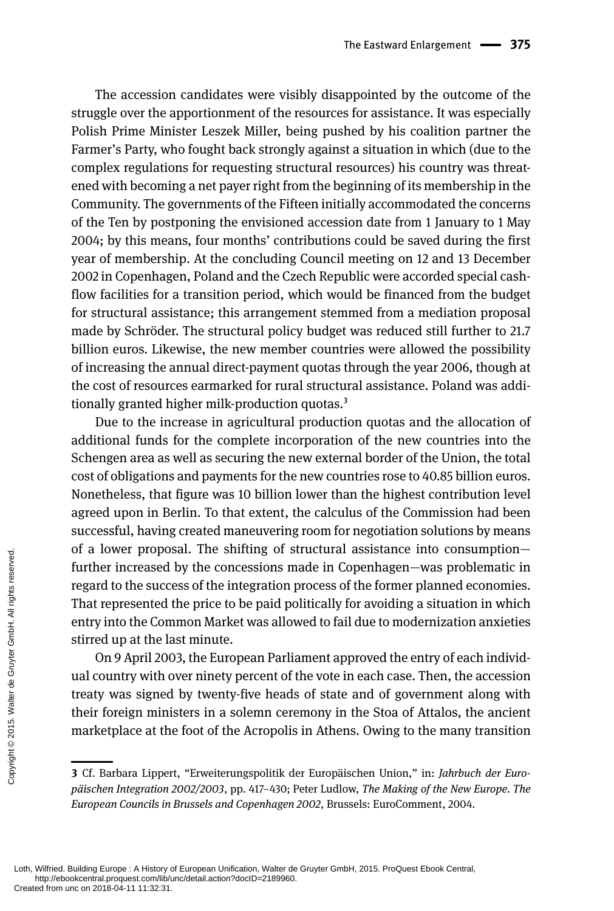The accession candidates were visibly disappointed by the outcome of the struggle over the apportionment of the resources for assistance. It was especially Polish Prime Minister Leszek Miller, being pushed by his coalition partner the Farmer's Party, who fought back strongly against a situation in which (due to the complex regulations for requesting structural resources) his country was threatened with becoming a net payer right from the beginning of its membership in the Community. The governments of the Fifteen initially accommodated the concerns of the Ten by postponing the envisioned accession date from 1 January to 1 May 2004; by this means, four months' contributions could be saved during the first year of membership. At the concluding Council meeting on 12 and 13 December 2002 in Copenhagen, Poland and the Czech Republic were accorded special cash-flow facilities for a transition period, which would be financed from the budget for structural assistance; this arrangement stemmed from a mediation proposal made by Schröder. The structural policy budget was reduced still further to 21.7 billion euros. Likewise, the new member countries were allowed the possibility of increasing the annual direct-payment quotas through the year 2006, though at the cost of resources earmarked for rural structural assistance. Poland was additionally granted higher milk-production quotas.[3]

Due to the increase in agricultural production quotas and the allocation of additional funds for the complete incorporation of the new countries into the Schengen area as well as securing the new external border of the Union, the total cost of obligations and payments for the new countries rose to 40.85 billion euros. Nonetheless, that figure was 10 billion lower than the highest contribution level agreed upon in Berlin. To that extent, the calculus of the Commission had been successful, having created maneuvering room for negotiation solutions by means of a lower proposal. The shifting of structural assistance into consumption—further increased by the concessions made in Copenhagen—was problematic in regard to the success of the integration process of the former planned economies. That represented the price to be paid politically for avoiding a situation in which entry into the Common Market was allowed to fail due to modernization anxieties stirred up at the last minute.

On 9 April 2003, the European Parliament approved the entry of each individual country with over ninety percent of the vote in each case. Then, the accession treaty was signed by twenty-five heads of state and of government along with their foreign ministers in a solemn ceremony in the Stoa of Attalos, the ancient marketplace at the foot of the Acropolis in Athens. Owing to the many transition

---

3 Cf. Barbara Lippert, "Erweiterungspolitik der Europäischen Union," in: *Jahrbuch der Europäischen Integration 2002/2003*, pp. 417–430; Peter Ludlow, *The Making of the New Europe. The European Councils in Brussels and Copenhagen 2002*, Brussels: EuroComment, 2004.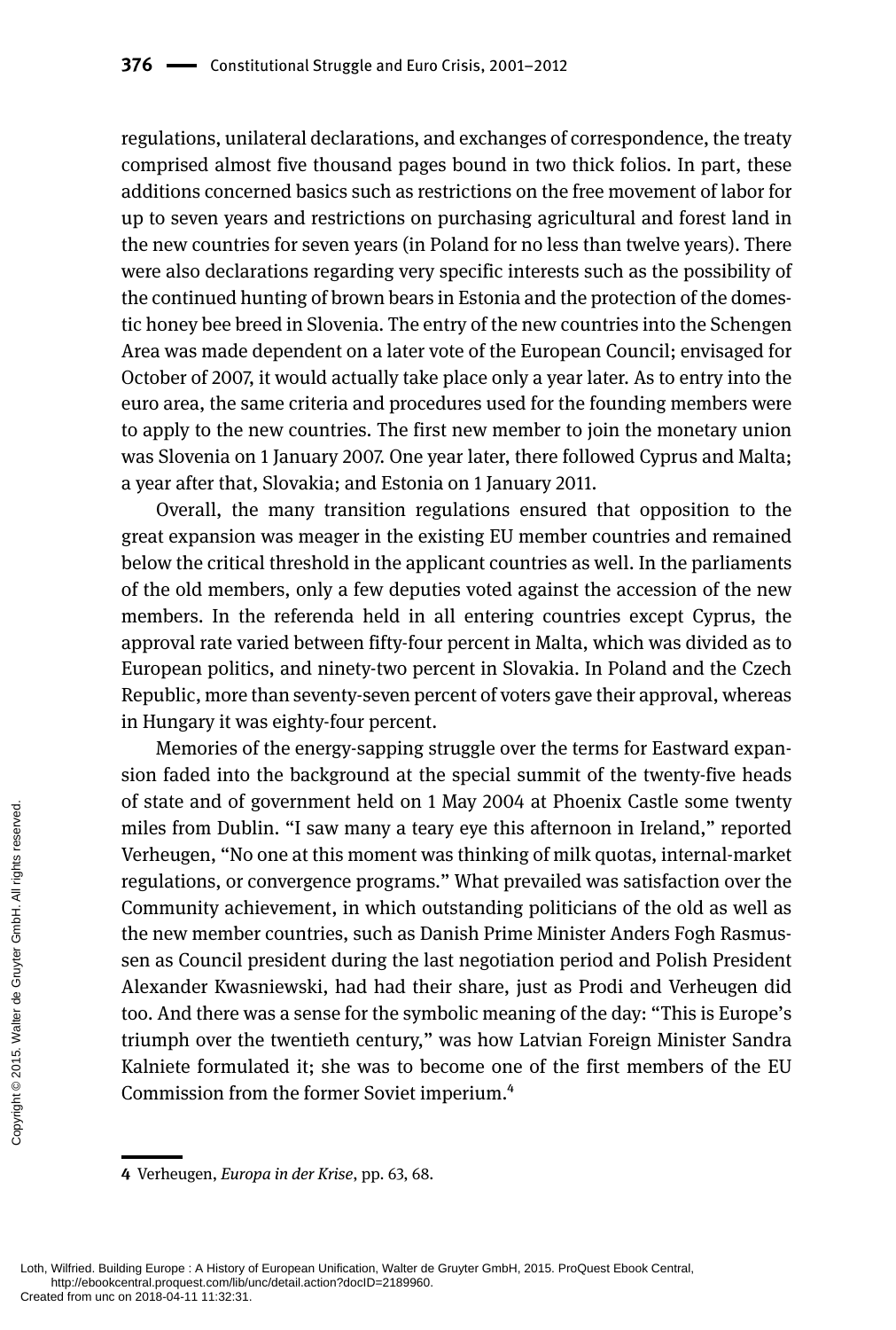regulations, unilateral declarations, and exchanges of correspondence, the treaty comprised almost five thousand pages bound in two thick folios. In part, these additions concerned basics such as restrictions on the free movement of labor for up to seven years and restrictions on purchasing agricultural and forest land in the new countries for seven years (in Poland for no less than twelve years). There were also declarations regarding very specific interests such as the possibility of the continued hunting of brown bears in Estonia and the protection of the domestic honey bee breed in Slovenia. The entry of the new countries into the Schengen Area was made dependent on a later vote of the European Council; envisaged for October of 2007, it would actually take place only a year later. As to entry into the euro area, the same criteria and procedures used for the founding members were to apply to the new countries. The first new member to join the monetary union was Slovenia on 1 January 2007. One year later, there followed Cyprus and Malta; a year after that, Slovakia; and Estonia on 1 January 2011.

Overall, the many transition regulations ensured that opposition to the great expansion was meager in the existing EU member countries and remained below the critical threshold in the applicant countries as well. In the parliaments of the old members, only a few deputies voted against the accession of the new members. In the referenda held in all entering countries except Cyprus, the approval rate varied between fifty-four percent in Malta, which was divided as to European politics, and ninety-two percent in Slovakia. In Poland and the Czech Republic, more than seventy-seven percent of voters gave their approval, whereas in Hungary it was eighty-four percent.

Memories of the energy-sapping struggle over the terms for Eastward expansion faded into the background at the special summit of the twenty-five heads of state and of government held on 1 May 2004 at Phoenix Castle some twenty miles from Dublin. "I saw many a teary eye this afternoon in Ireland," reported Verheugen, "No one at this moment was thinking of milk quotas, internal-market regulations, or convergence programs." What prevailed was satisfaction over the Community achievement, in which outstanding politicians of the old as well as the new member countries, such as Danish Prime Minister Anders Fogh Rasmussen as Council president during the last negotiation period and Polish President Alexander Kwasniewski, had had their share, just as Prodi and Verheugen did too. And there was a sense for the symbolic meaning of the day: "This is Europe's triumph over the twentieth century," was how Latvian Foreign Minister Sandra Kalniete formulated it; she was to become one of the first members of the EU Commission from the former Soviet imperium.[4]

---

4 Verheugen, *Europa in der Krise*, pp. 63, 68.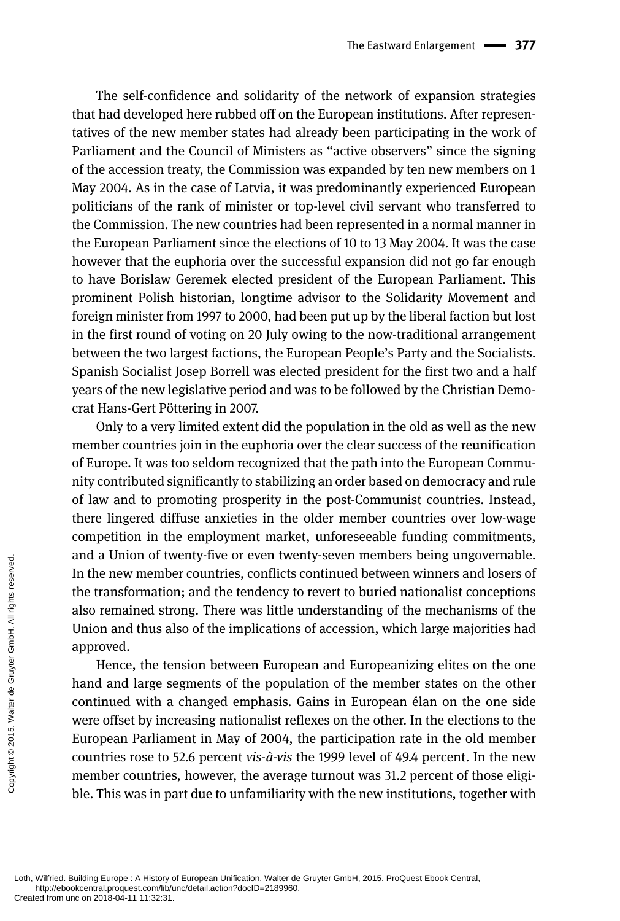The self-confidence and solidarity of the network of expansion strategies that had developed here rubbed off on the European institutions. After representatives of the new member states had already been participating in the work of Parliament and the Council of Ministers as "active observers" since the signing of the accession treaty, the Commission was expanded by ten new members on 1 May 2004. As in the case of Latvia, it was predominantly experienced European politicians of the rank of minister or top-level civil servant who transferred to the Commission. The new countries had been represented in a normal manner in the European Parliament since the elections of 10 to 13 May 2004. It was the case however that the euphoria over the successful expansion did not go far enough to have Borislaw Geremek elected president of the European Parliament. This prominent Polish historian, longtime advisor to the Solidarity Movement and foreign minister from 1997 to 2000, had been put up by the liberal faction but lost in the first round of voting on 20 July owing to the now-traditional arrangement between the two largest factions, the European People's Party and the Socialists. Spanish Socialist Josep Borrell was elected president for the first two and a half years of the new legislative period and was to be followed by the Christian Democrat Hans-Gert Pöttering in 2007.

Only to a very limited extent did the population in the old as well as the new member countries join in the euphoria over the clear success of the reunification of Europe. It was too seldom recognized that the path into the European Community contributed significantly to stabilizing an order based on democracy and rule of law and to promoting prosperity in the post-Communist countries. Instead, there lingered diffuse anxieties in the older member countries over low-wage competition in the employment market, unforeseeable funding commitments, and a Union of twenty-five or even twenty-seven members being ungovernable. In the new member countries, conflicts continued between winners and losers of the transformation; and the tendency to revert to buried nationalist conceptions also remained strong. There was little understanding of the mechanisms of the Union and thus also of the implications of accession, which large majorities had approved.

Hence, the tension between European and Europeanizing elites on the one hand and large segments of the population of the member states on the other continued with a changed emphasis. Gains in European élan on the one side were offset by increasing nationalist reflexes on the other. In the elections to the European Parliament in May of 2004, the participation rate in the old member countries rose to 52.6 percent *vis-à-vis* the 1999 level of 49.4 percent. In the new member countries, however, the average turnout was 31.2 percent of those eligible. This was in part due to unfamiliarity with the new institutions, together with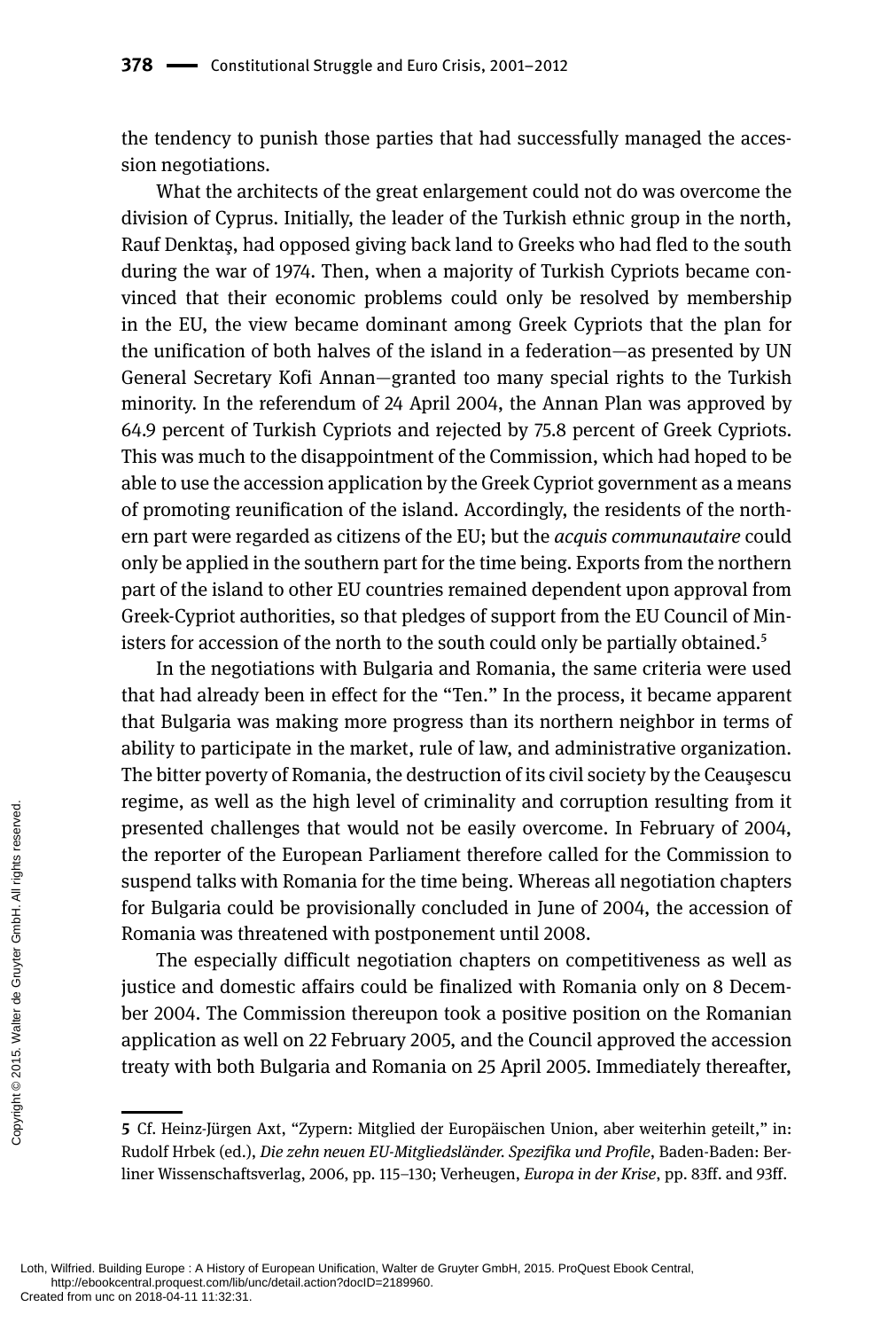the tendency to punish those parties that had successfully managed the accession negotiations.

What the architects of the great enlargement could not do was overcome the division of Cyprus. Initially, the leader of the Turkish ethnic group in the north, Rauf Denktaş, had opposed giving back land to Greeks who had fled to the south during the war of 1974. Then, when a majority of Turkish Cypriots became convinced that their economic problems could only be resolved by membership in the EU, the view became dominant among Greek Cypriots that the plan for the unification of both halves of the island in a federation—as presented by UN General Secretary Kofi Annan—granted too many special rights to the Turkish minority. In the referendum of 24 April 2004, the Annan Plan was approved by 64.9 percent of Turkish Cypriots and rejected by 75.8 percent of Greek Cypriots. This was much to the disappointment of the Commission, which had hoped to be able to use the accession application by the Greek Cypriot government as a means of promoting reunification of the island. Accordingly, the residents of the northern part were regarded as citizens of the EU; but the *acquis communautaire* could only be applied in the southern part for the time being. Exports from the northern part of the island to other EU countries remained dependent upon approval from Greek-Cypriot authorities, so that pledges of support from the EU Council of Ministers for accession of the north to the south could only be partially obtained.[5]

In the negotiations with Bulgaria and Romania, the same criteria were used that had already been in effect for the "Ten." In the process, it became apparent that Bulgaria was making more progress than its northern neighbor in terms of ability to participate in the market, rule of law, and administrative organization. The bitter poverty of Romania, the destruction of its civil society by the Ceauşescu regime, as well as the high level of criminality and corruption resulting from it presented challenges that would not be easily overcome. In February of 2004, the reporter of the European Parliament therefore called for the Commission to suspend talks with Romania for the time being. Whereas all negotiation chapters for Bulgaria could be provisionally concluded in June of 2004, the accession of Romania was threatened with postponement until 2008.

The especially difficult negotiation chapters on competitiveness as well as justice and domestic affairs could be finalized with Romania only on 8 December 2004. The Commission thereupon took a positive position on the Romanian application as well on 22 February 2005, and the Council approved the accession treaty with both Bulgaria and Romania on 25 April 2005. Immediately thereafter,

---

5 Cf. Heinz-Jürgen Axt, "Zypern: Mitglied der Europäischen Union, aber weiterhin geteilt," in: Rudolf Hrbek (ed.), *Die zehn neuen EU-Mitgliedsländer. Spezifika und Profile*, Baden-Baden: Berliner Wissenschaftsverlag, 2006, pp. 115–130; Verheugen, *Europa in der Krise*, pp. 83ff. and 93ff.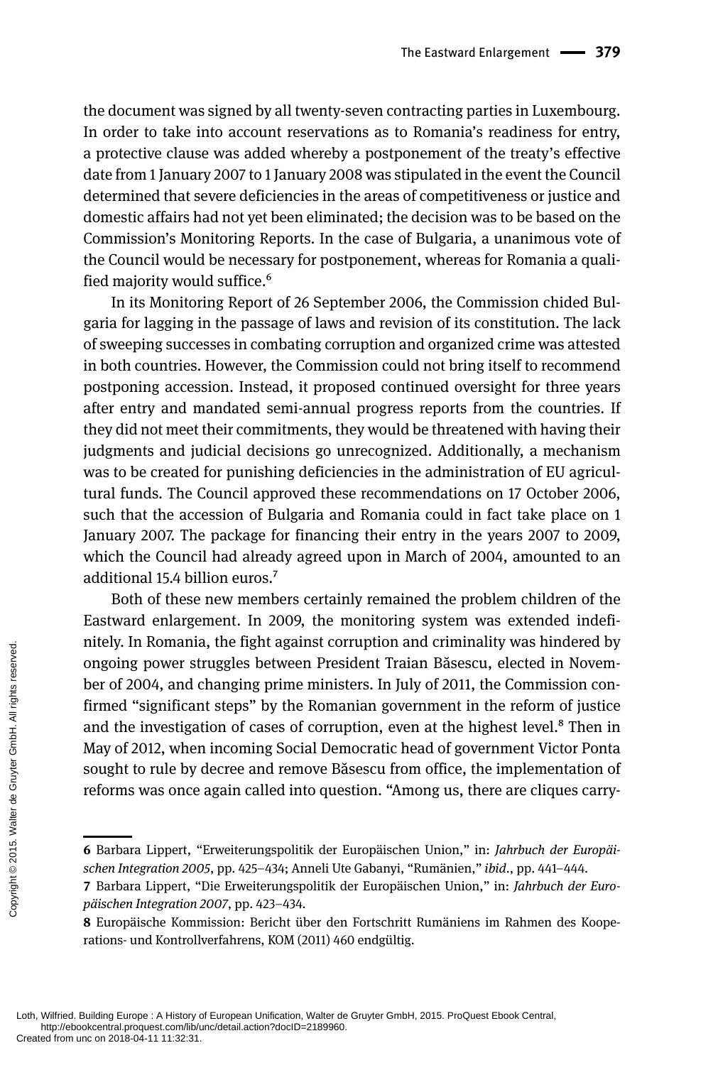the document was signed by all twenty-seven contracting parties in Luxembourg. In order to take into account reservations as to Romania's readiness for entry, a protective clause was added whereby a postponement of the treaty's effective date from 1 January 2007 to 1 January 2008 was stipulated in the event the Council determined that severe deficiencies in the areas of competitiveness or justice and domestic affairs had not yet been eliminated; the decision was to be based on the Commission's Monitoring Reports. In the case of Bulgaria, a unanimous vote of the Council would be necessary for postponement, whereas for Romania a qualified majority would suffice.[6]

In its Monitoring Report of 26 September 2006, the Commission chided Bulgaria for lagging in the passage of laws and revision of its constitution. The lack of sweeping successes in combating corruption and organized crime was attested in both countries. However, the Commission could not bring itself to recommend postponing accession. Instead, it proposed continued oversight for three years after entry and mandated semi-annual progress reports from the countries. If they did not meet their commitments, they would be threatened with having their judgments and judicial decisions go unrecognized. Additionally, a mechanism was to be created for punishing deficiencies in the administration of EU agricultural funds. The Council approved these recommendations on 17 October 2006, such that the accession of Bulgaria and Romania could in fact take place on 1 January 2007. The package for financing their entry in the years 2007 to 2009, which the Council had already agreed upon in March of 2004, amounted to an additional 15.4 billion euros.[7]

Both of these new members certainly remained the problem children of the Eastward enlargement. In 2009, the monitoring system was extended indefinitely. In Romania, the fight against corruption and criminality was hindered by ongoing power struggles between President Traian Băsescu, elected in November of 2004, and changing prime ministers. In July of 2011, the Commission confirmed "significant steps" by the Romanian government in the reform of justice and the investigation of cases of corruption, even at the highest level.[8] Then in May of 2012, when incoming Social Democratic head of government Victor Ponta sought to rule by decree and remove Băsescu from office, the implementation of reforms was once again called into question. "Among us, there are cliques carry-

---

**6** Barbara Lippert, "Erweiterungspolitik der Europäischen Union," in: *Jahrbuch der Europäischen Integration 2005*, pp. 425–434; Anneli Ute Gabanyi, "Rumänien," *ibid*., pp. 441–444.

**7** Barbara Lippert, "Die Erweiterungspolitik der Europäischen Union," in: *Jahrbuch der Europäischen Integration 2007*, pp. 423–434.

**8** Europäische Kommission: Bericht über den Fortschritt Rumäniens im Rahmen des Kooperations- und Kontrollverfahrens, KOM (2011) 460 endgültig.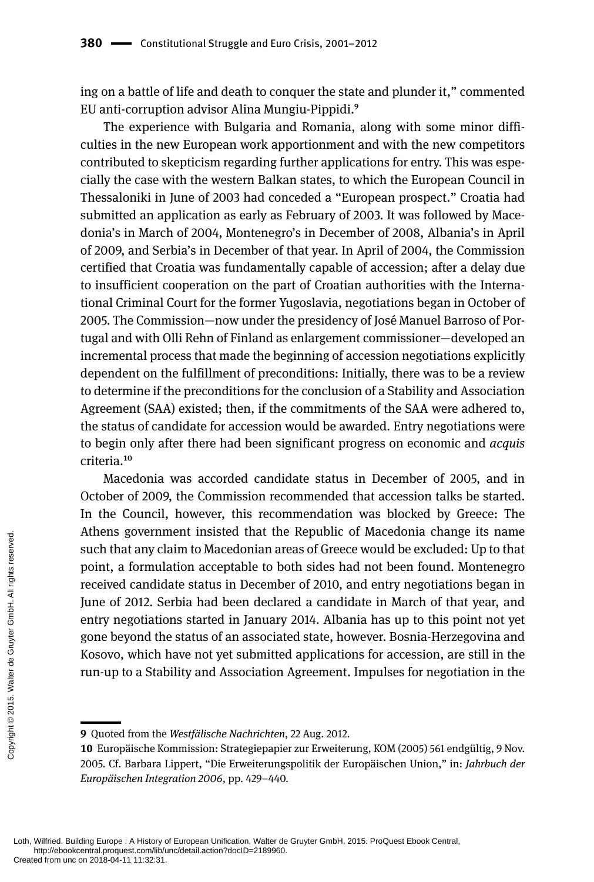ing on a battle of life and death to conquer the state and plunder it," commented EU anti-corruption advisor Alina Mungiu-Pippidi.[9]

The experience with Bulgaria and Romania, along with some minor difficulties in the new European work apportionment and with the new competitors contributed to skepticism regarding further applications for entry. This was especially the case with the western Balkan states, to which the European Council in Thessaloniki in June of 2003 had conceded a "European prospect." Croatia had submitted an application as early as February of 2003. It was followed by Macedonia's in March of 2004, Montenegro's in December of 2008, Albania's in April of 2009, and Serbia's in December of that year. In April of 2004, the Commission certified that Croatia was fundamentally capable of accession; after a delay due to insufficient cooperation on the part of Croatian authorities with the International Criminal Court for the former Yugoslavia, negotiations began in October of 2005. The Commission—now under the presidency of José Manuel Barroso of Portugal and with Olli Rehn of Finland as enlargement commissioner—developed an incremental process that made the beginning of accession negotiations explicitly dependent on the fulfillment of preconditions: Initially, there was to be a review to determine if the preconditions for the conclusion of a Stability and Association Agreement (SAA) existed; then, if the commitments of the SAA were adhered to, the status of candidate for accession would be awarded. Entry negotiations were to begin only after there had been significant progress on economic and *acquis* criteria.[10]

Macedonia was accorded candidate status in December of 2005, and in October of 2009, the Commission recommended that accession talks be started. In the Council, however, this recommendation was blocked by Greece: The Athens government insisted that the Republic of Macedonia change its name such that any claim to Macedonian areas of Greece would be excluded: Up to that point, a formulation acceptable to both sides had not been found. Montenegro received candidate status in December of 2010, and entry negotiations began in June of 2012. Serbia had been declared a candidate in March of that year, and entry negotiations started in January 2014. Albania has up to this point not yet gone beyond the status of an associated state, however. Bosnia-Herzegovina and Kosovo, which have not yet submitted applications for accession, are still in the run-up to a Stability and Association Agreement. Impulses for negotiation in the

---

**9** Quoted from the *Westfälische Nachrichten*, 22 Aug. 2012.

**10** Europäische Kommission: Strategiepapier zur Erweiterung, KOM (2005) 561 endgültig, 9 Nov. 2005. Cf. Barbara Lippert, "Die Erweiterungspolitik der Europäischen Union," in: *Jahrbuch der Europäischen Integration 2006*, pp. 429–440.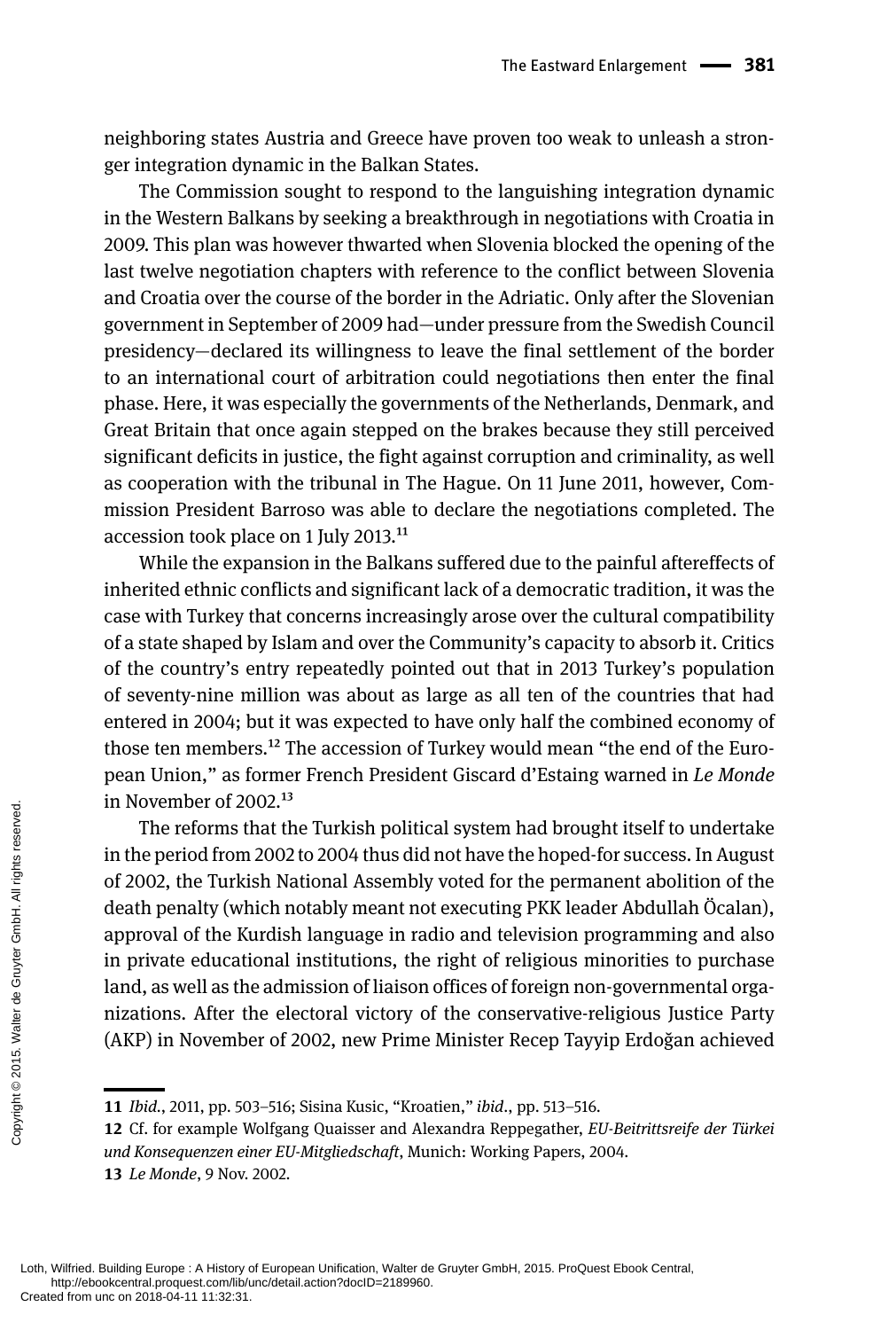neighboring states Austria and Greece have proven too weak to unleash a stronger integration dynamic in the Balkan States.

The Commission sought to respond to the languishing integration dynamic in the Western Balkans by seeking a breakthrough in negotiations with Croatia in 2009. This plan was however thwarted when Slovenia blocked the opening of the last twelve negotiation chapters with reference to the conflict between Slovenia and Croatia over the course of the border in the Adriatic. Only after the Slovenian government in September of 2009 had—under pressure from the Swedish Council presidency—declared its willingness to leave the final settlement of the border to an international court of arbitration could negotiations then enter the final phase. Here, it was especially the governments of the Netherlands, Denmark, and Great Britain that once again stepped on the brakes because they still perceived significant deficits in justice, the fight against corruption and criminality, as well as cooperation with the tribunal in The Hague. On 11 June 2011, however, Commission President Barroso was able to declare the negotiations completed. The accession took place on 1 July 2013.[11]

While the expansion in the Balkans suffered due to the painful aftereffects of inherited ethnic conflicts and significant lack of a democratic tradition, it was the case with Turkey that concerns increasingly arose over the cultural compatibility of a state shaped by Islam and over the Community's capacity to absorb it. Critics of the country's entry repeatedly pointed out that in 2013 Turkey's population of seventy-nine million was about as large as all ten of the countries that had entered in 2004; but it was expected to have only half the combined economy of those ten members.[12] The accession of Turkey would mean "the end of the European Union," as former French President Giscard d'Estaing warned in *Le Monde* in November of 2002.[13]

The reforms that the Turkish political system had brought itself to undertake in the period from 2002 to 2004 thus did not have the hoped-for success. In August of 2002, the Turkish National Assembly voted for the permanent abolition of the death penalty (which notably meant not executing PKK leader Abdullah Öcalan), approval of the Kurdish language in radio and television programming and also in private educational institutions, the right of religious minorities to purchase land, as well as the admission of liaison offices of foreign non-governmental organizations. After the electoral victory of the conservative-religious Justice Party (AKP) in November of 2002, new Prime Minister Recep Tayyip Erdoğan achieved

---

**11** *Ibid.*, 2011, pp. 503–516; Sisina Kusic, "Kroatien," *ibid.*, pp. 513–516.

**12** Cf. for example Wolfgang Quaisser and Alexandra Reppegather, *EU-Beitrittsreife der Türkei und Konsequenzen einer EU-Mitgliedschaft*, Munich: Working Papers, 2004.

**13** *Le Monde*, 9 Nov. 2002.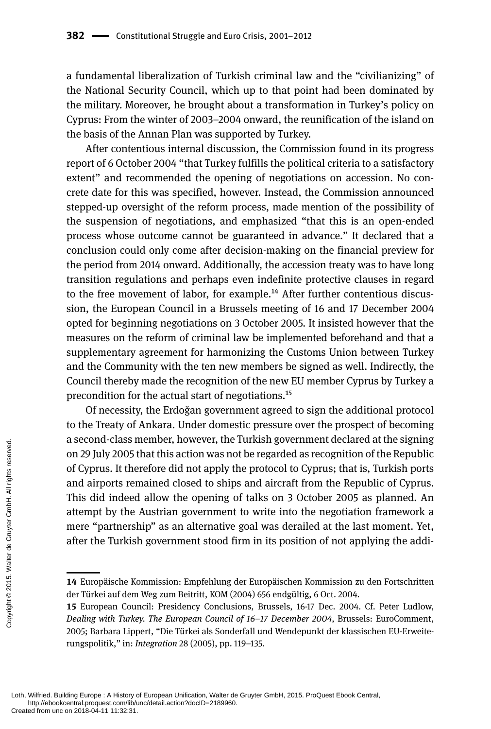a fundamental liberalization of Turkish criminal law and the "civilianizing" of the National Security Council, which up to that point had been dominated by the military. Moreover, he brought about a transformation in Turkey's policy on Cyprus: From the winter of 2003–2004 onward, the reunification of the island on the basis of the Annan Plan was supported by Turkey.

After contentious internal discussion, the Commission found in its progress report of 6 October 2004 "that Turkey fulfills the political criteria to a satisfactory extent" and recommended the opening of negotiations on accession. No concrete date for this was specified, however. Instead, the Commission announced stepped-up oversight of the reform process, made mention of the possibility of the suspension of negotiations, and emphasized "that this is an open-ended process whose outcome cannot be guaranteed in advance." It declared that a conclusion could only come after decision-making on the financial preview for the period from 2014 onward. Additionally, the accession treaty was to have long transition regulations and perhaps even indefinite protective clauses in regard to the free movement of labor, for example.[14] After further contentious discussion, the European Council in a Brussels meeting of 16 and 17 December 2004 opted for beginning negotiations on 3 October 2005. It insisted however that the measures on the reform of criminal law be implemented beforehand and that a supplementary agreement for harmonizing the Customs Union between Turkey and the Community with the ten new members be signed as well. Indirectly, the Council thereby made the recognition of the new EU member Cyprus by Turkey a precondition for the actual start of negotiations.[15]

Of necessity, the Erdoğan government agreed to sign the additional protocol to the Treaty of Ankara. Under domestic pressure over the prospect of becoming a second-class member, however, the Turkish government declared at the signing on 29 July 2005 that this action was not be regarded as recognition of the Republic of Cyprus. It therefore did not apply the protocol to Cyprus; that is, Turkish ports and airports remained closed to ships and aircraft from the Republic of Cyprus. This did indeed allow the opening of talks on 3 October 2005 as planned. An attempt by the Austrian government to write into the negotiation framework a mere "partnership" as an alternative goal was derailed at the last moment. Yet, after the Turkish government stood firm in its position of not applying the addi-

---

**14** Europäische Kommission: Empfehlung der Europäischen Kommission zu den Fortschritten der Türkei auf dem Weg zum Beitritt, KOM (2004) 656 endgültig, 6 Oct. 2004.

**15** European Council: Presidency Conclusions, Brussels, 16-17 Dec. 2004. Cf. Peter Ludlow, *Dealing with Turkey. The European Council of 16–17 December 2004*, Brussels: EuroComment, 2005; Barbara Lippert, "Die Türkei als Sonderfall und Wendepunkt der klassischen EU-Erweiterungspolitik," in: *Integration* 28 (2005), pp. 119–135.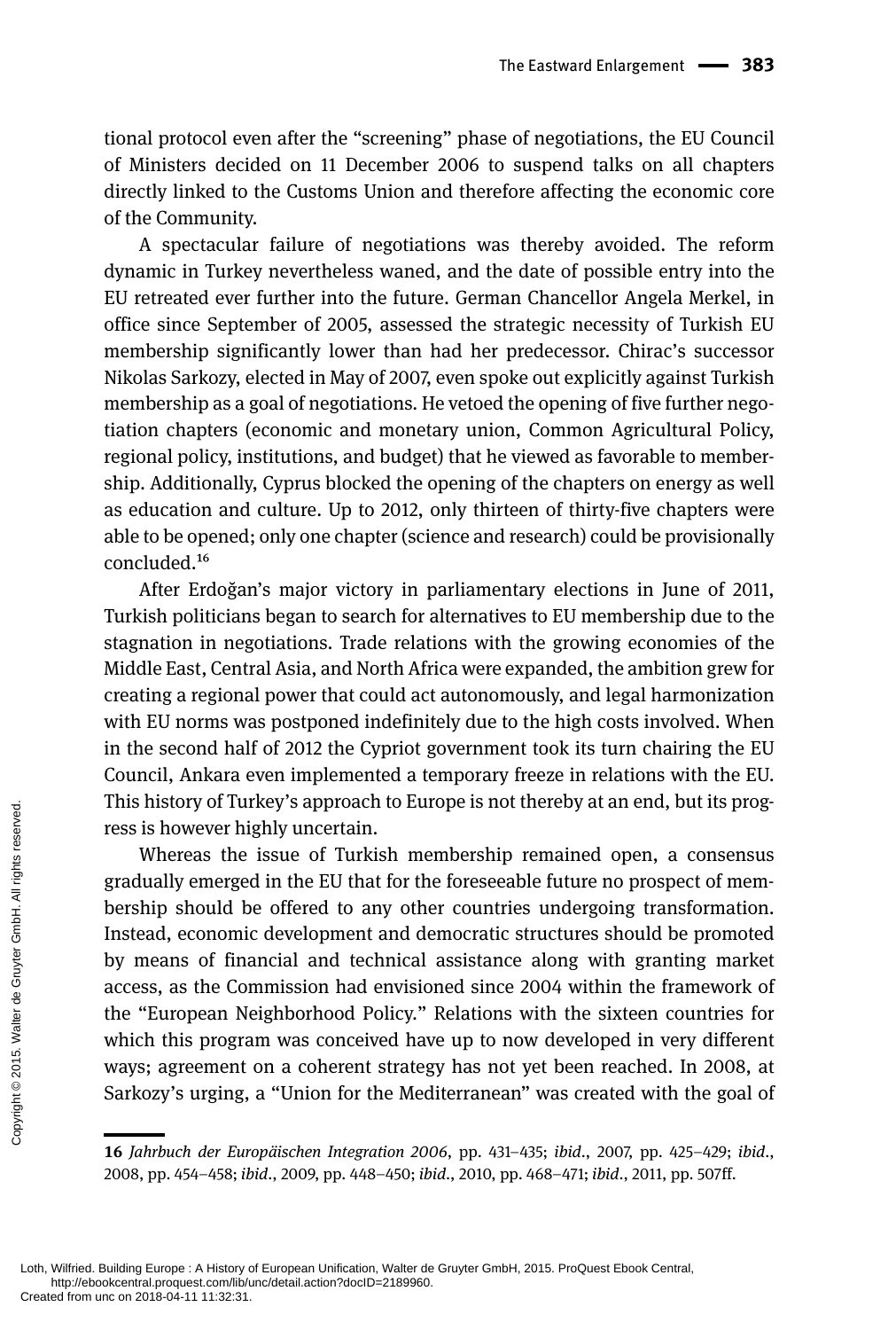tional protocol even after the "screening" phase of negotiations, the EU Council of Ministers decided on 11 December 2006 to suspend talks on all chapters directly linked to the Customs Union and therefore affecting the economic core of the Community.

A spectacular failure of negotiations was thereby avoided. The reform dynamic in Turkey nevertheless waned, and the date of possible entry into the EU retreated ever further into the future. German Chancellor Angela Merkel, in office since September of 2005, assessed the strategic necessity of Turkish EU membership significantly lower than had her predecessor. Chirac's successor Nikolas Sarkozy, elected in May of 2007, even spoke out explicitly against Turkish membership as a goal of negotiations. He vetoed the opening of five further negotiation chapters (economic and monetary union, Common Agricultural Policy, regional policy, institutions, and budget) that he viewed as favorable to membership. Additionally, Cyprus blocked the opening of the chapters on energy as well as education and culture. Up to 2012, only thirteen of thirty-five chapters were able to be opened; only one chapter (science and research) could be provisionally concluded.[16]

After Erdoğan's major victory in parliamentary elections in June of 2011, Turkish politicians began to search for alternatives to EU membership due to the stagnation in negotiations. Trade relations with the growing economies of the Middle East, Central Asia, and North Africa were expanded, the ambition grew for creating a regional power that could act autonomously, and legal harmonization with EU norms was postponed indefinitely due to the high costs involved. When in the second half of 2012 the Cypriot government took its turn chairing the EU Council, Ankara even implemented a temporary freeze in relations with the EU. This history of Turkey's approach to Europe is not thereby at an end, but its progress is however highly uncertain.

Whereas the issue of Turkish membership remained open, a consensus gradually emerged in the EU that for the foreseeable future no prospect of membership should be offered to any other countries undergoing transformation. Instead, economic development and democratic structures should be promoted by means of financial and technical assistance along with granting market access, as the Commission had envisioned since 2004 within the framework of the "European Neighborhood Policy." Relations with the sixteen countries for which this program was conceived have up to now developed in very different ways; agreement on a coherent strategy has not yet been reached. In 2008, at Sarkozy's urging, a "Union for the Mediterranean" was created with the goal of

---

16 *Jahrbuch der Europäischen Integration 2006*, pp. 431–435; *ibid*., 2007, pp. 425–429; *ibid*., 2008, pp. 454–458; *ibid*., 2009, pp. 448–450; *ibid*., 2010, pp. 468–471; *ibid*., 2011, pp. 507ff.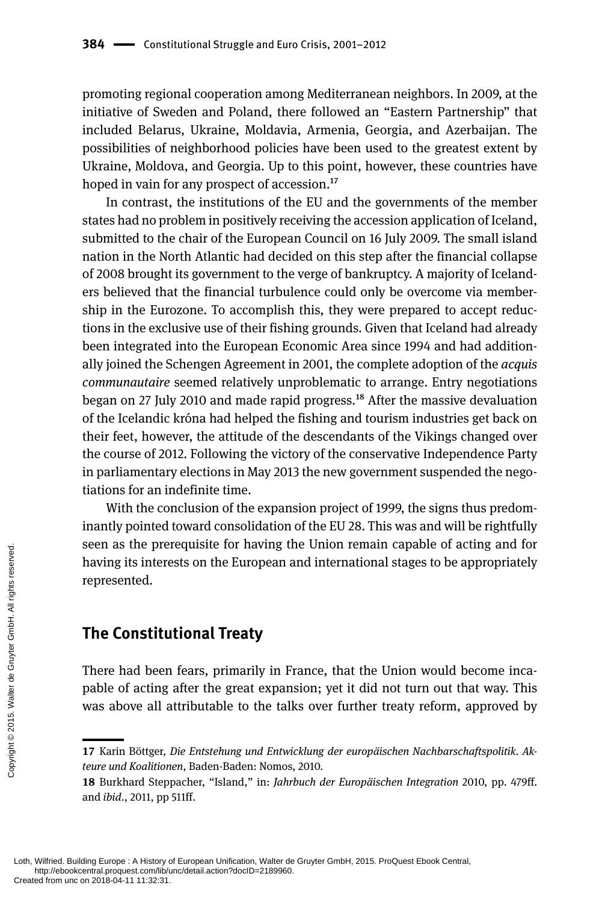promoting regional cooperation among Mediterranean neighbors. In 2009, at the initiative of Sweden and Poland, there followed an "Eastern Partnership" that included Belarus, Ukraine, Moldavia, Armenia, Georgia, and Azerbaijan. The possibilities of neighborhood policies have been used to the greatest extent by Ukraine, Moldova, and Georgia. Up to this point, however, these countries have hoped in vain for any prospect of accession.[17]

In contrast, the institutions of the EU and the governments of the member states had no problem in positively receiving the accession application of Iceland, submitted to the chair of the European Council on 16 July 2009. The small island nation in the North Atlantic had decided on this step after the financial collapse of 2008 brought its government to the verge of bankruptcy. A majority of Icelanders believed that the financial turbulence could only be overcome via membership in the Eurozone. To accomplish this, they were prepared to accept reductions in the exclusive use of their fishing grounds. Given that Iceland had already been integrated into the European Economic Area since 1994 and had additionally joined the Schengen Agreement in 2001, the complete adoption of the *acquis communautaire* seemed relatively unproblematic to arrange. Entry negotiations began on 27 July 2010 and made rapid progress.[18] After the massive devaluation of the Icelandic króna had helped the fishing and tourism industries get back on their feet, however, the attitude of the descendants of the Vikings changed over the course of 2012. Following the victory of the conservative Independence Party in parliamentary elections in May 2013 the new government suspended the negotiations for an indefinite time.

With the conclusion of the expansion project of 1999, the signs thus predominantly pointed toward consolidation of the EU 28. This was and will be rightfully seen as the prerequisite for having the Union remain capable of acting and for having its interests on the European and international stages to be appropriately represented.

## The Constitutional Treaty

There had been fears, primarily in France, that the Union would become incapable of acting after the great expansion; yet it did not turn out that way. This was above all attributable to the talks over further treaty reform, approved by

---

**17** Karin Böttger, *Die Entstehung und Entwicklung der europäischen Nachbarschaftspolitik. Akteure und Koalitionen*, Baden-Baden: Nomos, 2010.

**18** Burkhard Steppacher, "Island," in: *Jahrbuch der Europäischen Integration* 2010, pp. 479ff. and *ibid*., 2011, pp 511ff.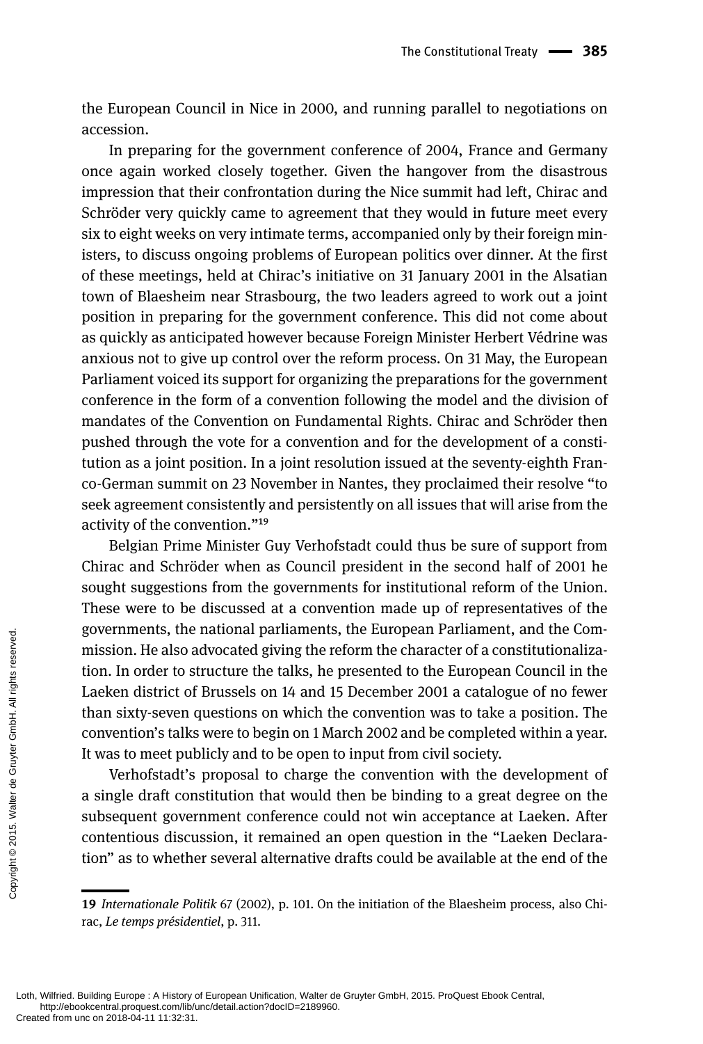the European Council in Nice in 2000, and running parallel to negotiations on accession.

In preparing for the government conference of 2004, France and Germany once again worked closely together. Given the hangover from the disastrous impression that their confrontation during the Nice summit had left, Chirac and Schröder very quickly came to agreement that they would in future meet every six to eight weeks on very intimate terms, accompanied only by their foreign ministers, to discuss ongoing problems of European politics over dinner. At the first of these meetings, held at Chirac's initiative on 31 January 2001 in the Alsatian town of Blaesheim near Strasbourg, the two leaders agreed to work out a joint position in preparing for the government conference. This did not come about as quickly as anticipated however because Foreign Minister Herbert Védrine was anxious not to give up control over the reform process. On 31 May, the European Parliament voiced its support for organizing the preparations for the government conference in the form of a convention following the model and the division of mandates of the Convention on Fundamental Rights. Chirac and Schröder then pushed through the vote for a convention and for the development of a constitution as a joint position. In a joint resolution issued at the seventy-eighth Franco-German summit on 23 November in Nantes, they proclaimed their resolve "to seek agreement consistently and persistently on all issues that will arise from the activity of the convention."[19]

Belgian Prime Minister Guy Verhofstadt could thus be sure of support from Chirac and Schröder when as Council president in the second half of 2001 he sought suggestions from the governments for institutional reform of the Union. These were to be discussed at a convention made up of representatives of the governments, the national parliaments, the European Parliament, and the Commission. He also advocated giving the reform the character of a constitutionalization. In order to structure the talks, he presented to the European Council in the Laeken district of Brussels on 14 and 15 December 2001 a catalogue of no fewer than sixty-seven questions on which the convention was to take a position. The convention's talks were to begin on 1 March 2002 and be completed within a year. It was to meet publicly and to be open to input from civil society.

Verhofstadt's proposal to charge the convention with the development of a single draft constitution that would then be binding to a great degree on the subsequent government conference could not win acceptance at Laeken. After contentious discussion, it remained an open question in the "Laeken Declaration" as to whether several alternative drafts could be available at the end of the

---

19 *Internationale Politik* 67 (2002), p. 101. On the initiation of the Blaesheim process, also Chirac, *Le temps présidentiel*, p. 311.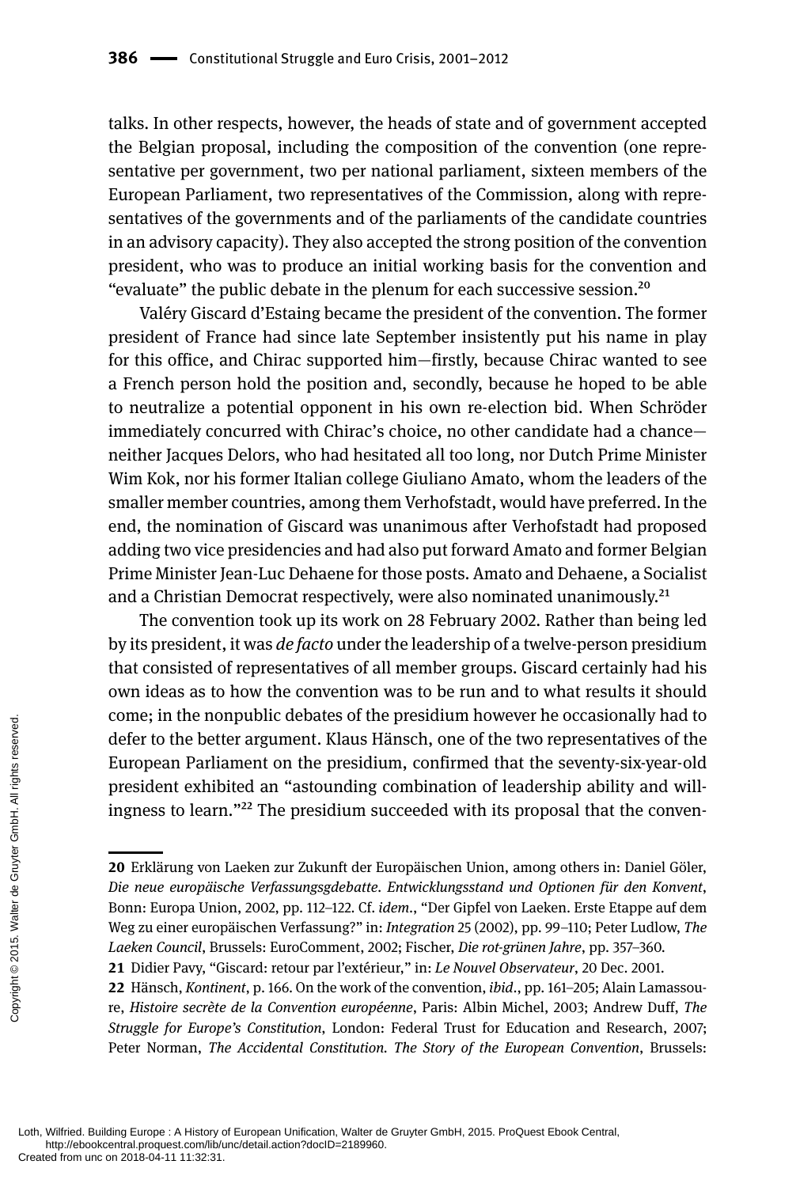talks. In other respects, however, the heads of state and of government accepted the Belgian proposal, including the composition of the convention (one representative per government, two per national parliament, sixteen members of the European Parliament, two representatives of the Commission, along with representatives of the governments and of the parliaments of the candidate countries in an advisory capacity). They also accepted the strong position of the convention president, who was to produce an initial working basis for the convention and "evaluate" the public debate in the plenum for each successive session.[20]

Valéry Giscard d'Estaing became the president of the convention. The former president of France had since late September insistently put his name in play for this office, and Chirac supported him—firstly, because Chirac wanted to see a French person hold the position and, secondly, because he hoped to be able to neutralize a potential opponent in his own re-election bid. When Schröder immediately concurred with Chirac's choice, no other candidate had a chance—neither Jacques Delors, who had hesitated all too long, nor Dutch Prime Minister Wim Kok, nor his former Italian college Giuliano Amato, whom the leaders of the smaller member countries, among them Verhofstadt, would have preferred. In the end, the nomination of Giscard was unanimous after Verhofstadt had proposed adding two vice presidencies and had also put forward Amato and former Belgian Prime Minister Jean-Luc Dehaene for those posts. Amato and Dehaene, a Socialist and a Christian Democrat respectively, were also nominated unanimously.[21]

The convention took up its work on 28 February 2002. Rather than being led by its president, it was *de facto* under the leadership of a twelve-person presidium that consisted of representatives of all member groups. Giscard certainly had his own ideas as to how the convention was to be run and to what results it should come; in the nonpublic debates of the presidium however he occasionally had to defer to the better argument. Klaus Hänsch, one of the two representatives of the European Parliament on the presidium, confirmed that the seventy-six-year-old president exhibited an "astounding combination of leadership ability and willingness to learn."[22] The presidium succeeded with its proposal that the conven-

---

**20** Erklärung von Laeken zur Zukunft der Europäischen Union, among others in: Daniel Göler, *Die neue europäische Verfassungsgdebatte. Entwicklungsstand und Optionen für den Konvent*, Bonn: Europa Union, 2002, pp. 112–122. Cf. *idem*., "Der Gipfel von Laeken. Erste Etappe auf dem Weg zu einer europäischen Verfassung?" in: *Integration* 25 (2002), pp. 99–110; Peter Ludlow, *The Laeken Council*, Brussels: EuroComment, 2002; Fischer, *Die rot-grünen Jahre*, pp. 357–360.

**21** Didier Pavy, "Giscard: retour par l'extérieur," in: *Le Nouvel Observateur*, 20 Dec. 2001.

**22** Hänsch, *Kontinent*, p. 166. On the work of the convention, *ibid*., pp. 161–205; Alain Lamassoure, *Histoire secrète de la Convention européenne*, Paris: Albin Michel, 2003; Andrew Duff, *The Struggle for Europe's Constitution*, London: Federal Trust for Education and Research, 2007; Peter Norman, *The Accidental Constitution. The Story of the European Convention*, Brussels: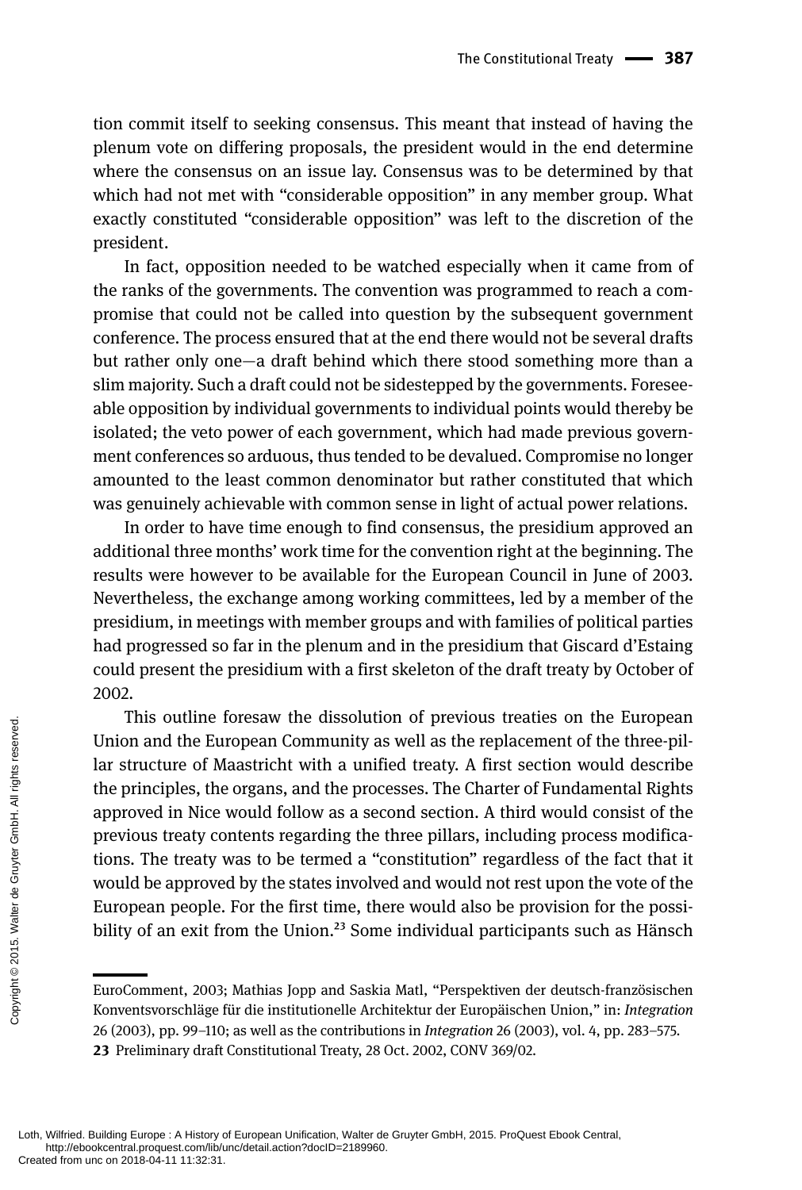tion commit itself to seeking consensus. This meant that instead of having the plenum vote on differing proposals, the president would in the end determine where the consensus on an issue lay. Consensus was to be determined by that which had not met with "considerable opposition" in any member group. What exactly constituted "considerable opposition" was left to the discretion of the president.

In fact, opposition needed to be watched especially when it came from of the ranks of the governments. The convention was programmed to reach a compromise that could not be called into question by the subsequent government conference. The process ensured that at the end there would not be several drafts but rather only one—a draft behind which there stood something more than a slim majority. Such a draft could not be sidestepped by the governments. Foreseeable opposition by individual governments to individual points would thereby be isolated; the veto power of each government, which had made previous government conferences so arduous, thus tended to be devalued. Compromise no longer amounted to the least common denominator but rather constituted that which was genuinely achievable with common sense in light of actual power relations.

In order to have time enough to find consensus, the presidium approved an additional three months' work time for the convention right at the beginning. The results were however to be available for the European Council in June of 2003. Nevertheless, the exchange among working committees, led by a member of the presidium, in meetings with member groups and with families of political parties had progressed so far in the plenum and in the presidium that Giscard d'Estaing could present the presidium with a first skeleton of the draft treaty by October of 2002.

This outline foresaw the dissolution of previous treaties on the European Union and the European Community as well as the replacement of the three-pillar structure of Maastricht with a unified treaty. A first section would describe the principles, the organs, and the processes. The Charter of Fundamental Rights approved in Nice would follow as a second section. A third would consist of the previous treaty contents regarding the three pillars, including process modifications. The treaty was to be termed a "constitution" regardless of the fact that it would be approved by the states involved and would not rest upon the vote of the European people. For the first time, there would also be provision for the possibility of an exit from the Union.[23] Some individual participants such as Hänsch

---

EuroComment, 2003; Mathias Jopp and Saskia Matl, "Perspektiven der deutsch-französischen Konventsvorschläge für die institutionelle Architektur der Europäischen Union," in: *Integration* 26 (2003), pp. 99–110; as well as the contributions in *Integration* 26 (2003), vol. 4, pp. 283–575.

**23** Preliminary draft Constitutional Treaty, 28 Oct. 2002, CONV 369/02.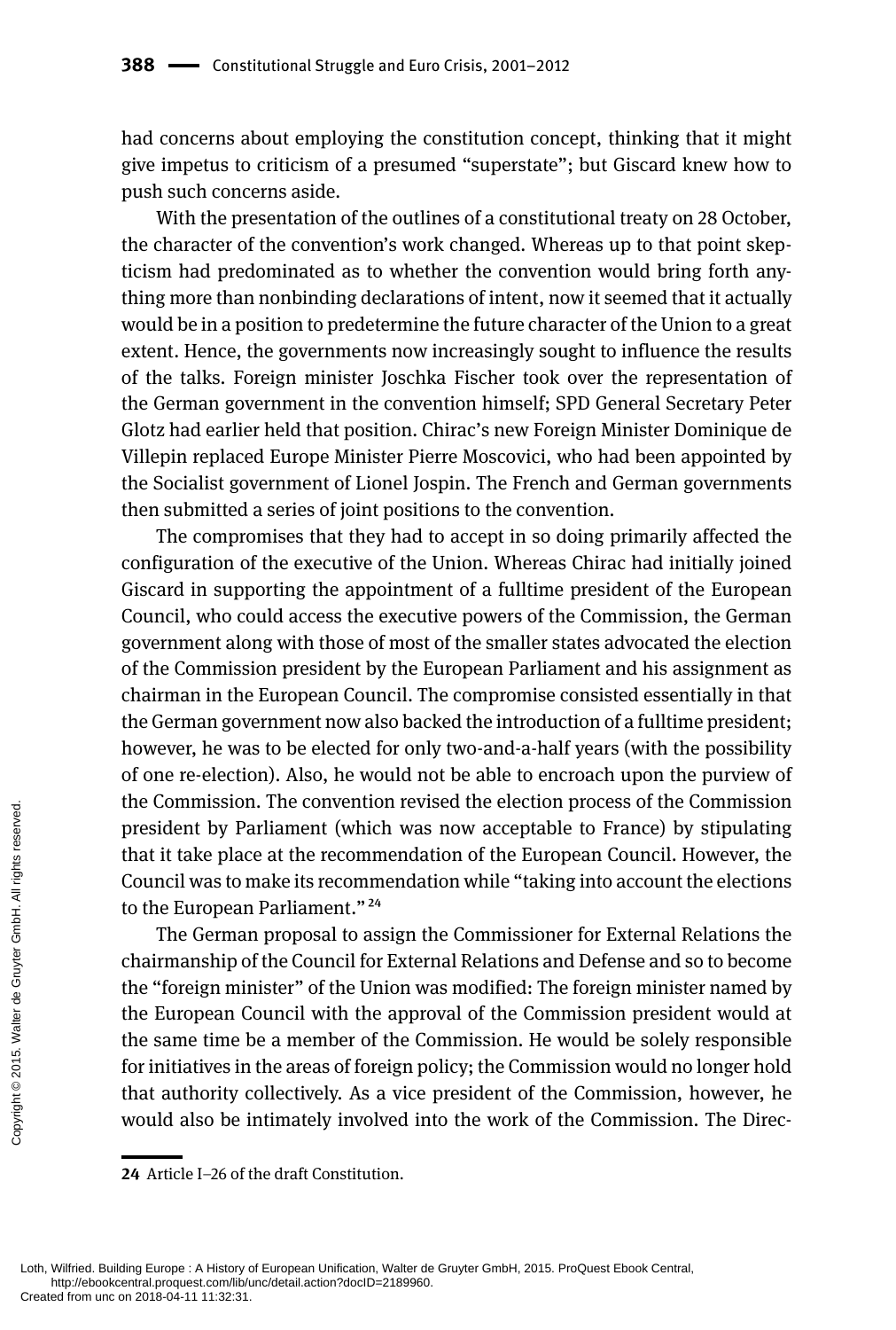had concerns about employing the constitution concept, thinking that it might give impetus to criticism of a presumed "superstate"; but Giscard knew how to push such concerns aside.

With the presentation of the outlines of a constitutional treaty on 28 October, the character of the convention's work changed. Whereas up to that point skepticism had predominated as to whether the convention would bring forth anything more than nonbinding declarations of intent, now it seemed that it actually would be in a position to predetermine the future character of the Union to a great extent. Hence, the governments now increasingly sought to influence the results of the talks. Foreign minister Joschka Fischer took over the representation of the German government in the convention himself; SPD General Secretary Peter Glotz had earlier held that position. Chirac's new Foreign Minister Dominique de Villepin replaced Europe Minister Pierre Moscovici, who had been appointed by the Socialist government of Lionel Jospin. The French and German governments then submitted a series of joint positions to the convention.

The compromises that they had to accept in so doing primarily affected the configuration of the executive of the Union. Whereas Chirac had initially joined Giscard in supporting the appointment of a fulltime president of the European Council, who could access the executive powers of the Commission, the German government along with those of most of the smaller states advocated the election of the Commission president by the European Parliament and his assignment as chairman in the European Council. The compromise consisted essentially in that the German government now also backed the introduction of a fulltime president; however, he was to be elected for only two-and-a-half years (with the possibility of one re-election). Also, he would not be able to encroach upon the purview of the Commission. The convention revised the election process of the Commission president by Parliament (which was now acceptable to France) by stipulating that it take place at the recommendation of the European Council. However, the Council was to make its recommendation while "taking into account the elections to the European Parliament."[24]

The German proposal to assign the Commissioner for External Relations the chairmanship of the Council for External Relations and Defense and so to become the "foreign minister" of the Union was modified: The foreign minister named by the European Council with the approval of the Commission president would at the same time be a member of the Commission. He would be solely responsible for initiatives in the areas of foreign policy; the Commission would no longer hold that authority collectively. As a vice president of the Commission, however, he would also be intimately involved into the work of the Commission. The Direc-

---

**24** Article I–26 of the draft Constitution.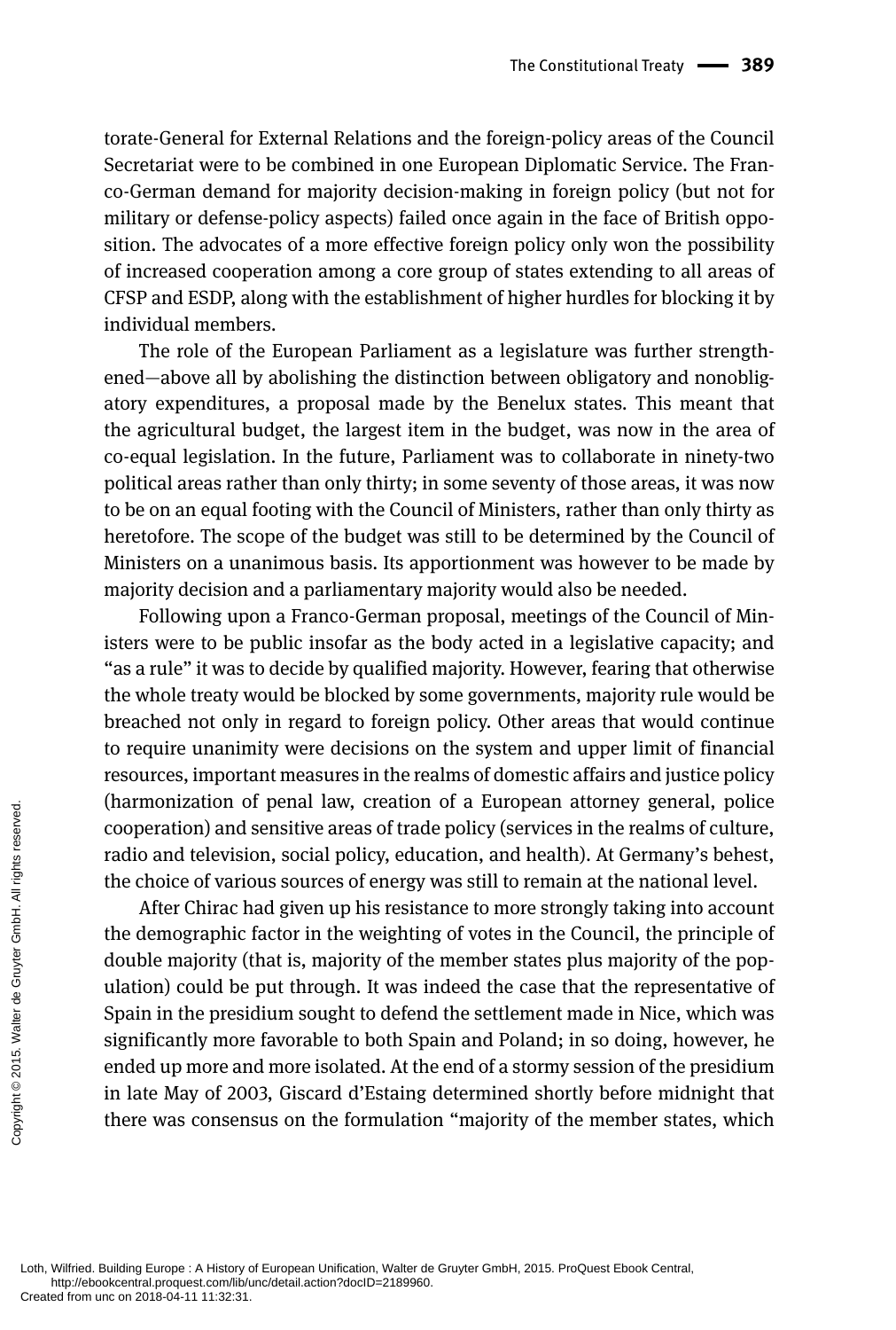torate-General for External Relations and the foreign-policy areas of the Council Secretariat were to be combined in one European Diplomatic Service. The Franco-German demand for majority decision-making in foreign policy (but not for military or defense-policy aspects) failed once again in the face of British opposition. The advocates of a more effective foreign policy only won the possibility of increased cooperation among a core group of states extending to all areas of CFSP and ESDP, along with the establishment of higher hurdles for blocking it by individual members.

The role of the European Parliament as a legislature was further strengthened—above all by abolishing the distinction between obligatory and nonobligatory expenditures, a proposal made by the Benelux states. This meant that the agricultural budget, the largest item in the budget, was now in the area of co-equal legislation. In the future, Parliament was to collaborate in ninety-two political areas rather than only thirty; in some seventy of those areas, it was now to be on an equal footing with the Council of Ministers, rather than only thirty as heretofore. The scope of the budget was still to be determined by the Council of Ministers on a unanimous basis. Its apportionment was however to be made by majority decision and a parliamentary majority would also be needed.

Following upon a Franco-German proposal, meetings of the Council of Ministers were to be public insofar as the body acted in a legislative capacity; and "as a rule" it was to decide by qualified majority. However, fearing that otherwise the whole treaty would be blocked by some governments, majority rule would be breached not only in regard to foreign policy. Other areas that would continue to require unanimity were decisions on the system and upper limit of financial resources, important measures in the realms of domestic affairs and justice policy (harmonization of penal law, creation of a European attorney general, police cooperation) and sensitive areas of trade policy (services in the realms of culture, radio and television, social policy, education, and health). At Germany's behest, the choice of various sources of energy was still to remain at the national level.

After Chirac had given up his resistance to more strongly taking into account the demographic factor in the weighting of votes in the Council, the principle of double majority (that is, majority of the member states plus majority of the population) could be put through. It was indeed the case that the representative of Spain in the presidium sought to defend the settlement made in Nice, which was significantly more favorable to both Spain and Poland; in so doing, however, he ended up more and more isolated. At the end of a stormy session of the presidium in late May of 2003, Giscard d'Estaing determined shortly before midnight that there was consensus on the formulation "majority of the member states, which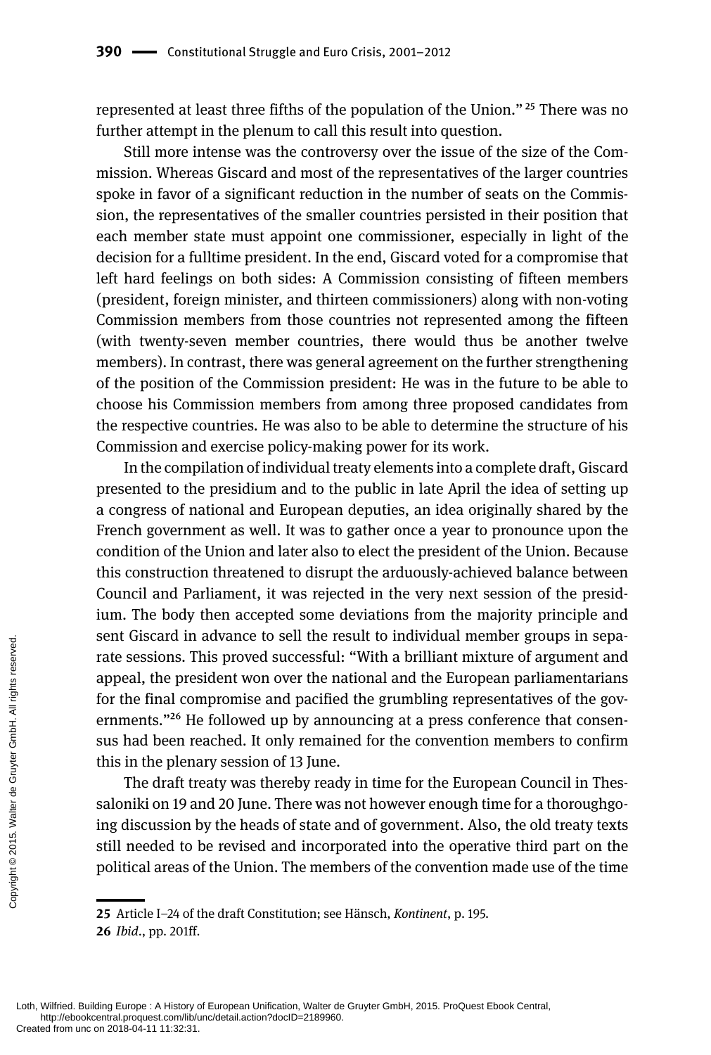represented at least three fifths of the population of the Union." [25] There was no further attempt in the plenum to call this result into question.

Still more intense was the controversy over the issue of the size of the Commission. Whereas Giscard and most of the representatives of the larger countries spoke in favor of a significant reduction in the number of seats on the Commission, the representatives of the smaller countries persisted in their position that each member state must appoint one commissioner, especially in light of the decision for a fulltime president. In the end, Giscard voted for a compromise that left hard feelings on both sides: A Commission consisting of fifteen members (president, foreign minister, and thirteen commissioners) along with non-voting Commission members from those countries not represented among the fifteen (with twenty-seven member countries, there would thus be another twelve members). In contrast, there was general agreement on the further strengthening of the position of the Commission president: He was in the future to be able to choose his Commission members from among three proposed candidates from the respective countries. He was also to be able to determine the structure of his Commission and exercise policy-making power for its work.

In the compilation of individual treaty elements into a complete draft, Giscard presented to the presidium and to the public in late April the idea of setting up a congress of national and European deputies, an idea originally shared by the French government as well. It was to gather once a year to pronounce upon the condition of the Union and later also to elect the president of the Union. Because this construction threatened to disrupt the arduously-achieved balance between Council and Parliament, it was rejected in the very next session of the presidium. The body then accepted some deviations from the majority principle and sent Giscard in advance to sell the result to individual member groups in separate sessions. This proved successful: "With a brilliant mixture of argument and appeal, the president won over the national and the European parliamentarians for the final compromise and pacified the grumbling representatives of the governments."[26] He followed up by announcing at a press conference that consensus had been reached. It only remained for the convention members to confirm this in the plenary session of 13 June.

The draft treaty was thereby ready in time for the European Council in Thessaloniki on 19 and 20 June. There was not however enough time for a thoroughgoing discussion by the heads of state and of government. Also, the old treaty texts still needed to be revised and incorporated into the operative third part on the political areas of the Union. The members of the convention made use of the time

---

25 Article I–24 of the draft Constitution; see Hänsch, *Kontinent*, p. 195.

26 *Ibid*., pp. 201ff.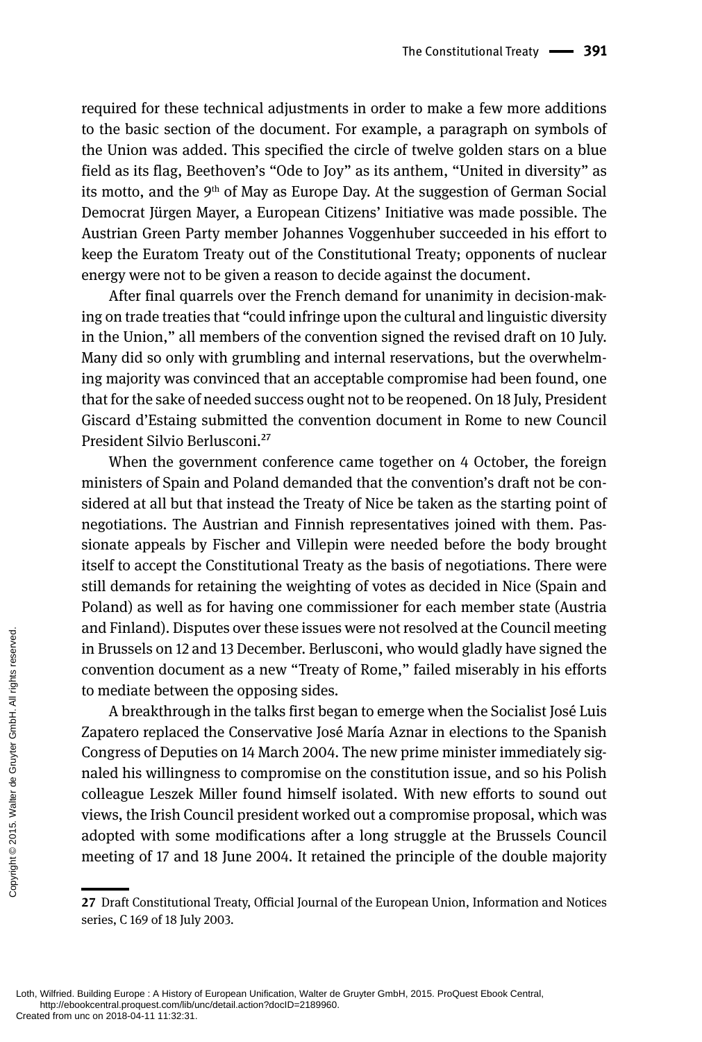required for these technical adjustments in order to make a few more additions to the basic section of the document. For example, a paragraph on symbols of the Union was added. This specified the circle of twelve golden stars on a blue field as its flag, Beethoven's "Ode to Joy" as its anthem, "United in diversity" as its motto, and the 9th of May as Europe Day. At the suggestion of German Social Democrat Jürgen Mayer, a European Citizens' Initiative was made possible. The Austrian Green Party member Johannes Voggenhuber succeeded in his effort to keep the Euratom Treaty out of the Constitutional Treaty; opponents of nuclear energy were not to be given a reason to decide against the document.

After final quarrels over the French demand for unanimity in decision-making on trade treaties that "could infringe upon the cultural and linguistic diversity in the Union," all members of the convention signed the revised draft on 10 July. Many did so only with grumbling and internal reservations, but the overwhelming majority was convinced that an acceptable compromise had been found, one that for the sake of needed success ought not to be reopened. On 18 July, President Giscard d'Estaing submitted the convention document in Rome to new Council President Silvio Berlusconi.[27]

When the government conference came together on 4 October, the foreign ministers of Spain and Poland demanded that the convention's draft not be considered at all but that instead the Treaty of Nice be taken as the starting point of negotiations. The Austrian and Finnish representatives joined with them. Passionate appeals by Fischer and Villepin were needed before the body brought itself to accept the Constitutional Treaty as the basis of negotiations. There were still demands for retaining the weighting of votes as decided in Nice (Spain and Poland) as well as for having one commissioner for each member state (Austria and Finland). Disputes over these issues were not resolved at the Council meeting in Brussels on 12 and 13 December. Berlusconi, who would gladly have signed the convention document as a new "Treaty of Rome," failed miserably in his efforts to mediate between the opposing sides.

A breakthrough in the talks first began to emerge when the Socialist José Luis Zapatero replaced the Conservative José María Aznar in elections to the Spanish Congress of Deputies on 14 March 2004. The new prime minister immediately signaled his willingness to compromise on the constitution issue, and so his Polish colleague Leszek Miller found himself isolated. With new efforts to sound out views, the Irish Council president worked out a compromise proposal, which was adopted with some modifications after a long struggle at the Brussels Council meeting of 17 and 18 June 2004. It retained the principle of the double majority

---

27 Draft Constitutional Treaty, Official Journal of the European Union, Information and Notices series, C 169 of 18 July 2003.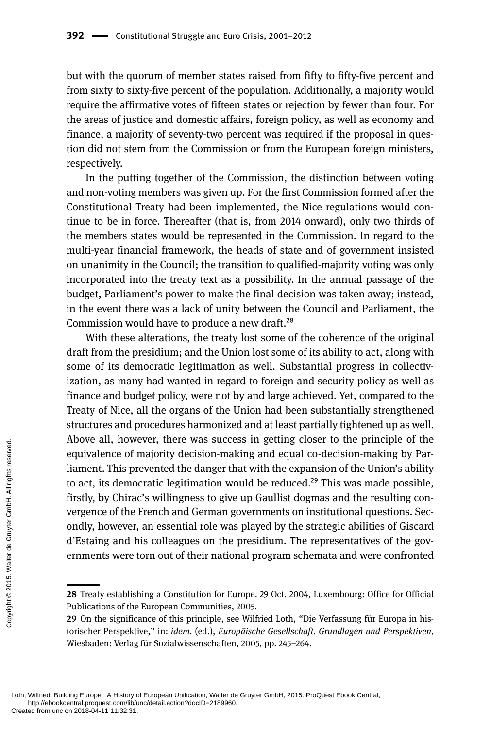but with the quorum of member states raised from fifty to fifty-five percent and from sixty to sixty-five percent of the population. Additionally, a majority would require the affirmative votes of fifteen states or rejection by fewer than four. For the areas of justice and domestic affairs, foreign policy, as well as economy and finance, a majority of seventy-two percent was required if the proposal in question did not stem from the Commission or from the European foreign ministers, respectively.

In the putting together of the Commission, the distinction between voting and non-voting members was given up. For the first Commission formed after the Constitutional Treaty had been implemented, the Nice regulations would continue to be in force. Thereafter (that is, from 2014 onward), only two thirds of the members states would be represented in the Commission. In regard to the multi-year financial framework, the heads of state and of government insisted on unanimity in the Council; the transition to qualified-majority voting was only incorporated into the treaty text as a possibility. In the annual passage of the budget, Parliament's power to make the final decision was taken away; instead, in the event there was a lack of unity between the Council and Parliament, the Commission would have to produce a new draft.[28]

With these alterations, the treaty lost some of the coherence of the original draft from the presidium; and the Union lost some of its ability to act, along with some of its democratic legitimation as well. Substantial progress in collectivization, as many had wanted in regard to foreign and security policy as well as finance and budget policy, were not by and large achieved. Yet, compared to the Treaty of Nice, all the organs of the Union had been substantially strengthened structures and procedures harmonized and at least partially tightened up as well. Above all, however, there was success in getting closer to the principle of the equivalence of majority decision-making and equal co-decision-making by Parliament. This prevented the danger that with the expansion of the Union's ability to act, its democratic legitimation would be reduced.[29] This was made possible, firstly, by Chirac's willingness to give up Gaullist dogmas and the resulting convergence of the French and German governments on institutional questions. Secondly, however, an essential role was played by the strategic abilities of Giscard d'Estaing and his colleagues on the presidium. The representatives of the governments were torn out of their national program schemata and were confronted

---

**28** Treaty establishing a Constitution for Europe. 29 Oct. 2004, Luxembourg: Office for Official Publications of the European Communities, 2005.

**29** On the significance of this principle, see Wilfried Loth, "Die Verfassung für Europa in historischer Perspektive," in: *idem.* (ed.), *Europäische Gesellschaft. Grundlagen und Perspektiven*, Wiesbaden: Verlag für Sozialwissenschaften, 2005, pp. 245–264.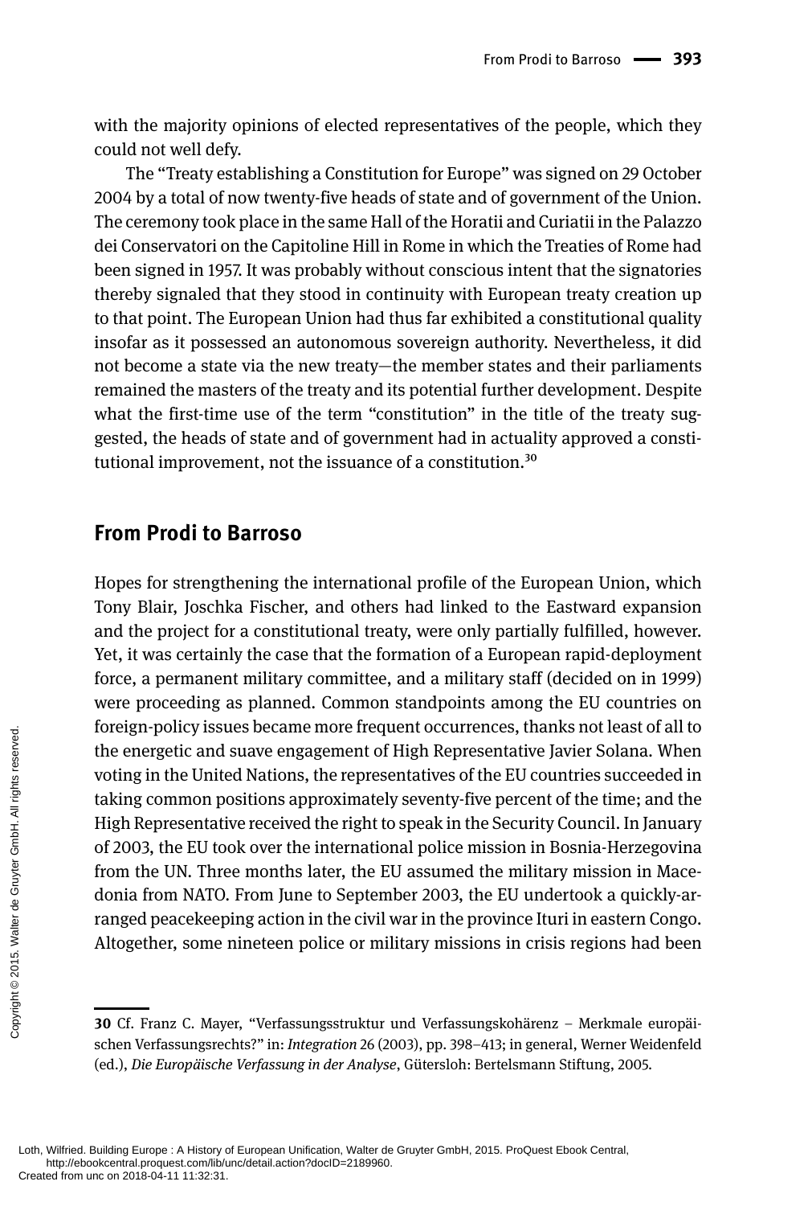with the majority opinions of elected representatives of the people, which they could not well defy.

The "Treaty establishing a Constitution for Europe" was signed on 29 October 2004 by a total of now twenty-five heads of state and of government of the Union. The ceremony took place in the same Hall of the Horatii and Curiatii in the Palazzo dei Conservatori on the Capitoline Hill in Rome in which the Treaties of Rome had been signed in 1957. It was probably without conscious intent that the signatories thereby signaled that they stood in continuity with European treaty creation up to that point. The European Union had thus far exhibited a constitutional quality insofar as it possessed an autonomous sovereign authority. Nevertheless, it did not become a state via the new treaty—the member states and their parliaments remained the masters of the treaty and its potential further development. Despite what the first-time use of the term "constitution" in the title of the treaty suggested, the heads of state and of government had in actuality approved a constitutional improvement, not the issuance of a constitution.[30]

## From Prodi to Barroso

Hopes for strengthening the international profile of the European Union, which Tony Blair, Joschka Fischer, and others had linked to the Eastward expansion and the project for a constitutional treaty, were only partially fulfilled, however. Yet, it was certainly the case that the formation of a European rapid-deployment force, a permanent military committee, and a military staff (decided on in 1999) were proceeding as planned. Common standpoints among the EU countries on foreign-policy issues became more frequent occurrences, thanks not least of all to the energetic and suave engagement of High Representative Javier Solana. When voting in the United Nations, the representatives of the EU countries succeeded in taking common positions approximately seventy-five percent of the time; and the High Representative received the right to speak in the Security Council. In January of 2003, the EU took over the international police mission in Bosnia-Herzegovina from the UN. Three months later, the EU assumed the military mission in Macedonia from NATO. From June to September 2003, the EU undertook a quickly-arranged peacekeeping action in the civil war in the province Ituri in eastern Congo. Altogether, some nineteen police or military missions in crisis regions had been

30 Cf. Franz C. Mayer, "Verfassungsstruktur und Verfassungskohärenz – Merkmale europäischen Verfassungsrechts?" in: *Integration* 26 (2003), pp. 398–413; in general, Werner Weidenfeld (ed.), *Die Europäische Verfassung in der Analyse*, Gütersloh: Bertelsmann Stiftung, 2005.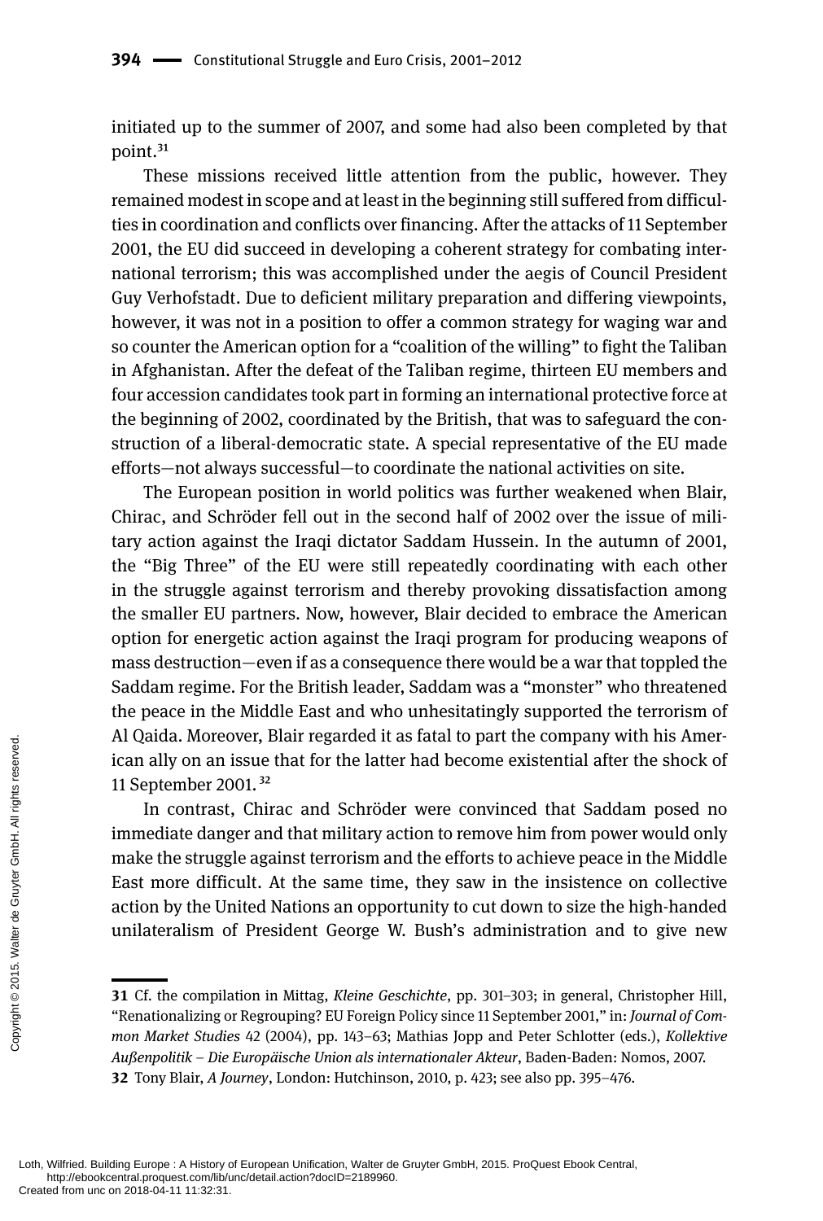initiated up to the summer of 2007, and some had also been completed by that point.[31]

These missions received little attention from the public, however. They remained modest in scope and at least in the beginning still suffered from difficulties in coordination and conflicts over financing. After the attacks of 11 September 2001, the EU did succeed in developing a coherent strategy for combating international terrorism; this was accomplished under the aegis of Council President Guy Verhofstadt. Due to deficient military preparation and differing viewpoints, however, it was not in a position to offer a common strategy for waging war and so counter the American option for a "coalition of the willing" to fight the Taliban in Afghanistan. After the defeat of the Taliban regime, thirteen EU members and four accession candidates took part in forming an international protective force at the beginning of 2002, coordinated by the British, that was to safeguard the construction of a liberal-democratic state. A special representative of the EU made efforts—not always successful—to coordinate the national activities on site.

The European position in world politics was further weakened when Blair, Chirac, and Schröder fell out in the second half of 2002 over the issue of military action against the Iraqi dictator Saddam Hussein. In the autumn of 2001, the "Big Three" of the EU were still repeatedly coordinating with each other in the struggle against terrorism and thereby provoking dissatisfaction among the smaller EU partners. Now, however, Blair decided to embrace the American option for energetic action against the Iraqi program for producing weapons of mass destruction—even if as a consequence there would be a war that toppled the Saddam regime. For the British leader, Saddam was a "monster" who threatened the peace in the Middle East and who unhesitatingly supported the terrorism of Al Qaida. Moreover, Blair regarded it as fatal to part the company with his American ally on an issue that for the latter had become existential after the shock of 11 September 2001.[32]

In contrast, Chirac and Schröder were convinced that Saddam posed no immediate danger and that military action to remove him from power would only make the struggle against terrorism and the efforts to achieve peace in the Middle East more difficult. At the same time, they saw in the insistence on collective action by the United Nations an opportunity to cut down to size the high-handed unilateralism of President George W. Bush's administration and to give new

---

**31** Cf. the compilation in Mittag, *Kleine Geschichte*, pp. 301–303; in general, Christopher Hill, "Renationalizing or Regrouping? EU Foreign Policy since 11 September 2001," in: *Journal of Common Market Studies* 42 (2004), pp. 143–63; Mathias Jopp and Peter Schlotter (eds.), *Kollektive Außenpolitik – Die Europäische Union als internationaler Akteur*, Baden-Baden: Nomos, 2007.

**32** Tony Blair, *A Journey*, London: Hutchinson, 2010, p. 423; see also pp. 395–476.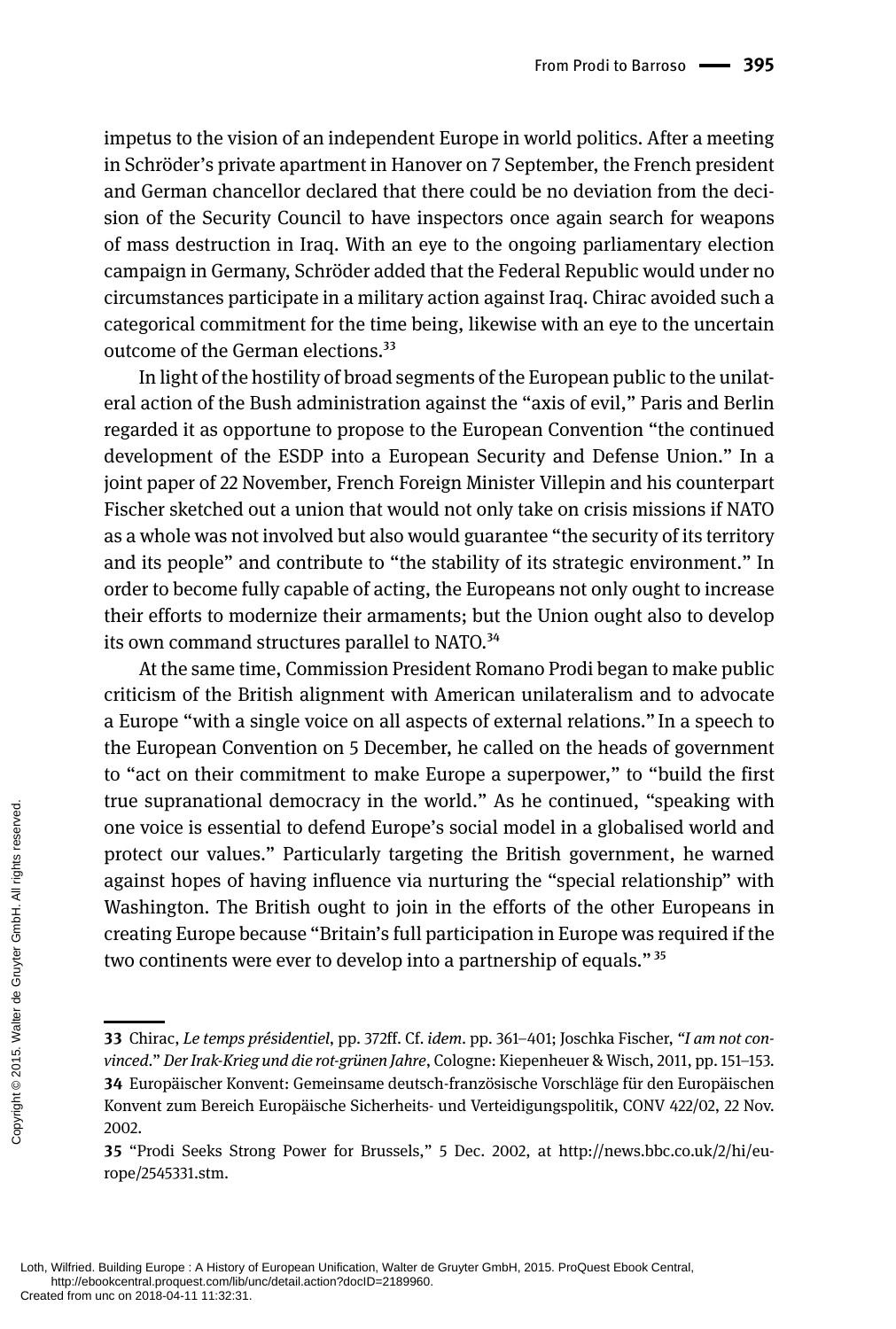impetus to the vision of an independent Europe in world politics. After a meeting in Schröder's private apartment in Hanover on 7 September, the French president and German chancellor declared that there could be no deviation from the decision of the Security Council to have inspectors once again search for weapons of mass destruction in Iraq. With an eye to the ongoing parliamentary election campaign in Germany, Schröder added that the Federal Republic would under no circumstances participate in a military action against Iraq. Chirac avoided such a categorical commitment for the time being, likewise with an eye to the uncertain outcome of the German elections.[33]

In light of the hostility of broad segments of the European public to the unilateral action of the Bush administration against the "axis of evil," Paris and Berlin regarded it as opportune to propose to the European Convention "the continued development of the ESDP into a European Security and Defense Union." In a joint paper of 22 November, French Foreign Minister Villepin and his counterpart Fischer sketched out a union that would not only take on crisis missions if NATO as a whole was not involved but also would guarantee "the security of its territory and its people" and contribute to "the stability of its strategic environment." In order to become fully capable of acting, the Europeans not only ought to increase their efforts to modernize their armaments; but the Union ought also to develop its own command structures parallel to NATO.[34]

At the same time, Commission President Romano Prodi began to make public criticism of the British alignment with American unilateralism and to advocate a Europe "with a single voice on all aspects of external relations." In a speech to the European Convention on 5 December, he called on the heads of government to "act on their commitment to make Europe a superpower," to "build the first true supranational democracy in the world." As he continued, "speaking with one voice is essential to defend Europe's social model in a globalised world and protect our values." Particularly targeting the British government, he warned against hopes of having influence via nurturing the "special relationship" with Washington. The British ought to join in the efforts of the other Europeans in creating Europe because "Britain's full participation in Europe was required if the two continents were ever to develop into a partnership of equals." [35]

---

**33** Chirac, *Le temps présidentiel*, pp. 372ff. Cf. *idem*. pp. 361–401; Joschka Fischer, *"I am not convinced." Der Irak-Krieg und die rot-grünen Jahre*, Cologne: Kiepenheuer & Wisch, 2011, pp. 151–153.

**34** Europäischer Konvent: Gemeinsame deutsch-französische Vorschläge für den Europäischen Konvent zum Bereich Europäische Sicherheits- und Verteidigungspolitik, CONV 422/02, 22 Nov. 2002.

**35** "Prodi Seeks Strong Power for Brussels," 5 Dec. 2002, at http://news.bbc.co.uk/2/hi/europe/2545331.stm.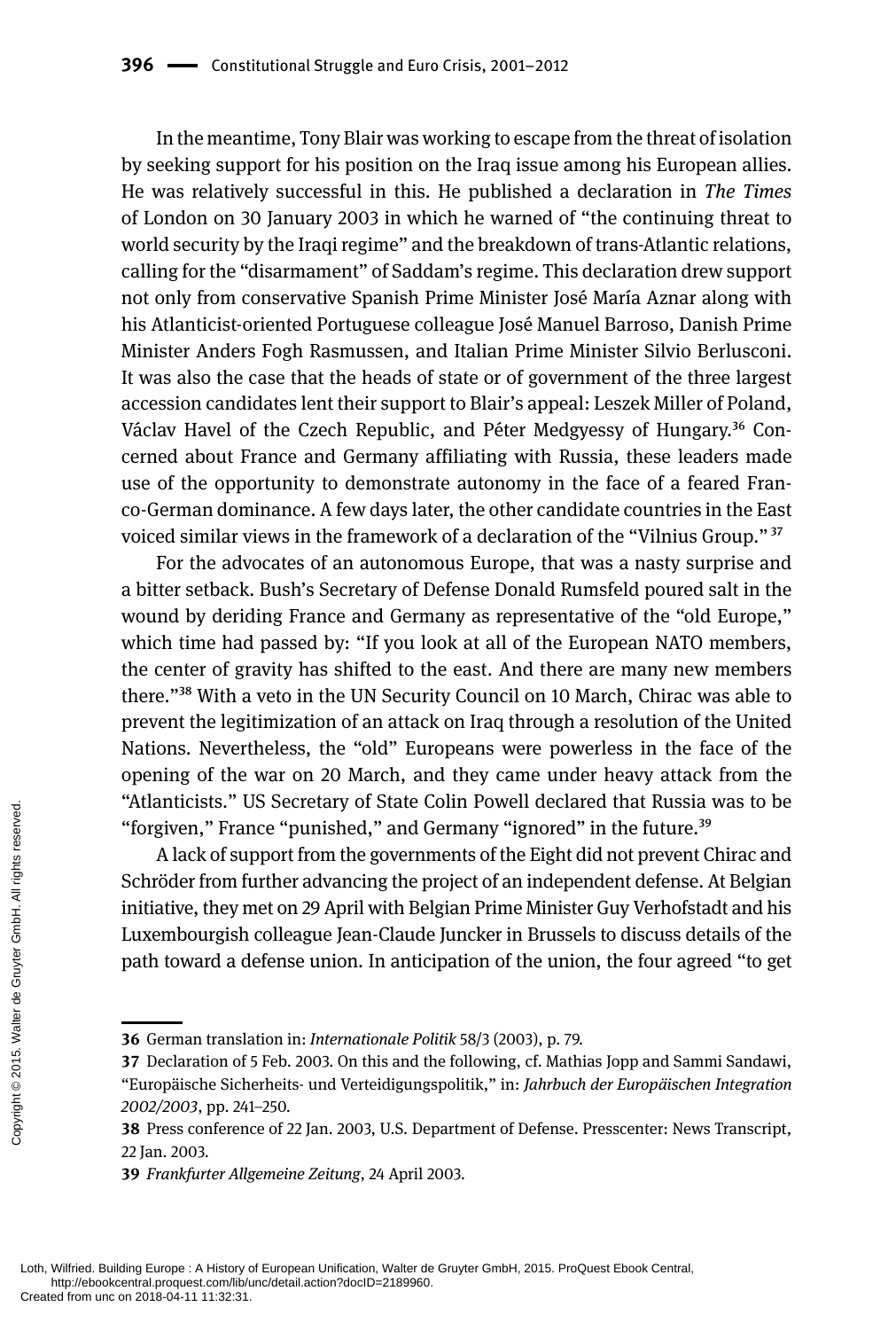In the meantime, Tony Blair was working to escape from the threat of isolation by seeking support for his position on the Iraq issue among his European allies. He was relatively successful in this. He published a declaration in *The Times* of London on 30 January 2003 in which he warned of "the continuing threat to world security by the Iraqi regime" and the breakdown of trans-Atlantic relations, calling for the "disarmament" of Saddam's regime. This declaration drew support not only from conservative Spanish Prime Minister José María Aznar along with his Atlanticist-oriented Portuguese colleague José Manuel Barroso, Danish Prime Minister Anders Fogh Rasmussen, and Italian Prime Minister Silvio Berlusconi. It was also the case that the heads of state or of government of the three largest accession candidates lent their support to Blair's appeal: Leszek Miller of Poland, Václav Havel of the Czech Republic, and Péter Medgyessy of Hungary.[36] Concerned about France and Germany affiliating with Russia, these leaders made use of the opportunity to demonstrate autonomy in the face of a feared Franco-German dominance. A few days later, the other candidate countries in the East voiced similar views in the framework of a declaration of the "Vilnius Group."[37]

For the advocates of an autonomous Europe, that was a nasty surprise and a bitter setback. Bush's Secretary of Defense Donald Rumsfeld poured salt in the wound by deriding France and Germany as representative of the "old Europe," which time had passed by: "If you look at all of the European NATO members, the center of gravity has shifted to the east. And there are many new members there."[38] With a veto in the UN Security Council on 10 March, Chirac was able to prevent the legitimization of an attack on Iraq through a resolution of the United Nations. Nevertheless, the "old" Europeans were powerless in the face of the opening of the war on 20 March, and they came under heavy attack from the "Atlanticists." US Secretary of State Colin Powell declared that Russia was to be "forgiven," France "punished," and Germany "ignored" in the future.[39]

A lack of support from the governments of the Eight did not prevent Chirac and Schröder from further advancing the project of an independent defense. At Belgian initiative, they met on 29 April with Belgian Prime Minister Guy Verhofstadt and his Luxembourgish colleague Jean-Claude Juncker in Brussels to discuss details of the path toward a defense union. In anticipation of the union, the four agreed "to get

---

**36** German translation in: *Internationale Politik* 58/3 (2003), p. 79.

**37** Declaration of 5 Feb. 2003. On this and the following, cf. Mathias Jopp and Sammi Sandawi, "Europäische Sicherheits- und Verteidigungspolitik," in: *Jahrbuch der Europäischen Integration 2002/2003*, pp. 241–250.

**38** Press conference of 22 Jan. 2003, U.S. Department of Defense. Presscenter: News Transcript, 22 Jan. 2003.

**39** *Frankfurter Allgemeine Zeitung*, 24 April 2003.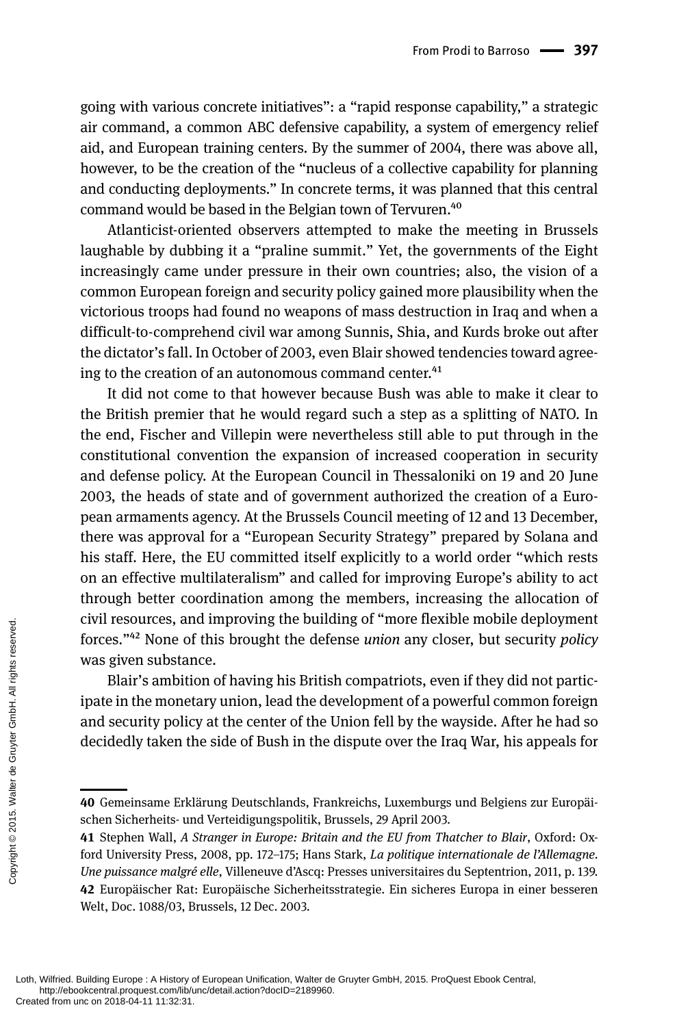going with various concrete initiatives": a "rapid response capability," a strategic air command, a common ABC defensive capability, a system of emergency relief aid, and European training centers. By the summer of 2004, there was above all, however, to be the creation of the "nucleus of a collective capability for planning and conducting deployments." In concrete terms, it was planned that this central command would be based in the Belgian town of Tervuren.[40]

Atlanticist-oriented observers attempted to make the meeting in Brussels laughable by dubbing it a "praline summit." Yet, the governments of the Eight increasingly came under pressure in their own countries; also, the vision of a common European foreign and security policy gained more plausibility when the victorious troops had found no weapons of mass destruction in Iraq and when a difficult-to-comprehend civil war among Sunnis, Shia, and Kurds broke out after the dictator's fall. In October of 2003, even Blair showed tendencies toward agreeing to the creation of an autonomous command center.[41]

It did not come to that however because Bush was able to make it clear to the British premier that he would regard such a step as a splitting of NATO. In the end, Fischer and Villepin were nevertheless still able to put through in the constitutional convention the expansion of increased cooperation in security and defense policy. At the European Council in Thessaloniki on 19 and 20 June 2003, the heads of state and of government authorized the creation of a European armaments agency. At the Brussels Council meeting of 12 and 13 December, there was approval for a "European Security Strategy" prepared by Solana and his staff. Here, the EU committed itself explicitly to a world order "which rests on an effective multilateralism" and called for improving Europe's ability to act through better coordination among the members, increasing the allocation of civil resources, and improving the building of "more flexible mobile deployment forces."[42] None of this brought the defense *union* any closer, but security *policy* was given substance.

Blair's ambition of having his British compatriots, even if they did not participate in the monetary union, lead the development of a powerful common foreign and security policy at the center of the Union fell by the wayside. After he had so decidedly taken the side of Bush in the dispute over the Iraq War, his appeals for

---

**40** Gemeinsame Erklärung Deutschlands, Frankreichs, Luxemburgs und Belgiens zur Europäischen Sicherheits- und Verteidigungspolitik, Brussels, 29 April 2003.

**41** Stephen Wall, *A Stranger in Europe: Britain and the EU from Thatcher to Blair*, Oxford: Oxford University Press, 2008, pp. 172–175; Hans Stark, *La politique internationale de l'Allemagne. Une puissance malgré elle*, Villeneuve d'Ascq: Presses universitaires du Septentrion, 2011, p. 139.

**42** Europäischer Rat: Europäische Sicherheitsstrategie. Ein sicheres Europa in einer besseren Welt, Doc. 1088/03, Brussels, 12 Dec. 2003.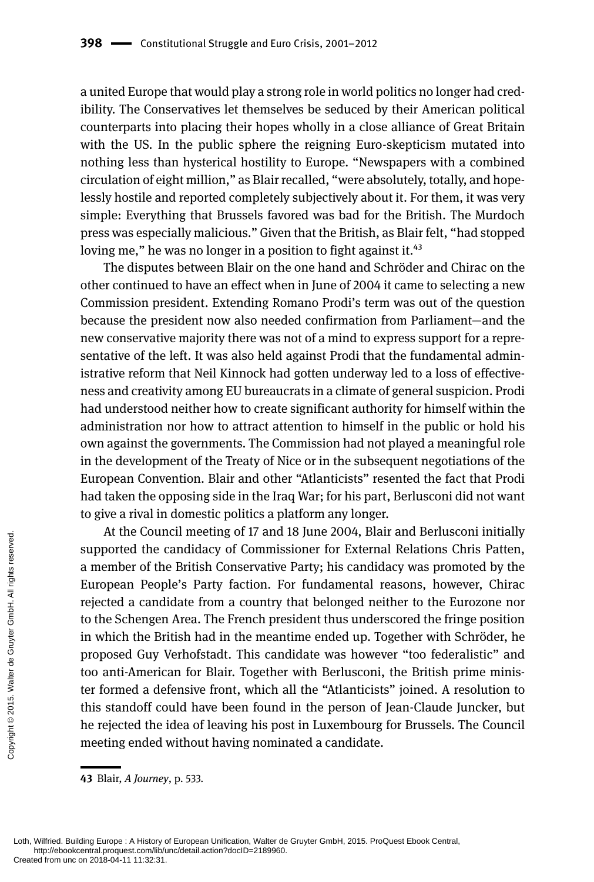a united Europe that would play a strong role in world politics no longer had credibility. The Conservatives let themselves be seduced by their American political counterparts into placing their hopes wholly in a close alliance of Great Britain with the US. In the public sphere the reigning Euro-skepticism mutated into nothing less than hysterical hostility to Europe. "Newspapers with a combined circulation of eight million," as Blair recalled, "were absolutely, totally, and hopelessly hostile and reported completely subjectively about it. For them, it was very simple: Everything that Brussels favored was bad for the British. The Murdoch press was especially malicious." Given that the British, as Blair felt, "had stopped loving me," he was no longer in a position to fight against it.[43]

The disputes between Blair on the one hand and Schröder and Chirac on the other continued to have an effect when in June of 2004 it came to selecting a new Commission president. Extending Romano Prodi's term was out of the question because the president now also needed confirmation from Parliament—and the new conservative majority there was not of a mind to express support for a representative of the left. It was also held against Prodi that the fundamental administrative reform that Neil Kinnock had gotten underway led to a loss of effectiveness and creativity among EU bureaucrats in a climate of general suspicion. Prodi had understood neither how to create significant authority for himself within the administration nor how to attract attention to himself in the public or hold his own against the governments. The Commission had not played a meaningful role in the development of the Treaty of Nice or in the subsequent negotiations of the European Convention. Blair and other "Atlanticists" resented the fact that Prodi had taken the opposing side in the Iraq War; for his part, Berlusconi did not want to give a rival in domestic politics a platform any longer.

At the Council meeting of 17 and 18 June 2004, Blair and Berlusconi initially supported the candidacy of Commissioner for External Relations Chris Patten, a member of the British Conservative Party; his candidacy was promoted by the European People's Party faction. For fundamental reasons, however, Chirac rejected a candidate from a country that belonged neither to the Eurozone nor to the Schengen Area. The French president thus underscored the fringe position in which the British had in the meantime ended up. Together with Schröder, he proposed Guy Verhofstadt. This candidate was however "too federalistic" and too anti-American for Blair. Together with Berlusconi, the British prime minister formed a defensive front, which all the "Atlanticists" joined. A resolution to this standoff could have been found in the person of Jean-Claude Juncker, but he rejected the idea of leaving his post in Luxembourg for Brussels. The Council meeting ended without having nominated a candidate.

**43** Blair, *A Journey*, p. 533.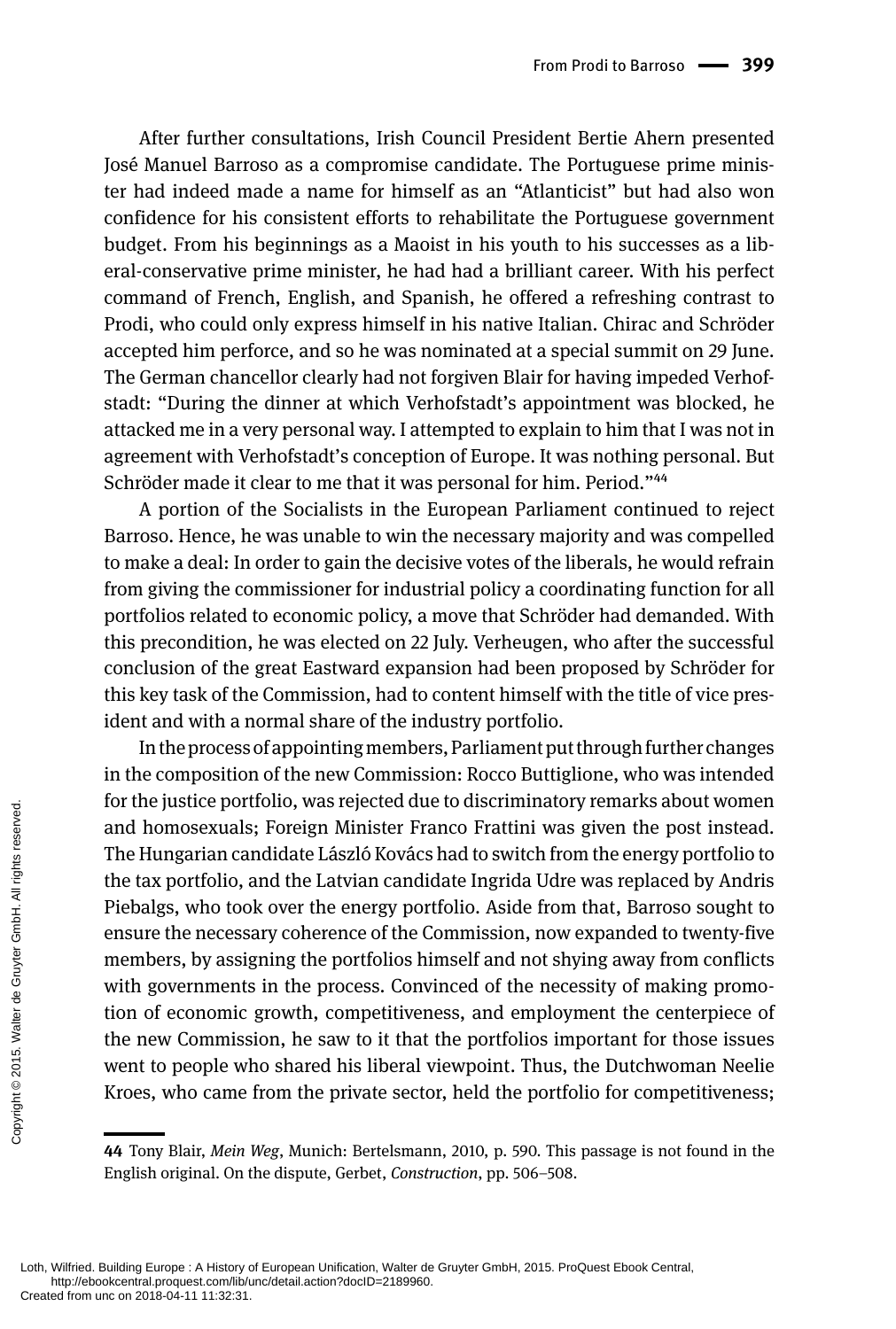After further consultations, Irish Council President Bertie Ahern presented José Manuel Barroso as a compromise candidate. The Portuguese prime minister had indeed made a name for himself as an "Atlanticist" but had also won confidence for his consistent efforts to rehabilitate the Portuguese government budget. From his beginnings as a Maoist in his youth to his successes as a liberal-conservative prime minister, he had had a brilliant career. With his perfect command of French, English, and Spanish, he offered a refreshing contrast to Prodi, who could only express himself in his native Italian. Chirac and Schröder accepted him perforce, and so he was nominated at a special summit on 29 June. The German chancellor clearly had not forgiven Blair for having impeded Verhofstadt: "During the dinner at which Verhofstadt's appointment was blocked, he attacked me in a very personal way. I attempted to explain to him that I was not in agreement with Verhofstadt's conception of Europe. It was nothing personal. But Schröder made it clear to me that it was personal for him. Period."[44]

A portion of the Socialists in the European Parliament continued to reject Barroso. Hence, he was unable to win the necessary majority and was compelled to make a deal: In order to gain the decisive votes of the liberals, he would refrain from giving the commissioner for industrial policy a coordinating function for all portfolios related to economic policy, a move that Schröder had demanded. With this precondition, he was elected on 22 July. Verheugen, who after the successful conclusion of the great Eastward expansion had been proposed by Schröder for this key task of the Commission, had to content himself with the title of vice president and with a normal share of the industry portfolio.

In the process of appointing members, Parliament put through further changes in the composition of the new Commission: Rocco Buttiglione, who was intended for the justice portfolio, was rejected due to discriminatory remarks about women and homosexuals; Foreign Minister Franco Frattini was given the post instead. The Hungarian candidate László Kovács had to switch from the energy portfolio to the tax portfolio, and the Latvian candidate Ingrida Udre was replaced by Andris Piebalgs, who took over the energy portfolio. Aside from that, Barroso sought to ensure the necessary coherence of the Commission, now expanded to twenty-five members, by assigning the portfolios himself and not shying away from conflicts with governments in the process. Convinced of the necessity of making promotion of economic growth, competitiveness, and employment the centerpiece of the new Commission, he saw to it that the portfolios important for those issues went to people who shared his liberal viewpoint. Thus, the Dutchwoman Neelie Kroes, who came from the private sector, held the portfolio for competitiveness;

---

44 Tony Blair, *Mein Weg*, Munich: Bertelsmann, 2010, p. 590. This passage is not found in the English original. On the dispute, Gerbet, *Construction*, pp. 506–508.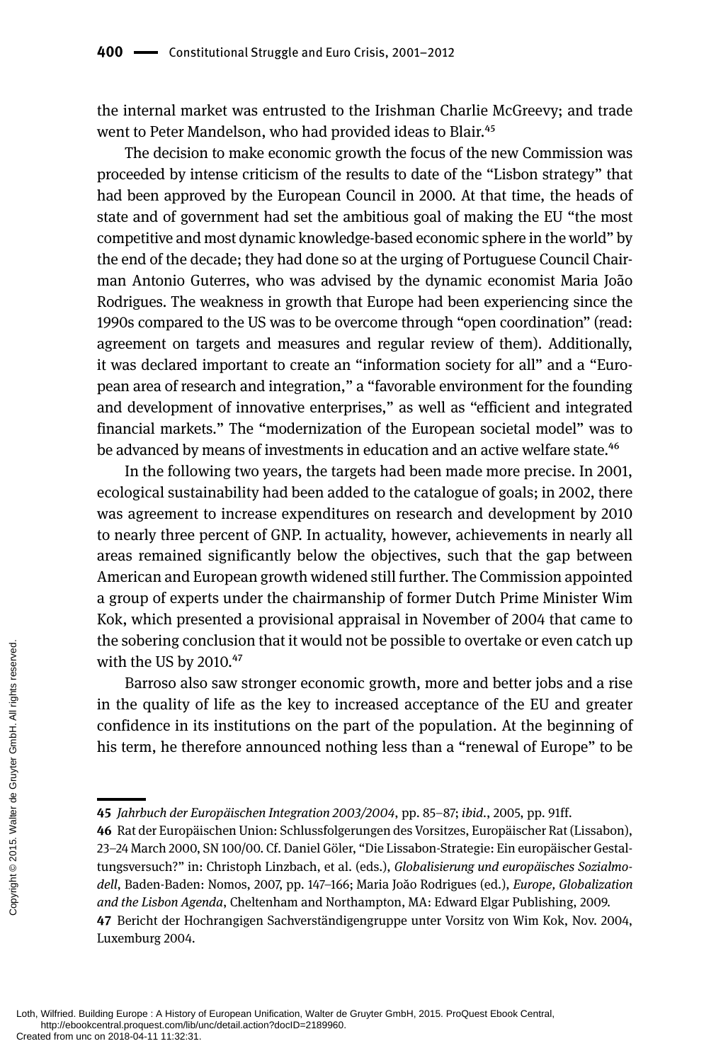the internal market was entrusted to the Irishman Charlie McGreevy; and trade went to Peter Mandelson, who had provided ideas to Blair.[45]

The decision to make economic growth the focus of the new Commission was proceeded by intense criticism of the results to date of the "Lisbon strategy" that had been approved by the European Council in 2000. At that time, the heads of state and of government had set the ambitious goal of making the EU "the most competitive and most dynamic knowledge-based economic sphere in the world" by the end of the decade; they had done so at the urging of Portuguese Council Chairman Antonio Guterres, who was advised by the dynamic economist Maria João Rodrigues. The weakness in growth that Europe had been experiencing since the 1990s compared to the US was to be overcome through "open coordination" (read: agreement on targets and measures and regular review of them). Additionally, it was declared important to create an "information society for all" and a "European area of research and integration," a "favorable environment for the founding and development of innovative enterprises," as well as "efficient and integrated financial markets." The "modernization of the European societal model" was to be advanced by means of investments in education and an active welfare state.[46]

In the following two years, the targets had been made more precise. In 2001, ecological sustainability had been added to the catalogue of goals; in 2002, there was agreement to increase expenditures on research and development by 2010 to nearly three percent of GNP. In actuality, however, achievements in nearly all areas remained significantly below the objectives, such that the gap between American and European growth widened still further. The Commission appointed a group of experts under the chairmanship of former Dutch Prime Minister Wim Kok, which presented a provisional appraisal in November of 2004 that came to the sobering conclusion that it would not be possible to overtake or even catch up with the US by 2010.[47]

Barroso also saw stronger economic growth, more and better jobs and a rise in the quality of life as the key to increased acceptance of the EU and greater confidence in its institutions on the part of the population. At the beginning of his term, he therefore announced nothing less than a "renewal of Europe" to be

---

45 *Jahrbuch der Europäischen Integration 2003/2004*, pp. 85–87; *ibid.*, 2005, pp. 91ff.

46 Rat der Europäischen Union: Schlussfolgerungen des Vorsitzes, Europäischer Rat (Lissabon), 23–24 March 2000, SN 100/00. Cf. Daniel Göler, "Die Lissabon-Strategie: Ein europäischer Gestaltungsversuch?" in: Christoph Linzbach, et al. (eds.), *Globalisierung und europäisches Sozialmodell*, Baden-Baden: Nomos, 2007, pp. 147–166; Maria João Rodrigues (ed.), *Europe, Globalization and the Lisbon Agenda*, Cheltenham and Northampton, MA: Edward Elgar Publishing, 2009.

47 Bericht der Hochrangigen Sachverständigengruppe unter Vorsitz von Wim Kok, Nov. 2004, Luxemburg 2004.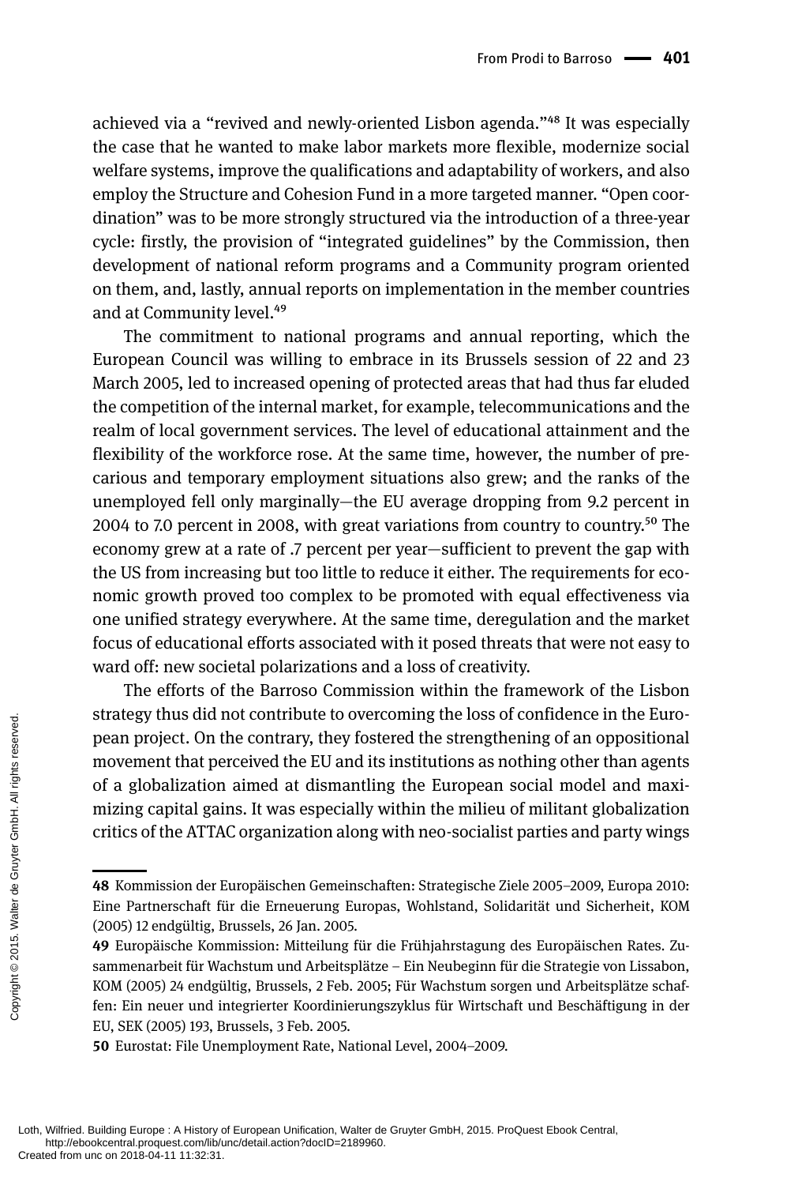achieved via a "revived and newly-oriented Lisbon agenda."[48] It was especially the case that he wanted to make labor markets more flexible, modernize social welfare systems, improve the qualifications and adaptability of workers, and also employ the Structure and Cohesion Fund in a more targeted manner. "Open coordination" was to be more strongly structured via the introduction of a three-year cycle: firstly, the provision of "integrated guidelines" by the Commission, then development of national reform programs and a Community program oriented on them, and, lastly, annual reports on implementation in the member countries and at Community level.[49]

The commitment to national programs and annual reporting, which the European Council was willing to embrace in its Brussels session of 22 and 23 March 2005, led to increased opening of protected areas that had thus far eluded the competition of the internal market, for example, telecommunications and the realm of local government services. The level of educational attainment and the flexibility of the workforce rose. At the same time, however, the number of precarious and temporary employment situations also grew; and the ranks of the unemployed fell only marginally—the EU average dropping from 9.2 percent in 2004 to 7.0 percent in 2008, with great variations from country to country.[50] The economy grew at a rate of .7 percent per year—sufficient to prevent the gap with the US from increasing but too little to reduce it either. The requirements for economic growth proved too complex to be promoted with equal effectiveness via one unified strategy everywhere. At the same time, deregulation and the market focus of educational efforts associated with it posed threats that were not easy to ward off: new societal polarizations and a loss of creativity.

The efforts of the Barroso Commission within the framework of the Lisbon strategy thus did not contribute to overcoming the loss of confidence in the European project. On the contrary, they fostered the strengthening of an oppositional movement that perceived the EU and its institutions as nothing other than agents of a globalization aimed at dismantling the European social model and maximizing capital gains. It was especially within the milieu of militant globalization critics of the ATTAC organization along with neo-socialist parties and party wings

---

**48** Kommission der Europäischen Gemeinschaften: Strategische Ziele 2005–2009, Europa 2010: Eine Partnerschaft für die Erneuerung Europas, Wohlstand, Solidarität und Sicherheit, KOM (2005) 12 endgültig, Brussels, 26 Jan. 2005.

**49** Europäische Kommission: Mitteilung für die Frühjahrstagung des Europäischen Rates. Zusammenarbeit für Wachstum und Arbeitsplätze – Ein Neubeginn für die Strategie von Lissabon, KOM (2005) 24 endgültig, Brussels, 2 Feb. 2005; Für Wachstum sorgen und Arbeitsplätze schaffen: Ein neuer und integrierter Koordinierungszyklus für Wirtschaft und Beschäftigung in der EU, SEK (2005) 193, Brussels, 3 Feb. 2005.

**50** Eurostat: File Unemployment Rate, National Level, 2004–2009.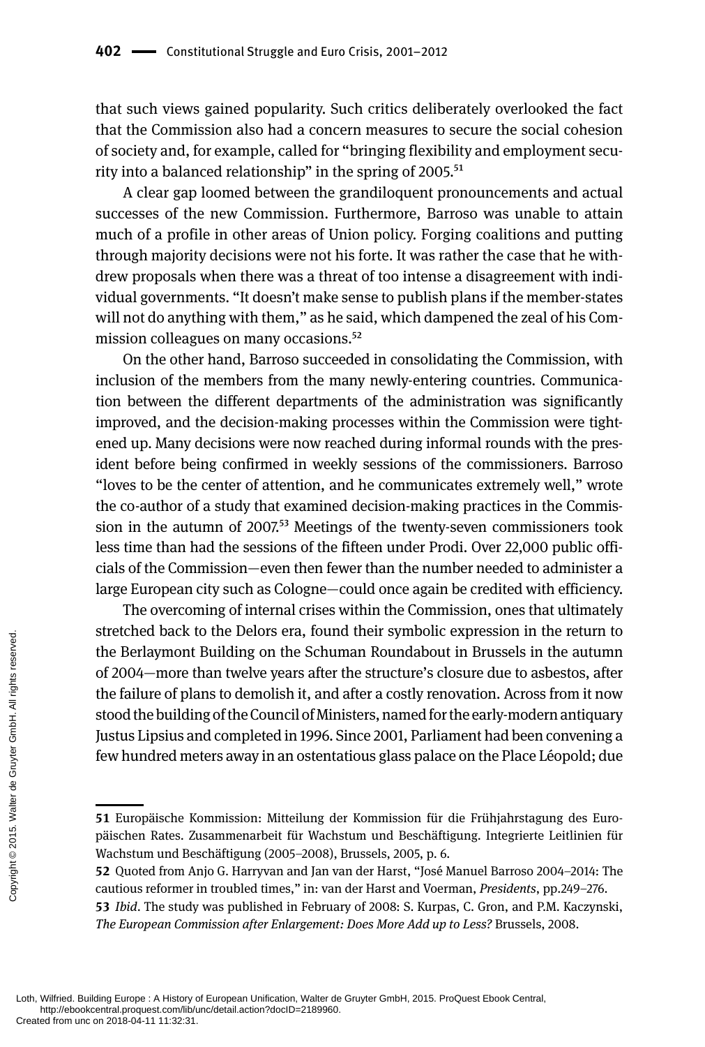that such views gained popularity. Such critics deliberately overlooked the fact that the Commission also had a concern measures to secure the social cohesion of society and, for example, called for "bringing flexibility and employment security into a balanced relationship" in the spring of 2005.[51]

A clear gap loomed between the grandiloquent pronouncements and actual successes of the new Commission. Furthermore, Barroso was unable to attain much of a profile in other areas of Union policy. Forging coalitions and putting through majority decisions were not his forte. It was rather the case that he withdrew proposals when there was a threat of too intense a disagreement with individual governments. "It doesn't make sense to publish plans if the member-states will not do anything with them," as he said, which dampened the zeal of his Commission colleagues on many occasions.[52]

On the other hand, Barroso succeeded in consolidating the Commission, with inclusion of the members from the many newly-entering countries. Communication between the different departments of the administration was significantly improved, and the decision-making processes within the Commission were tightened up. Many decisions were now reached during informal rounds with the president before being confirmed in weekly sessions of the commissioners. Barroso "loves to be the center of attention, and he communicates extremely well," wrote the co-author of a study that examined decision-making practices in the Commission in the autumn of 2007.[53] Meetings of the twenty-seven commissioners took less time than had the sessions of the fifteen under Prodi. Over 22,000 public officials of the Commission—even then fewer than the number needed to administer a large European city such as Cologne—could once again be credited with efficiency.

The overcoming of internal crises within the Commission, ones that ultimately stretched back to the Delors era, found their symbolic expression in the return to the Berlaymont Building on the Schuman Roundabout in Brussels in the autumn of 2004—more than twelve years after the structure's closure due to asbestos, after the failure of plans to demolish it, and after a costly renovation. Across from it now stood the building of the Council of Ministers, named for the early-modern antiquary Justus Lipsius and completed in 1996. Since 2001, Parliament had been convening a few hundred meters away in an ostentatious glass palace on the Place Léopold; due

---

**51** Europäische Kommission: Mitteilung der Kommission für die Frühjahrstagung des Europäischen Rates. Zusammenarbeit für Wachstum und Beschäftigung. Integrierte Leitlinien für Wachstum und Beschäftigung (2005–2008), Brussels, 2005, p. 6.

**52** Quoted from Anjo G. Harryvan and Jan van der Harst, "José Manuel Barroso 2004–2014: The cautious reformer in troubled times," in: van der Harst and Voerman, *Presidents*, pp.249–276.

**53** *Ibid*. The study was published in February of 2008: S. Kurpas, C. Gron, and P.M. Kaczynski, *The European Commission after Enlargement: Does More Add up to Less?* Brussels, 2008.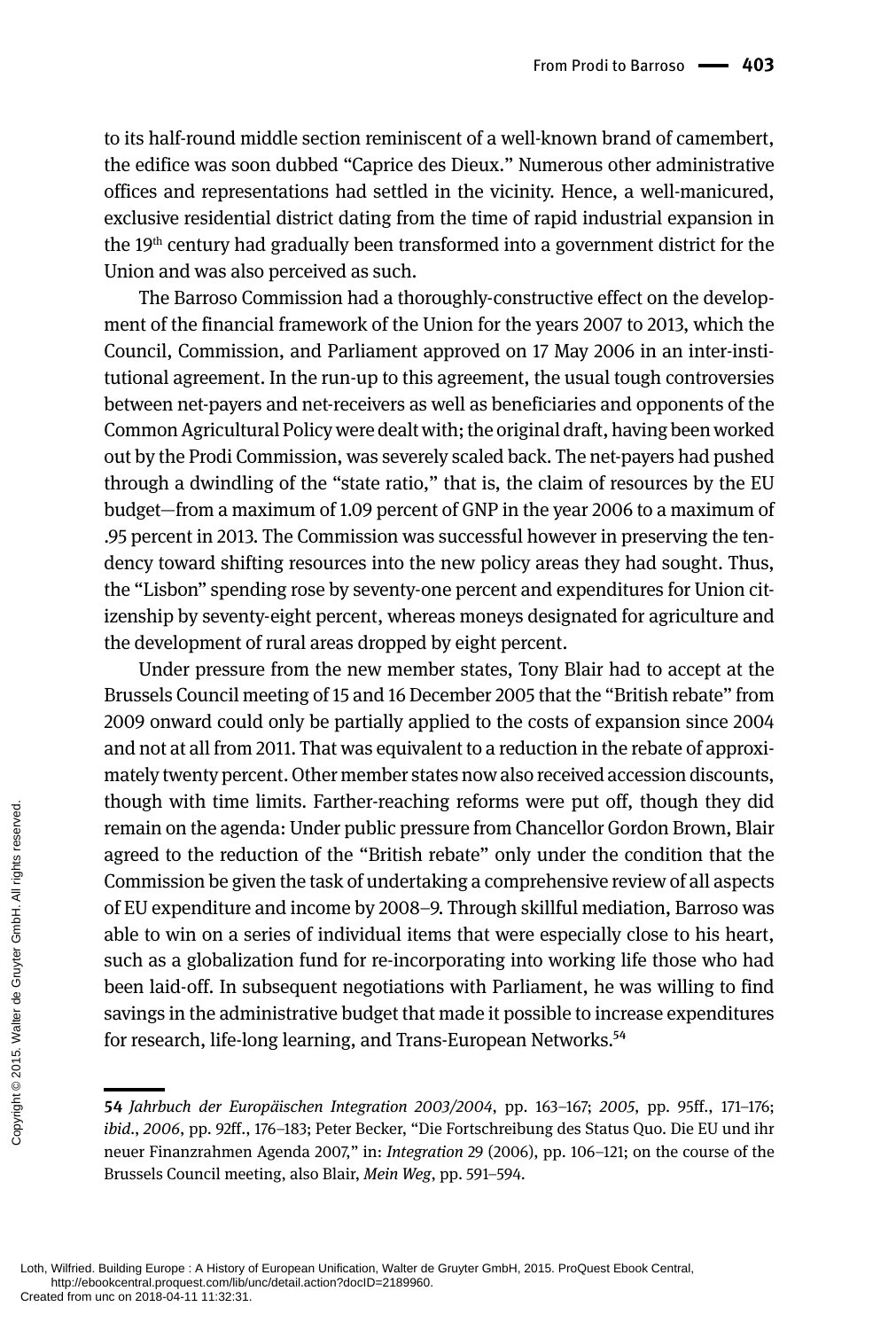to its half-round middle section reminiscent of a well-known brand of camembert, the edifice was soon dubbed "Caprice des Dieux." Numerous other administrative offices and representations had settled in the vicinity. Hence, a well-manicured, exclusive residential district dating from the time of rapid industrial expansion in the 19th century had gradually been transformed into a government district for the Union and was also perceived as such.

The Barroso Commission had a thoroughly-constructive effect on the development of the financial framework of the Union for the years 2007 to 2013, which the Council, Commission, and Parliament approved on 17 May 2006 in an inter-institutional agreement. In the run-up to this agreement, the usual tough controversies between net-payers and net-receivers as well as beneficiaries and opponents of the Common Agricultural Policy were dealt with; the original draft, having been worked out by the Prodi Commission, was severely scaled back. The net-payers had pushed through a dwindling of the "state ratio," that is, the claim of resources by the EU budget—from a maximum of 1.09 percent of GNP in the year 2006 to a maximum of .95 percent in 2013. The Commission was successful however in preserving the tendency toward shifting resources into the new policy areas they had sought. Thus, the "Lisbon" spending rose by seventy-one percent and expenditures for Union citizenship by seventy-eight percent, whereas moneys designated for agriculture and the development of rural areas dropped by eight percent.

Under pressure from the new member states, Tony Blair had to accept at the Brussels Council meeting of 15 and 16 December 2005 that the "British rebate" from 2009 onward could only be partially applied to the costs of expansion since 2004 and not at all from 2011. That was equivalent to a reduction in the rebate of approximately twenty percent. Other member states now also received accession discounts, though with time limits. Farther-reaching reforms were put off, though they did remain on the agenda: Under public pressure from Chancellor Gordon Brown, Blair agreed to the reduction of the "British rebate" only under the condition that the Commission be given the task of undertaking a comprehensive review of all aspects of EU expenditure and income by 2008–9. Through skillful mediation, Barroso was able to win on a series of individual items that were especially close to his heart, such as a globalization fund for re-incorporating into working life those who had been laid-off. In subsequent negotiations with Parliament, he was willing to find savings in the administrative budget that made it possible to increase expenditures for research, life-long learning, and Trans-European Networks.[54]

---

**54** *Jahrbuch der Europäischen Integration 2003/2004*, pp. 163–167; *2005*, pp. 95ff., 171–176; *ibid.*, *2006*, pp. 92ff., 176–183; Peter Becker, "Die Fortschreibung des Status Quo. Die EU und ihr neuer Finanzrahmen Agenda 2007," in: *Integration* 29 (2006), pp. 106–121; on the course of the Brussels Council meeting, also Blair, *Mein Weg*, pp. 591–594.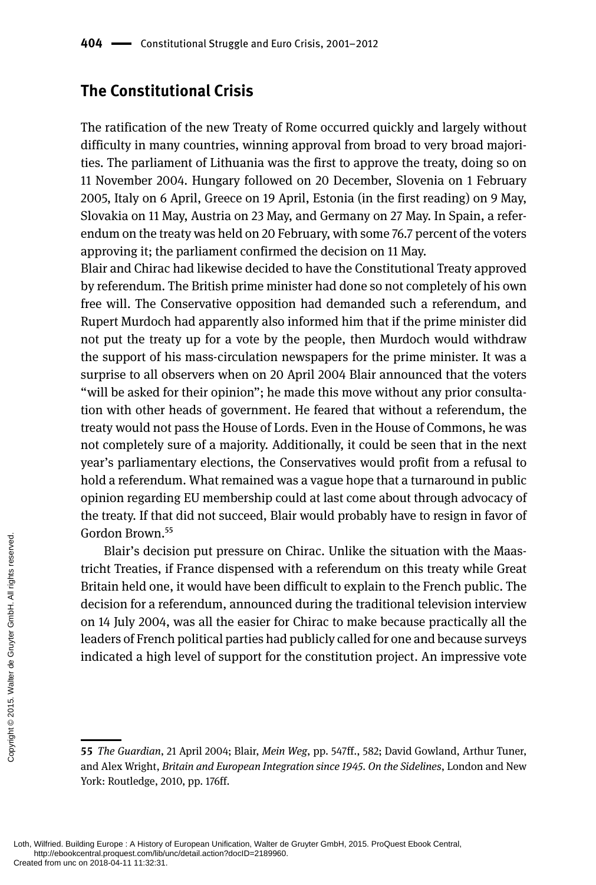## The Constitutional Crisis

The ratification of the new Treaty of Rome occurred quickly and largely without difficulty in many countries, winning approval from broad to very broad majorities. The parliament of Lithuania was the first to approve the treaty, doing so on 11 November 2004. Hungary followed on 20 December, Slovenia on 1 February 2005, Italy on 6 April, Greece on 19 April, Estonia (in the first reading) on 9 May, Slovakia on 11 May, Austria on 23 May, and Germany on 27 May. In Spain, a referendum on the treaty was held on 20 February, with some 76.7 percent of the voters approving it; the parliament confirmed the decision on 11 May.

Blair and Chirac had likewise decided to have the Constitutional Treaty approved by referendum. The British prime minister had done so not completely of his own free will. The Conservative opposition had demanded such a referendum, and Rupert Murdoch had apparently also informed him that if the prime minister did not put the treaty up for a vote by the people, then Murdoch would withdraw the support of his mass-circulation newspapers for the prime minister. It was a surprise to all observers when on 20 April 2004 Blair announced that the voters "will be asked for their opinion"; he made this move without any prior consultation with other heads of government. He feared that without a referendum, the treaty would not pass the House of Lords. Even in the House of Commons, he was not completely sure of a majority. Additionally, it could be seen that in the next year's parliamentary elections, the Conservatives would profit from a refusal to hold a referendum. What remained was a vague hope that a turnaround in public opinion regarding EU membership could at last come about through advocacy of the treaty. If that did not succeed, Blair would probably have to resign in favor of Gordon Brown.[55]

Blair's decision put pressure on Chirac. Unlike the situation with the Maastricht Treaties, if France dispensed with a referendum on this treaty while Great Britain held one, it would have been difficult to explain to the French public. The decision for a referendum, announced during the traditional television interview on 14 July 2004, was all the easier for Chirac to make because practically all the leaders of French political parties had publicly called for one and because surveys indicated a high level of support for the constitution project. An impressive vote

---

55 *The Guardian*, 21 April 2004; Blair, *Mein Weg*, pp. 547ff., 582; David Gowland, Arthur Tuner, and Alex Wright, *Britain and European Integration since 1945. On the Sidelines*, London and New York: Routledge, 2010, pp. 176ff.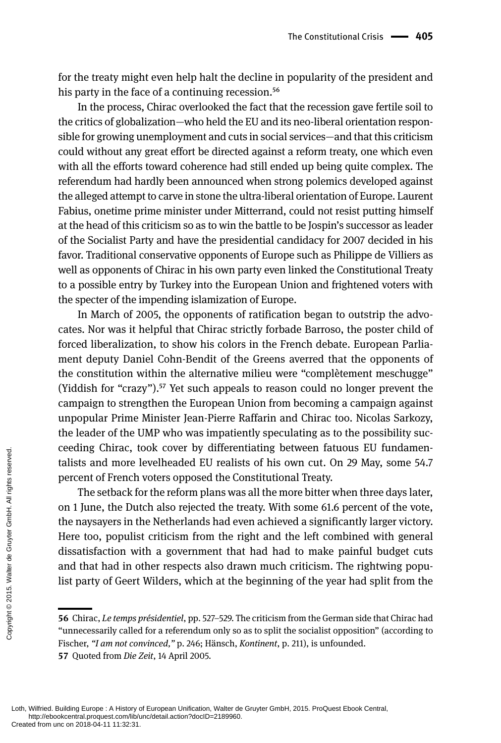for the treaty might even help halt the decline in popularity of the president and his party in the face of a continuing recession.[56]

In the process, Chirac overlooked the fact that the recession gave fertile soil to the critics of globalization—who held the EU and its neo-liberal orientation responsible for growing unemployment and cuts in social services—and that this criticism could without any great effort be directed against a reform treaty, one which even with all the efforts toward coherence had still ended up being quite complex. The referendum had hardly been announced when strong polemics developed against the alleged attempt to carve in stone the ultra-liberal orientation of Europe. Laurent Fabius, onetime prime minister under Mitterrand, could not resist putting himself at the head of this criticism so as to win the battle to be Jospin's successor as leader of the Socialist Party and have the presidential candidacy for 2007 decided in his favor. Traditional conservative opponents of Europe such as Philippe de Villiers as well as opponents of Chirac in his own party even linked the Constitutional Treaty to a possible entry by Turkey into the European Union and frightened voters with the specter of the impending islamization of Europe.

In March of 2005, the opponents of ratification began to outstrip the advocates. Nor was it helpful that Chirac strictly forbade Barroso, the poster child of forced liberalization, to show his colors in the French debate. European Parliament deputy Daniel Cohn-Bendit of the Greens averred that the opponents of the constitution within the alternative milieu were "complètement meschugge" (Yiddish for "crazy").[57] Yet such appeals to reason could no longer prevent the campaign to strengthen the European Union from becoming a campaign against unpopular Prime Minister Jean-Pierre Raffarin and Chirac too. Nicolas Sarkozy, the leader of the UMP who was impatiently speculating as to the possibility succeeding Chirac, took cover by differentiating between fatuous EU fundamentalists and more levelheaded EU realists of his own cut. On 29 May, some 54.7 percent of French voters opposed the Constitutional Treaty.

The setback for the reform plans was all the more bitter when three days later, on 1 June, the Dutch also rejected the treaty. With some 61.6 percent of the vote, the naysayers in the Netherlands had even achieved a significantly larger victory. Here too, populist criticism from the right and the left combined with general dissatisfaction with a government that had had to make painful budget cuts and that had in other respects also drawn much criticism. The rightwing populist party of Geert Wilders, which at the beginning of the year had split from the

---

56 Chirac, *Le temps présidentiel*, pp. 527–529. The criticism from the German side that Chirac had "unnecessarily called for a referendum only so as to split the socialist opposition" (according to Fischer, *"I am not convinced,"* p. 246; Hänsch, *Kontinent*, p. 211), is unfounded.

57 Quoted from *Die Zeit*, 14 April 2005.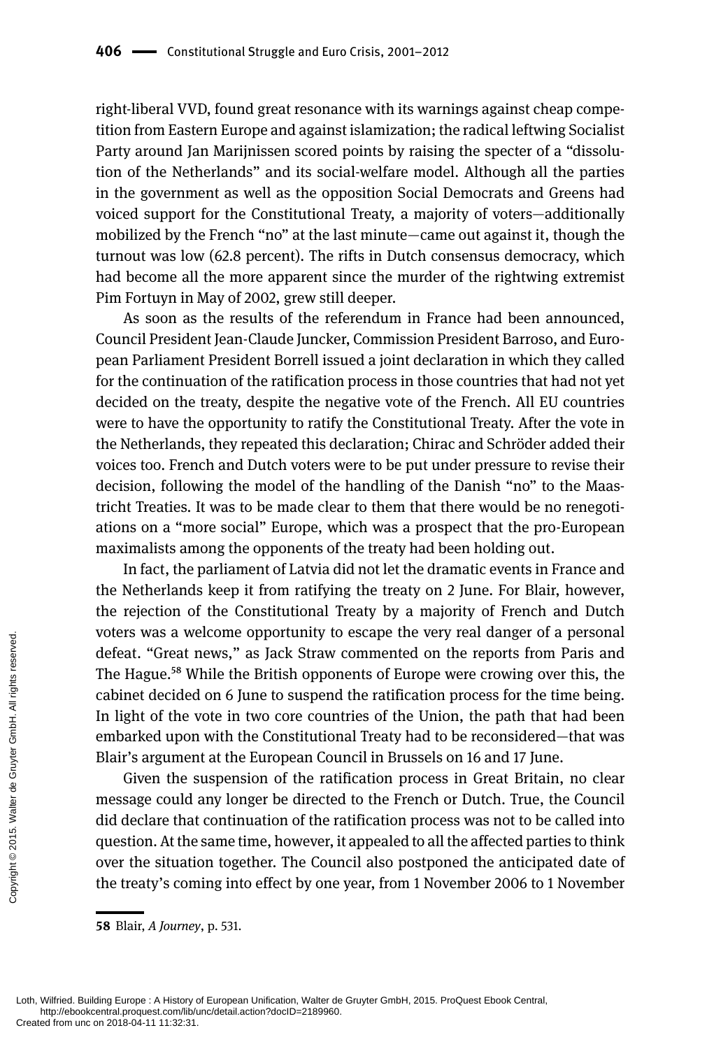right-liberal VVD, found great resonance with its warnings against cheap competition from Eastern Europe and against islamization; the radical leftwing Socialist Party around Jan Marijnissen scored points by raising the specter of a "dissolution of the Netherlands" and its social-welfare model. Although all the parties in the government as well as the opposition Social Democrats and Greens had voiced support for the Constitutional Treaty, a majority of voters—additionally mobilized by the French "no" at the last minute—came out against it, though the turnout was low (62.8 percent). The rifts in Dutch consensus democracy, which had become all the more apparent since the murder of the rightwing extremist Pim Fortuyn in May of 2002, grew still deeper.

As soon as the results of the referendum in France had been announced, Council President Jean-Claude Juncker, Commission President Barroso, and European Parliament President Borrell issued a joint declaration in which they called for the continuation of the ratification process in those countries that had not yet decided on the treaty, despite the negative vote of the French. All EU countries were to have the opportunity to ratify the Constitutional Treaty. After the vote in the Netherlands, they repeated this declaration; Chirac and Schröder added their voices too. French and Dutch voters were to be put under pressure to revise their decision, following the model of the handling of the Danish "no" to the Maastricht Treaties. It was to be made clear to them that there would be no renegotiations on a "more social" Europe, which was a prospect that the pro-European maximalists among the opponents of the treaty had been holding out.

In fact, the parliament of Latvia did not let the dramatic events in France and the Netherlands keep it from ratifying the treaty on 2 June. For Blair, however, the rejection of the Constitutional Treaty by a majority of French and Dutch voters was a welcome opportunity to escape the very real danger of a personal defeat. "Great news," as Jack Straw commented on the reports from Paris and The Hague.[58] While the British opponents of Europe were crowing over this, the cabinet decided on 6 June to suspend the ratification process for the time being. In light of the vote in two core countries of the Union, the path that had been embarked upon with the Constitutional Treaty had to be reconsidered—that was Blair's argument at the European Council in Brussels on 16 and 17 June.

Given the suspension of the ratification process in Great Britain, no clear message could any longer be directed to the French or Dutch. True, the Council did declare that continuation of the ratification process was not to be called into question. At the same time, however, it appealed to all the affected parties to think over the situation together. The Council also postponed the anticipated date of the treaty's coming into effect by one year, from 1 November 2006 to 1 November

**58** Blair, *A Journey*, p. 531.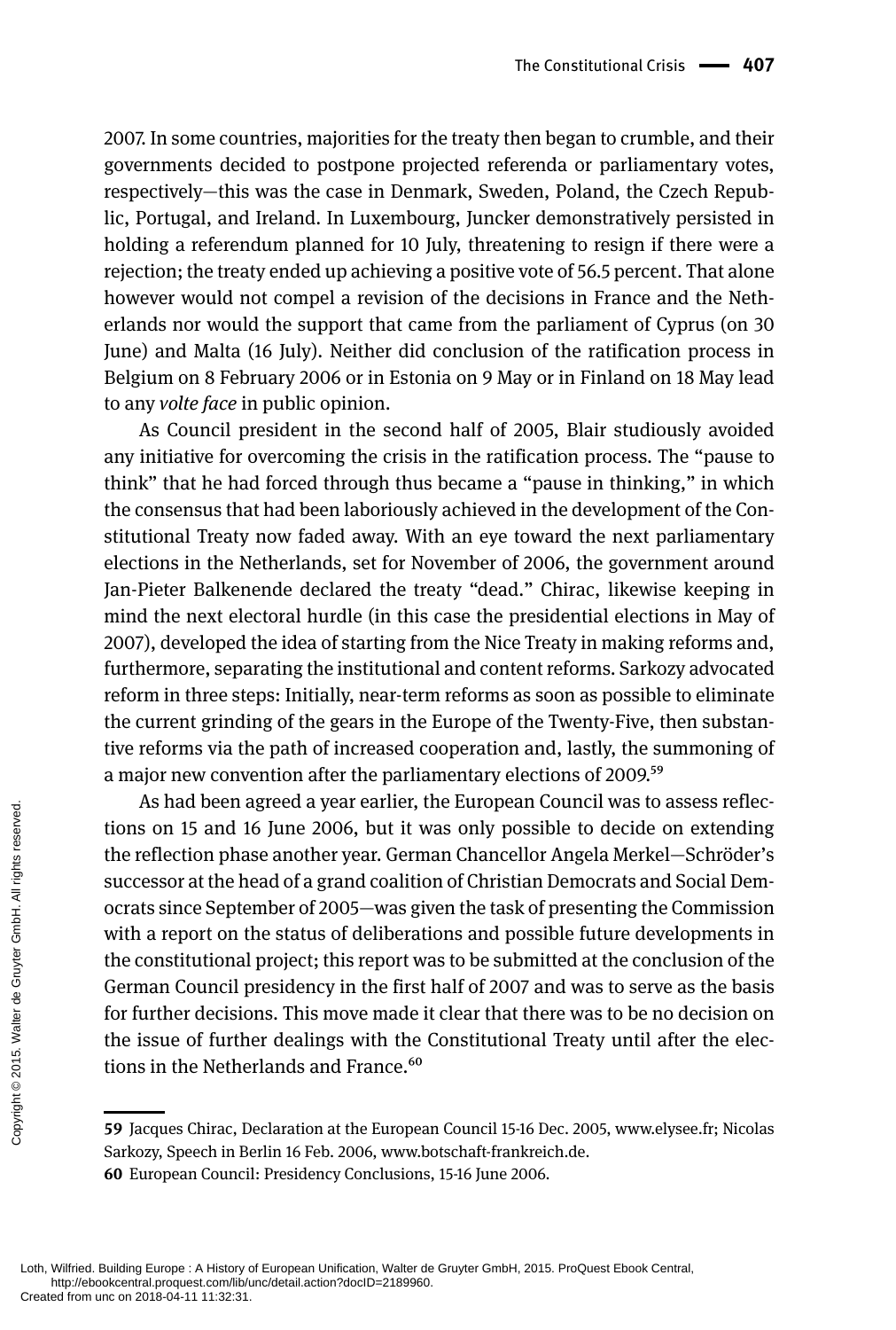2007. In some countries, majorities for the treaty then began to crumble, and their governments decided to postpone projected referenda or parliamentary votes, respectively—this was the case in Denmark, Sweden, Poland, the Czech Republic, Portugal, and Ireland. In Luxembourg, Juncker demonstratively persisted in holding a referendum planned for 10 July, threatening to resign if there were a rejection; the treaty ended up achieving a positive vote of 56.5 percent. That alone however would not compel a revision of the decisions in France and the Netherlands nor would the support that came from the parliament of Cyprus (on 30 June) and Malta (16 July). Neither did conclusion of the ratification process in Belgium on 8 February 2006 or in Estonia on 9 May or in Finland on 18 May lead to any *volte face* in public opinion.

As Council president in the second half of 2005, Blair studiously avoided any initiative for overcoming the crisis in the ratification process. The "pause to think" that he had forced through thus became a "pause in thinking," in which the consensus that had been laboriously achieved in the development of the Constitutional Treaty now faded away. With an eye toward the next parliamentary elections in the Netherlands, set for November of 2006, the government around Jan-Pieter Balkenende declared the treaty "dead." Chirac, likewise keeping in mind the next electoral hurdle (in this case the presidential elections in May of 2007), developed the idea of starting from the Nice Treaty in making reforms and, furthermore, separating the institutional and content reforms. Sarkozy advocated reform in three steps: Initially, near-term reforms as soon as possible to eliminate the current grinding of the gears in the Europe of the Twenty-Five, then substantive reforms via the path of increased cooperation and, lastly, the summoning of a major new convention after the parliamentary elections of 2009.[59]

As had been agreed a year earlier, the European Council was to assess reflections on 15 and 16 June 2006, but it was only possible to decide on extending the reflection phase another year. German Chancellor Angela Merkel—Schröder's successor at the head of a grand coalition of Christian Democrats and Social Democrats since September of 2005—was given the task of presenting the Commission with a report on the status of deliberations and possible future developments in the constitutional project; this report was to be submitted at the conclusion of the German Council presidency in the first half of 2007 and was to serve as the basis for further decisions. This move made it clear that there was to be no decision on the issue of further dealings with the Constitutional Treaty until after the elections in the Netherlands and France.[60]

---

**59** Jacques Chirac, Declaration at the European Council 15-16 Dec. 2005, www.elysee.fr; Nicolas Sarkozy, Speech in Berlin 16 Feb. 2006, www.botschaft-frankreich.de.

**60** European Council: Presidency Conclusions, 15-16 June 2006.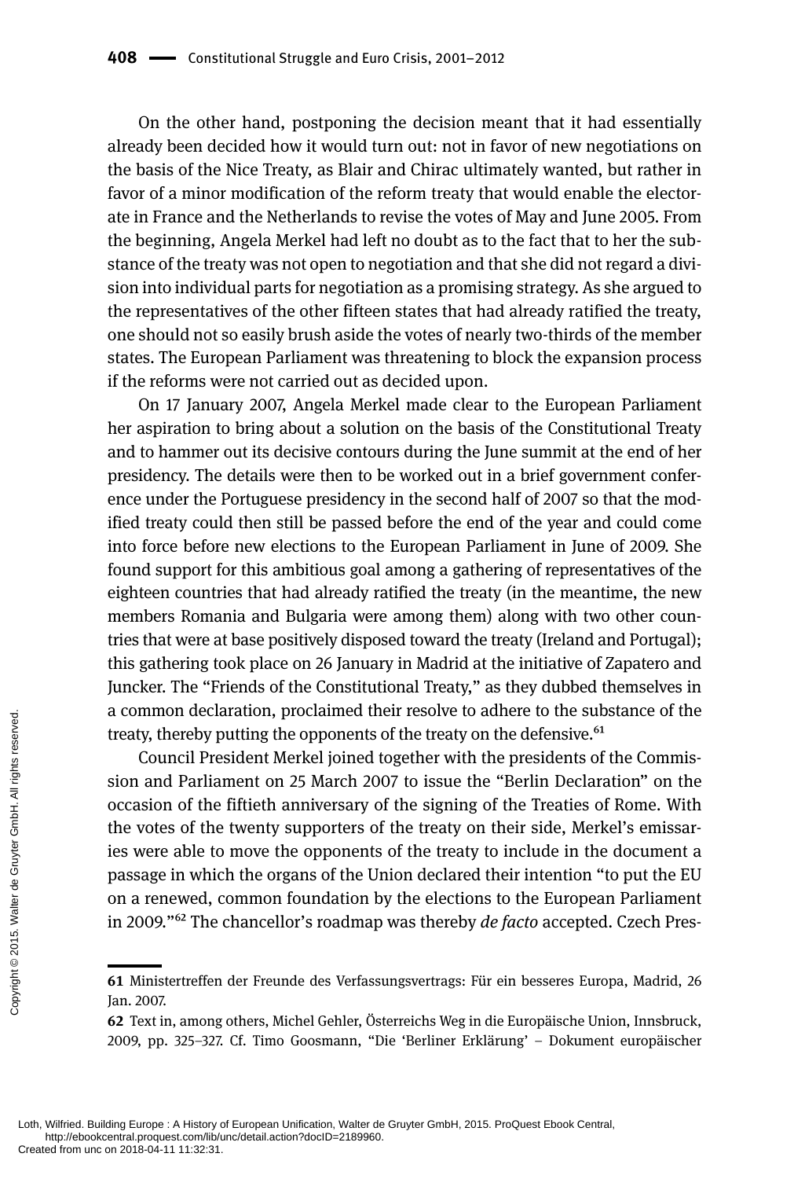On the other hand, postponing the decision meant that it had essentially already been decided how it would turn out: not in favor of new negotiations on the basis of the Nice Treaty, as Blair and Chirac ultimately wanted, but rather in favor of a minor modification of the reform treaty that would enable the electorate in France and the Netherlands to revise the votes of May and June 2005. From the beginning, Angela Merkel had left no doubt as to the fact that to her the substance of the treaty was not open to negotiation and that she did not regard a division into individual parts for negotiation as a promising strategy. As she argued to the representatives of the other fifteen states that had already ratified the treaty, one should not so easily brush aside the votes of nearly two-thirds of the member states. The European Parliament was threatening to block the expansion process if the reforms were not carried out as decided upon.

On 17 January 2007, Angela Merkel made clear to the European Parliament her aspiration to bring about a solution on the basis of the Constitutional Treaty and to hammer out its decisive contours during the June summit at the end of her presidency. The details were then to be worked out in a brief government conference under the Portuguese presidency in the second half of 2007 so that the modified treaty could then still be passed before the end of the year and could come into force before new elections to the European Parliament in June of 2009. She found support for this ambitious goal among a gathering of representatives of the eighteen countries that had already ratified the treaty (in the meantime, the new members Romania and Bulgaria were among them) along with two other countries that were at base positively disposed toward the treaty (Ireland and Portugal); this gathering took place on 26 January in Madrid at the initiative of Zapatero and Juncker. The "Friends of the Constitutional Treaty," as they dubbed themselves in a common declaration, proclaimed their resolve to adhere to the substance of the treaty, thereby putting the opponents of the treaty on the defensive.[61]

Council President Merkel joined together with the presidents of the Commission and Parliament on 25 March 2007 to issue the "Berlin Declaration" on the occasion of the fiftieth anniversary of the signing of the Treaties of Rome. With the votes of the twenty supporters of the treaty on their side, Merkel's emissaries were able to move the opponents of the treaty to include in the document a passage in which the organs of the Union declared their intention "to put the EU on a renewed, common foundation by the elections to the European Parliament in 2009."[62] The chancellor's roadmap was thereby *de facto* accepted. Czech Pres-

---

**61** Ministertreffen der Freunde des Verfassungsvertrags: Für ein besseres Europa, Madrid, 26 Jan. 2007.

**62** Text in, among others, Michel Gehler, Österreichs Weg in die Europäische Union, Innsbruck, 2009, pp. 325–327. Cf. Timo Goosmann, "Die 'Berliner Erklärung' – Dokument europäischer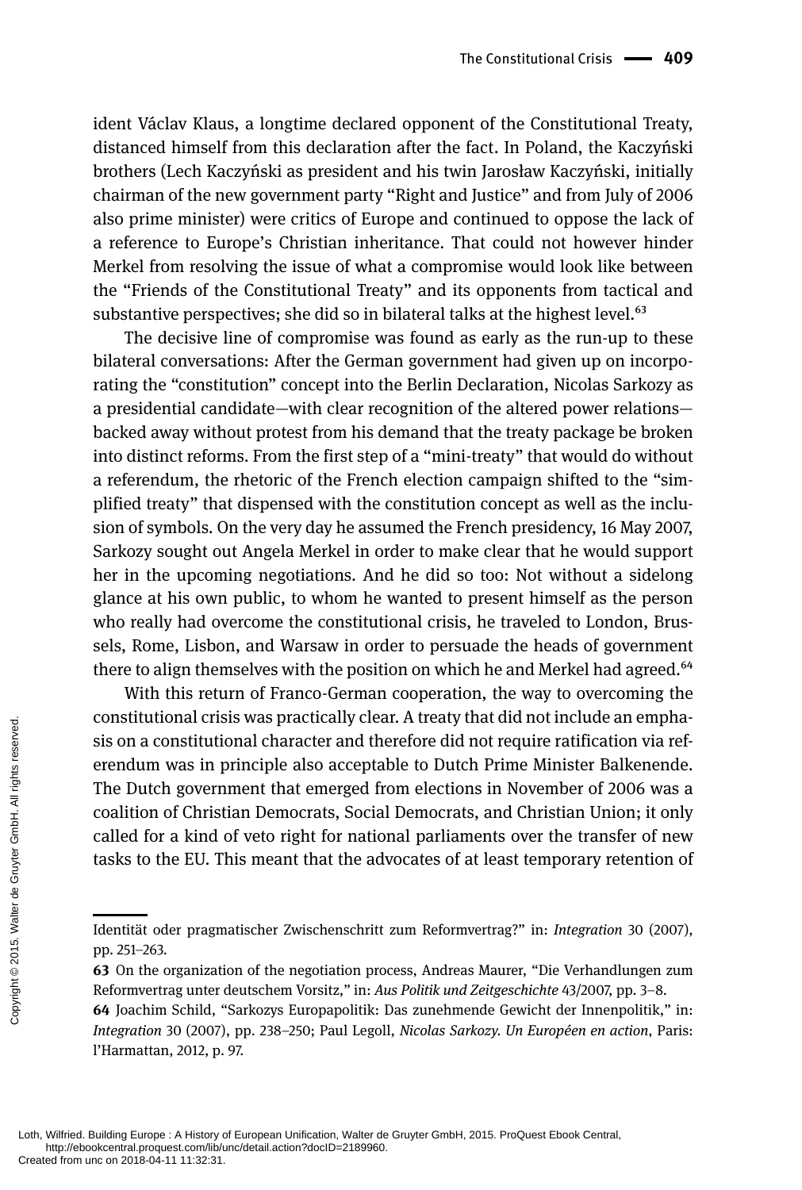ident Václav Klaus, a longtime declared opponent of the Constitutional Treaty, distanced himself from this declaration after the fact. In Poland, the Kaczyński brothers (Lech Kaczyński as president and his twin Jarosław Kaczyński, initially chairman of the new government party "Right and Justice" and from July of 2006 also prime minister) were critics of Europe and continued to oppose the lack of a reference to Europe's Christian inheritance. That could not however hinder Merkel from resolving the issue of what a compromise would look like between the "Friends of the Constitutional Treaty" and its opponents from tactical and substantive perspectives; she did so in bilateral talks at the highest level.[63]

The decisive line of compromise was found as early as the run-up to these bilateral conversations: After the German government had given up on incorporating the "constitution" concept into the Berlin Declaration, Nicolas Sarkozy as a presidential candidate—with clear recognition of the altered power relations—backed away without protest from his demand that the treaty package be broken into distinct reforms. From the first step of a "mini-treaty" that would do without a referendum, the rhetoric of the French election campaign shifted to the "simplified treaty" that dispensed with the constitution concept as well as the inclusion of symbols. On the very day he assumed the French presidency, 16 May 2007, Sarkozy sought out Angela Merkel in order to make clear that he would support her in the upcoming negotiations. And he did so too: Not without a sidelong glance at his own public, to whom he wanted to present himself as the person who really had overcome the constitutional crisis, he traveled to London, Brussels, Rome, Lisbon, and Warsaw in order to persuade the heads of government there to align themselves with the position on which he and Merkel had agreed.[64]

With this return of Franco-German cooperation, the way to overcoming the constitutional crisis was practically clear. A treaty that did not include an emphasis on a constitutional character and therefore did not require ratification via referendum was in principle also acceptable to Dutch Prime Minister Balkenende. The Dutch government that emerged from elections in November of 2006 was a coalition of Christian Democrats, Social Democrats, and Christian Union; it only called for a kind of veto right for national parliaments over the transfer of new tasks to the EU. This meant that the advocates of at least temporary retention of

---

Identität oder pragmatischer Zwischenschritt zum Reformvertrag?" in: *Integration* 30 (2007), pp. 251–263.

**63** On the organization of the negotiation process, Andreas Maurer, "Die Verhandlungen zum Reformvertrag unter deutschem Vorsitz," in: *Aus Politik und Zeitgeschichte* 43/2007, pp. 3–8.

**64** Joachim Schild, "Sarkozys Europapolitik: Das zunehmende Gewicht der Innenpolitik," in: *Integration* 30 (2007), pp. 238–250; Paul Legoll, *Nicolas Sarkozy. Un Européen en action*, Paris: l'Harmattan, 2012, p. 97.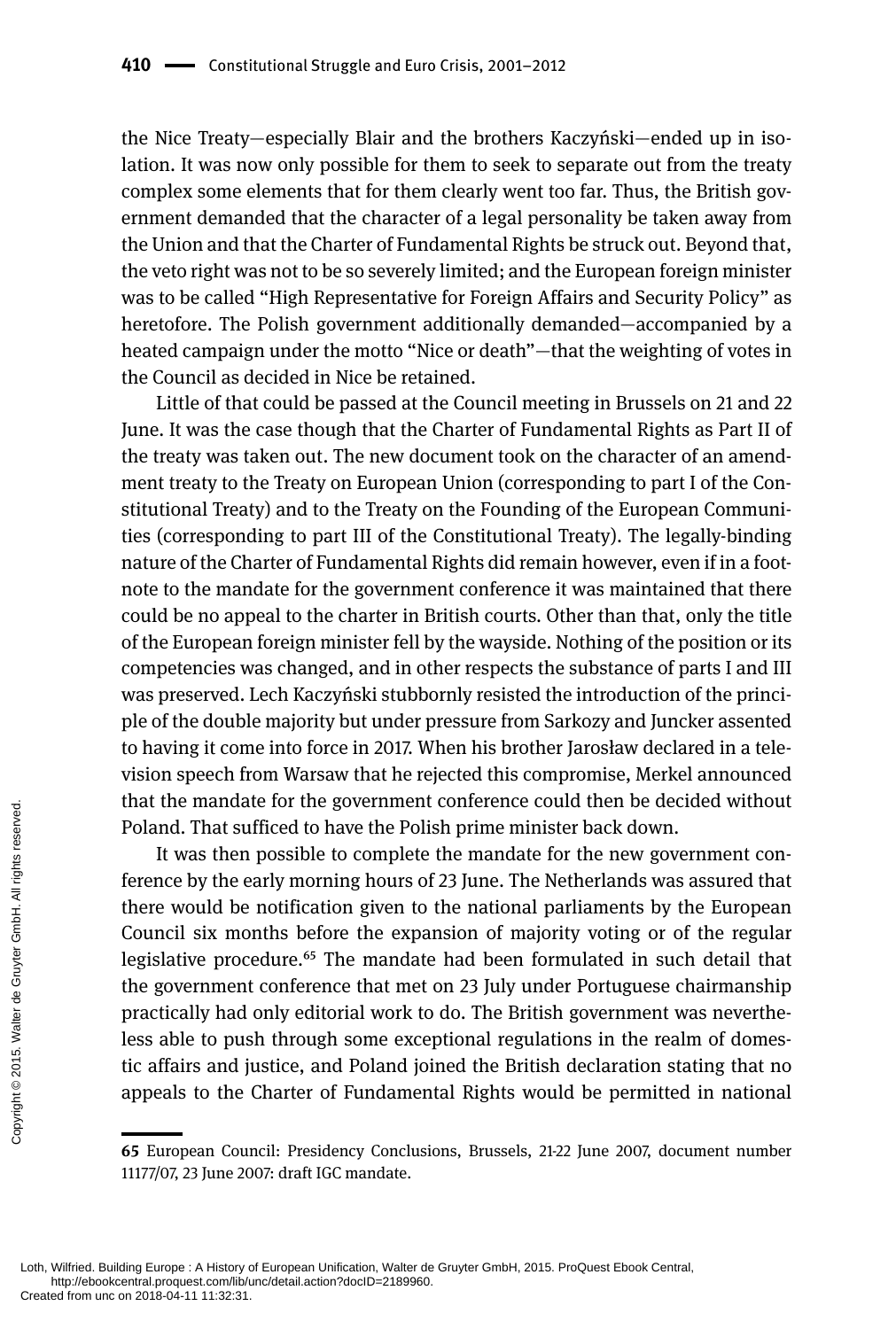the Nice Treaty—especially Blair and the brothers Kaczyński—ended up in isolation. It was now only possible for them to seek to separate out from the treaty complex some elements that for them clearly went too far. Thus, the British government demanded that the character of a legal personality be taken away from the Union and that the Charter of Fundamental Rights be struck out. Beyond that, the veto right was not to be so severely limited; and the European foreign minister was to be called "High Representative for Foreign Affairs and Security Policy" as heretofore. The Polish government additionally demanded—accompanied by a heated campaign under the motto "Nice or death"—that the weighting of votes in the Council as decided in Nice be retained.

Little of that could be passed at the Council meeting in Brussels on 21 and 22 June. It was the case though that the Charter of Fundamental Rights as Part II of the treaty was taken out. The new document took on the character of an amendment treaty to the Treaty on European Union (corresponding to part I of the Constitutional Treaty) and to the Treaty on the Founding of the European Communities (corresponding to part III of the Constitutional Treaty). The legally-binding nature of the Charter of Fundamental Rights did remain however, even if in a footnote to the mandate for the government conference it was maintained that there could be no appeal to the charter in British courts. Other than that, only the title of the European foreign minister fell by the wayside. Nothing of the position or its competencies was changed, and in other respects the substance of parts I and III was preserved. Lech Kaczyński stubbornly resisted the introduction of the principle of the double majority but under pressure from Sarkozy and Juncker assented to having it come into force in 2017. When his brother Jarosław declared in a television speech from Warsaw that he rejected this compromise, Merkel announced that the mandate for the government conference could then be decided without Poland. That sufficed to have the Polish prime minister back down.

It was then possible to complete the mandate for the new government conference by the early morning hours of 23 June. The Netherlands was assured that there would be notification given to the national parliaments by the European Council six months before the expansion of majority voting or of the regular legislative procedure.[65] The mandate had been formulated in such detail that the government conference that met on 23 July under Portuguese chairmanship practically had only editorial work to do. The British government was nevertheless able to push through some exceptional regulations in the realm of domestic affairs and justice, and Poland joined the British declaration stating that no appeals to the Charter of Fundamental Rights would be permitted in national

---

65 European Council: Presidency Conclusions, Brussels, 21-22 June 2007, document number 11177/07, 23 June 2007: draft IGC mandate.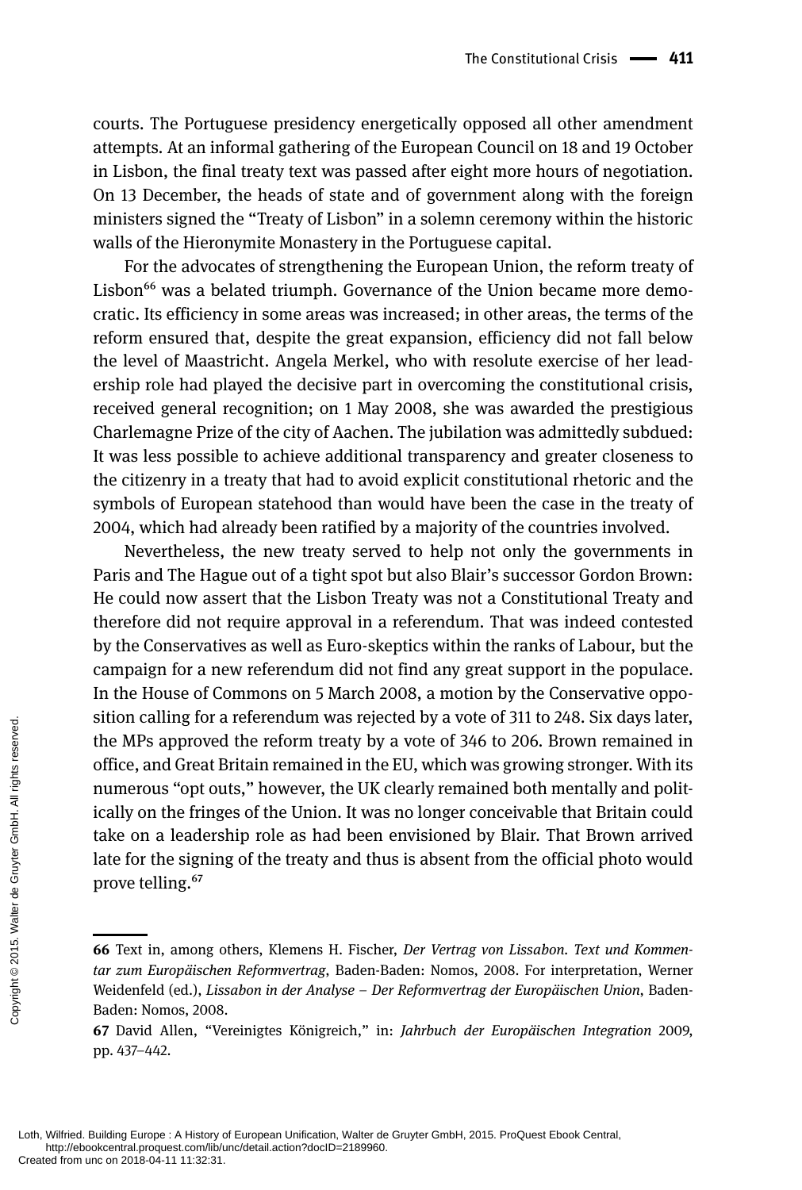courts. The Portuguese presidency energetically opposed all other amendment attempts. At an informal gathering of the European Council on 18 and 19 October in Lisbon, the final treaty text was passed after eight more hours of negotiation. On 13 December, the heads of state and of government along with the foreign ministers signed the "Treaty of Lisbon" in a solemn ceremony within the historic walls of the Hieronymite Monastery in the Portuguese capital.

For the advocates of strengthening the European Union, the reform treaty of Lisbon[66] was a belated triumph. Governance of the Union became more democratic. Its efficiency in some areas was increased; in other areas, the terms of the reform ensured that, despite the great expansion, efficiency did not fall below the level of Maastricht. Angela Merkel, who with resolute exercise of her leadership role had played the decisive part in overcoming the constitutional crisis, received general recognition; on 1 May 2008, she was awarded the prestigious Charlemagne Prize of the city of Aachen. The jubilation was admittedly subdued: It was less possible to achieve additional transparency and greater closeness to the citizenry in a treaty that had to avoid explicit constitutional rhetoric and the symbols of European statehood than would have been the case in the treaty of 2004, which had already been ratified by a majority of the countries involved.

Nevertheless, the new treaty served to help not only the governments in Paris and The Hague out of a tight spot but also Blair's successor Gordon Brown: He could now assert that the Lisbon Treaty was not a Constitutional Treaty and therefore did not require approval in a referendum. That was indeed contested by the Conservatives as well as Euro-skeptics within the ranks of Labour, but the campaign for a new referendum did not find any great support in the populace. In the House of Commons on 5 March 2008, a motion by the Conservative opposition calling for a referendum was rejected by a vote of 311 to 248. Six days later, the MPs approved the reform treaty by a vote of 346 to 206. Brown remained in office, and Great Britain remained in the EU, which was growing stronger. With its numerous "opt outs," however, the UK clearly remained both mentally and politically on the fringes of the Union. It was no longer conceivable that Britain could take on a leadership role as had been envisioned by Blair. That Brown arrived late for the signing of the treaty and thus is absent from the official photo would prove telling.[67]

---

**66** Text in, among others, Klemens H. Fischer, *Der Vertrag von Lissabon. Text und Kommentar zum Europäischen Reformvertrag*, Baden-Baden: Nomos, 2008. For interpretation, Werner Weidenfeld (ed.), *Lissabon in der Analyse – Der Reformvertrag der Europäischen Union*, Baden-Baden: Nomos, 2008.

**67** David Allen, "Vereinigtes Königreich," in: *Jahrbuch der Europäischen Integration* 2009, pp. 437–442.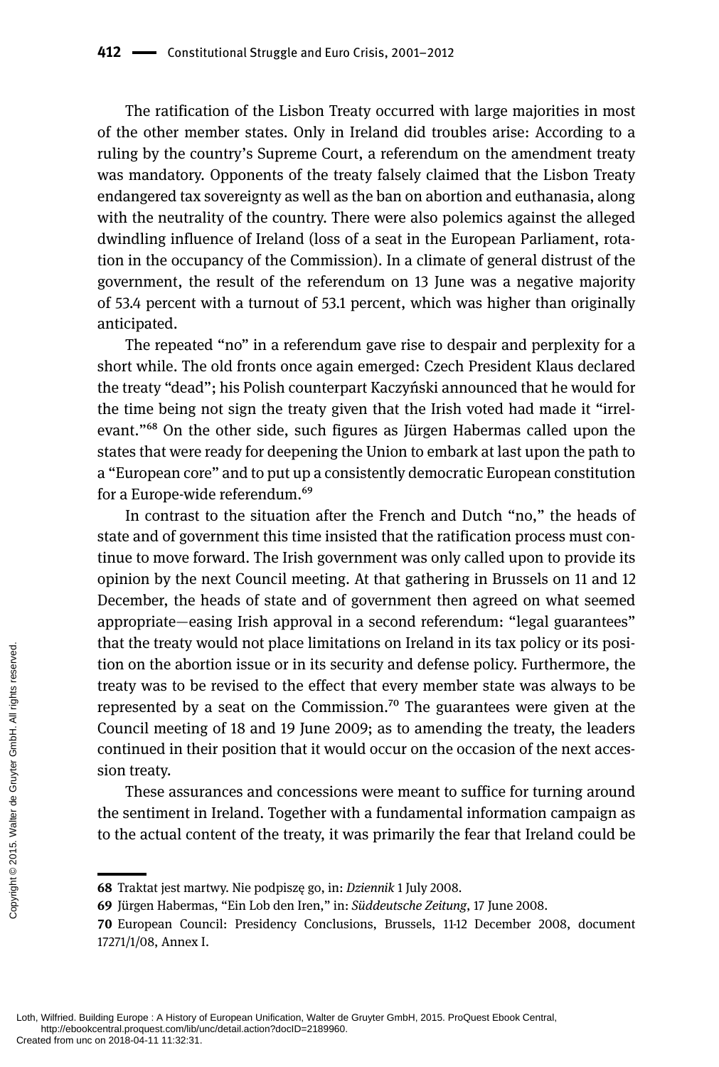The ratification of the Lisbon Treaty occurred with large majorities in most of the other member states. Only in Ireland did troubles arise: According to a ruling by the country's Supreme Court, a referendum on the amendment treaty was mandatory. Opponents of the treaty falsely claimed that the Lisbon Treaty endangered tax sovereignty as well as the ban on abortion and euthanasia, along with the neutrality of the country. There were also polemics against the alleged dwindling influence of Ireland (loss of a seat in the European Parliament, rotation in the occupancy of the Commission). In a climate of general distrust of the government, the result of the referendum on 13 June was a negative majority of 53.4 percent with a turnout of 53.1 percent, which was higher than originally anticipated.

The repeated "no" in a referendum gave rise to despair and perplexity for a short while. The old fronts once again emerged: Czech President Klaus declared the treaty "dead"; his Polish counterpart Kaczyński announced that he would for the time being not sign the treaty given that the Irish voted had made it "irrelevant."[68] On the other side, such figures as Jürgen Habermas called upon the states that were ready for deepening the Union to embark at last upon the path to a "European core" and to put up a consistently democratic European constitution for a Europe-wide referendum.[69]

In contrast to the situation after the French and Dutch "no," the heads of state and of government this time insisted that the ratification process must continue to move forward. The Irish government was only called upon to provide its opinion by the next Council meeting. At that gathering in Brussels on 11 and 12 December, the heads of state and of government then agreed on what seemed appropriate—easing Irish approval in a second referendum: "legal guarantees" that the treaty would not place limitations on Ireland in its tax policy or its position on the abortion issue or in its security and defense policy. Furthermore, the treaty was to be revised to the effect that every member state was always to be represented by a seat on the Commission.[70] The guarantees were given at the Council meeting of 18 and 19 June 2009; as to amending the treaty, the leaders continued in their position that it would occur on the occasion of the next accession treaty.

These assurances and concessions were meant to suffice for turning around the sentiment in Ireland. Together with a fundamental information campaign as to the actual content of the treaty, it was primarily the fear that Ireland could be

---

68 Traktat jest martwy. Nie podpiszę go, in: *Dziennik* 1 July 2008.

69 Jürgen Habermas, "Ein Lob den Iren," in: *Süddeutsche Zeitung*, 17 June 2008.

70 European Council: Presidency Conclusions, Brussels, 11-12 December 2008, document 17271/1/08, Annex I.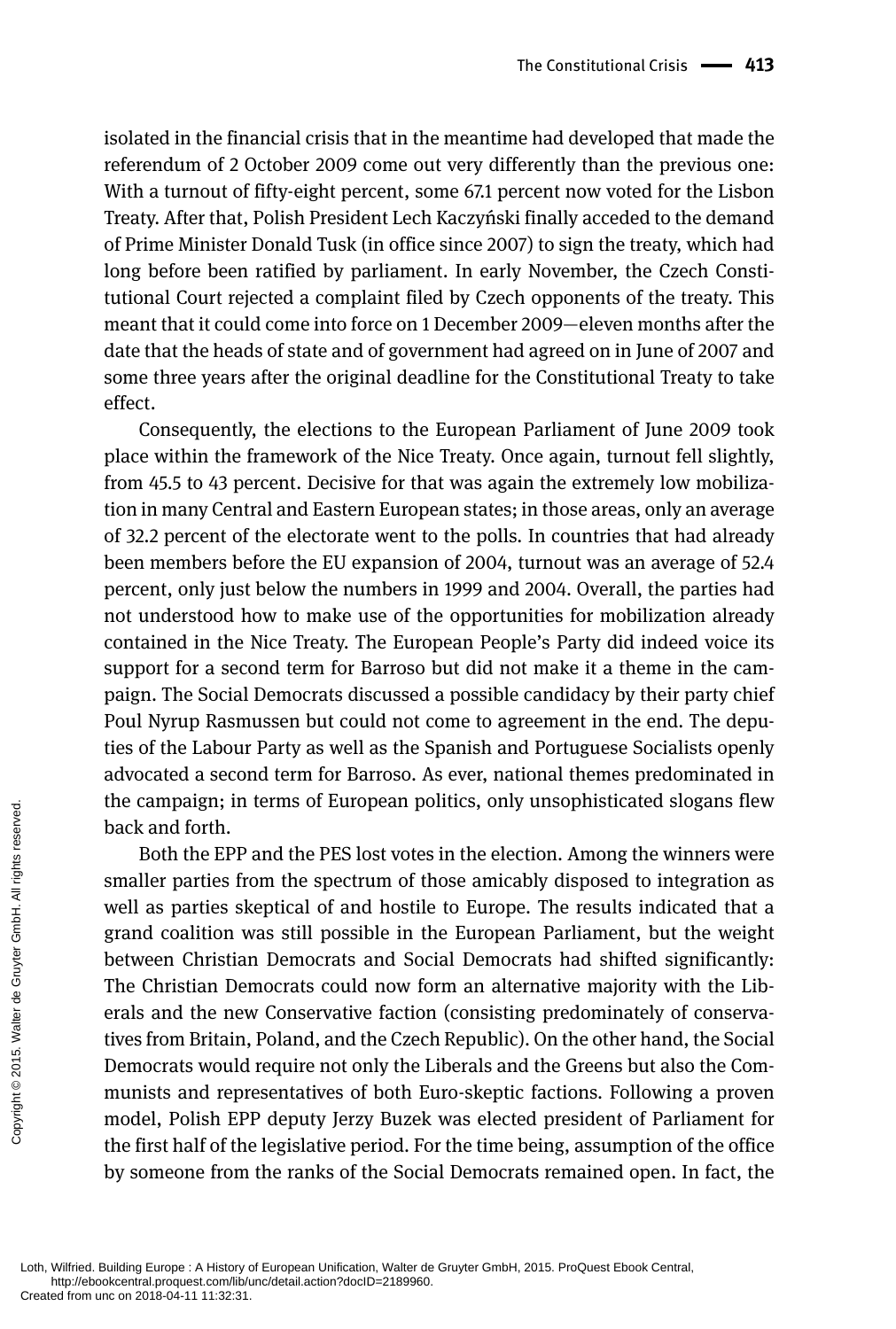isolated in the financial crisis that in the meantime had developed that made the referendum of 2 October 2009 come out very differently than the previous one: With a turnout of fifty-eight percent, some 67.1 percent now voted for the Lisbon Treaty. After that, Polish President Lech Kaczyński finally acceded to the demand of Prime Minister Donald Tusk (in office since 2007) to sign the treaty, which had long before been ratified by parliament. In early November, the Czech Constitutional Court rejected a complaint filed by Czech opponents of the treaty. This meant that it could come into force on 1 December 2009—eleven months after the date that the heads of state and of government had agreed on in June of 2007 and some three years after the original deadline for the Constitutional Treaty to take effect.

Consequently, the elections to the European Parliament of June 2009 took place within the framework of the Nice Treaty. Once again, turnout fell slightly, from 45.5 to 43 percent. Decisive for that was again the extremely low mobilization in many Central and Eastern European states; in those areas, only an average of 32.2 percent of the electorate went to the polls. In countries that had already been members before the EU expansion of 2004, turnout was an average of 52.4 percent, only just below the numbers in 1999 and 2004. Overall, the parties had not understood how to make use of the opportunities for mobilization already contained in the Nice Treaty. The European People's Party did indeed voice its support for a second term for Barroso but did not make it a theme in the campaign. The Social Democrats discussed a possible candidacy by their party chief Poul Nyrup Rasmussen but could not come to agreement in the end. The deputies of the Labour Party as well as the Spanish and Portuguese Socialists openly advocated a second term for Barroso. As ever, national themes predominated in the campaign; in terms of European politics, only unsophisticated slogans flew back and forth.

Both the EPP and the PES lost votes in the election. Among the winners were smaller parties from the spectrum of those amicably disposed to integration as well as parties skeptical of and hostile to Europe. The results indicated that a grand coalition was still possible in the European Parliament, but the weight between Christian Democrats and Social Democrats had shifted significantly: The Christian Democrats could now form an alternative majority with the Liberals and the new Conservative faction (consisting predominately of conservatives from Britain, Poland, and the Czech Republic). On the other hand, the Social Democrats would require not only the Liberals and the Greens but also the Communists and representatives of both Euro-skeptic factions. Following a proven model, Polish EPP deputy Jerzy Buzek was elected president of Parliament for the first half of the legislative period. For the time being, assumption of the office by someone from the ranks of the Social Democrats remained open. In fact, the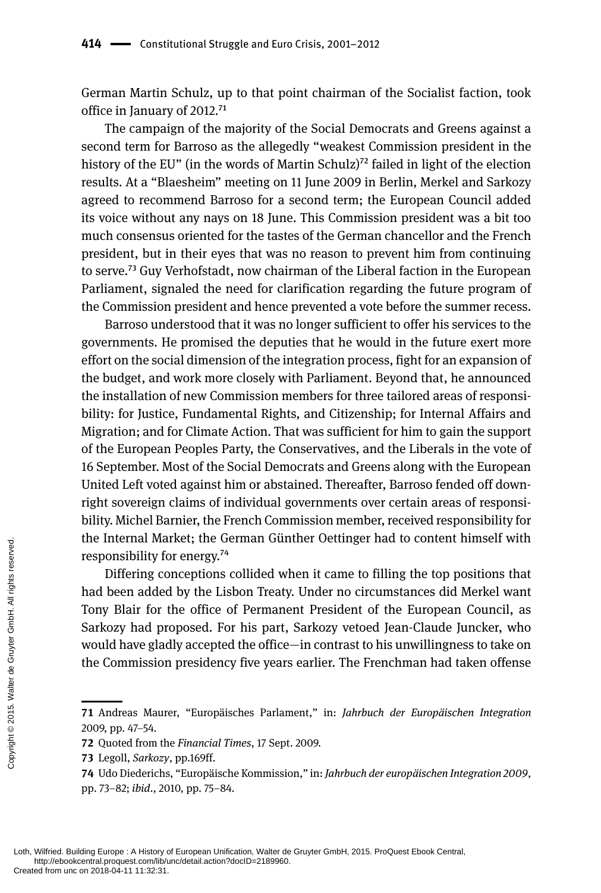German Martin Schulz, up to that point chairman of the Socialist faction, took office in January of 2012.[71]

The campaign of the majority of the Social Democrats and Greens against a second term for Barroso as the allegedly "weakest Commission president in the history of the EU" (in the words of Martin Schulz)[72] failed in light of the election results. At a "Blaesheim" meeting on 11 June 2009 in Berlin, Merkel and Sarkozy agreed to recommend Barroso for a second term; the European Council added its voice without any nays on 18 June. This Commission president was a bit too much consensus oriented for the tastes of the German chancellor and the French president, but in their eyes that was no reason to prevent him from continuing to serve.[73] Guy Verhofstadt, now chairman of the Liberal faction in the European Parliament, signaled the need for clarification regarding the future program of the Commission president and hence prevented a vote before the summer recess.

Barroso understood that it was no longer sufficient to offer his services to the governments. He promised the deputies that he would in the future exert more effort on the social dimension of the integration process, fight for an expansion of the budget, and work more closely with Parliament. Beyond that, he announced the installation of new Commission members for three tailored areas of responsibility: for Justice, Fundamental Rights, and Citizenship; for Internal Affairs and Migration; and for Climate Action. That was sufficient for him to gain the support of the European Peoples Party, the Conservatives, and the Liberals in the vote of 16 September. Most of the Social Democrats and Greens along with the European United Left voted against him or abstained. Thereafter, Barroso fended off downright sovereign claims of individual governments over certain areas of responsibility. Michel Barnier, the French Commission member, received responsibility for the Internal Market; the German Günther Oettinger had to content himself with responsibility for energy.[74]

Differing conceptions collided when it came to filling the top positions that had been added by the Lisbon Treaty. Under no circumstances did Merkel want Tony Blair for the office of Permanent President of the European Council, as Sarkozy had proposed. For his part, Sarkozy vetoed Jean-Claude Juncker, who would have gladly accepted the office—in contrast to his unwillingness to take on the Commission presidency five years earlier. The Frenchman had taken offense

---

71 Andreas Maurer, "Europäisches Parlament," in: *Jahrbuch der Europäischen Integration* 2009, pp. 47–54.

72 Quoted from the *Financial Times*, 17 Sept. 2009.

73 Legoll, *Sarkozy*, pp.169ff.

74 Udo Diederichs, "Europäische Kommission," in: *Jahrbuch der europäischen Integration 2009*, pp. 73–82; *ibid*., 2010, pp. 75–84.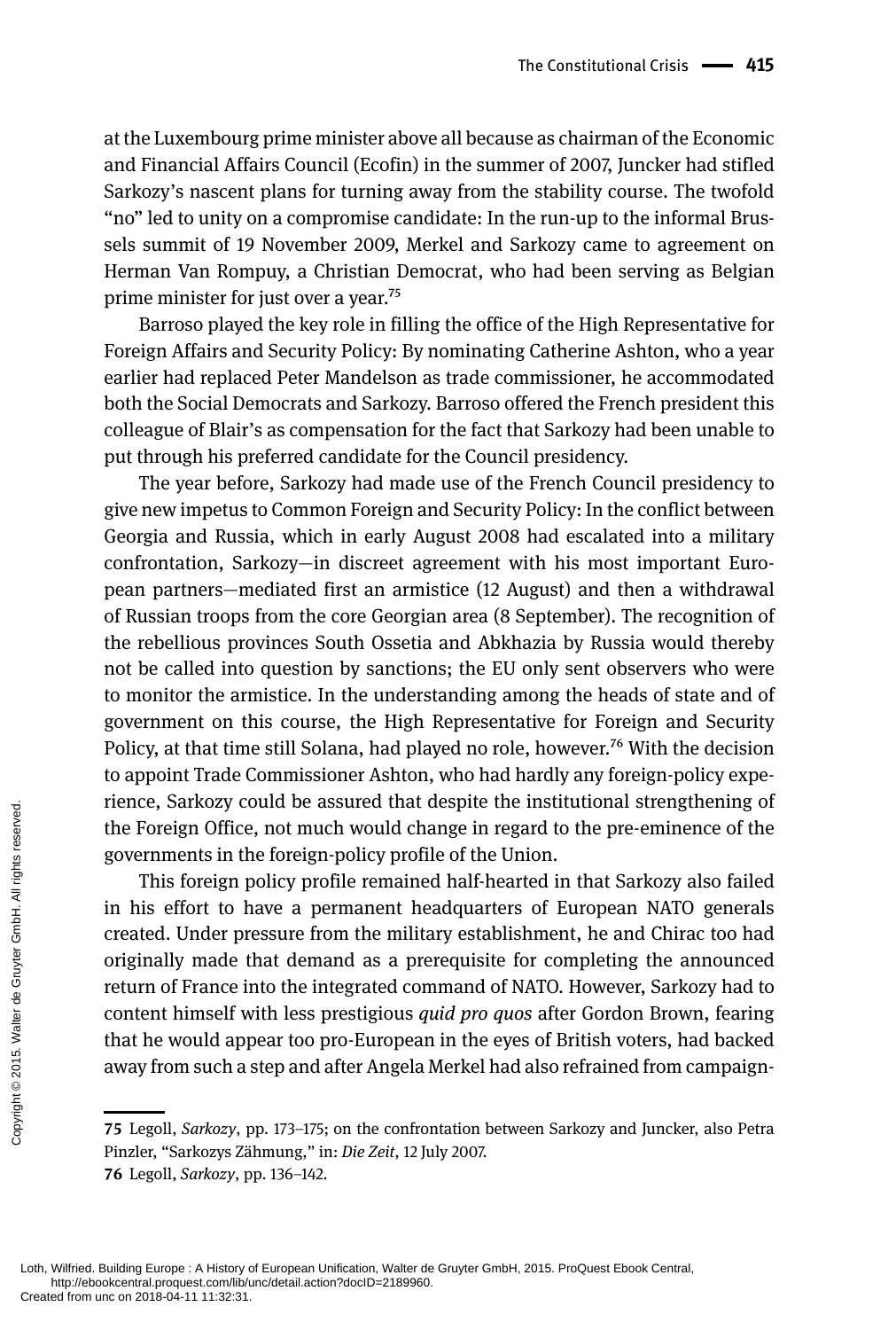at the Luxembourg prime minister above all because as chairman of the Economic and Financial Affairs Council (Ecofin) in the summer of 2007, Juncker had stifled Sarkozy's nascent plans for turning away from the stability course. The twofold "no" led to unity on a compromise candidate: In the run-up to the informal Brussels summit of 19 November 2009, Merkel and Sarkozy came to agreement on Herman Van Rompuy, a Christian Democrat, who had been serving as Belgian prime minister for just over a year.[75]

Barroso played the key role in filling the office of the High Representative for Foreign Affairs and Security Policy: By nominating Catherine Ashton, who a year earlier had replaced Peter Mandelson as trade commissioner, he accommodated both the Social Democrats and Sarkozy. Barroso offered the French president this colleague of Blair's as compensation for the fact that Sarkozy had been unable to put through his preferred candidate for the Council presidency.

The year before, Sarkozy had made use of the French Council presidency to give new impetus to Common Foreign and Security Policy: In the conflict between Georgia and Russia, which in early August 2008 had escalated into a military confrontation, Sarkozy—in discreet agreement with his most important European partners—mediated first an armistice (12 August) and then a withdrawal of Russian troops from the core Georgian area (8 September). The recognition of the rebellious provinces South Ossetia and Abkhazia by Russia would thereby not be called into question by sanctions; the EU only sent observers who were to monitor the armistice. In the understanding among the heads of state and of government on this course, the High Representative for Foreign and Security Policy, at that time still Solana, had played no role, however.[76] With the decision to appoint Trade Commissioner Ashton, who had hardly any foreign-policy experience, Sarkozy could be assured that despite the institutional strengthening of the Foreign Office, not much would change in regard to the pre-eminence of the governments in the foreign-policy profile of the Union.

This foreign policy profile remained half-hearted in that Sarkozy also failed in his effort to have a permanent headquarters of European NATO generals created. Under pressure from the military establishment, he and Chirac too had originally made that demand as a prerequisite for completing the announced return of France into the integrated command of NATO. However, Sarkozy had to content himself with less prestigious *quid pro quos* after Gordon Brown, fearing that he would appear too pro-European in the eyes of British voters, had backed away from such a step and after Angela Merkel had also refrained from campaign-

---

**75** Legoll, *Sarkozy*, pp. 173–175; on the confrontation between Sarkozy and Juncker, also Petra Pinzler, "Sarkozys Zähmung," in: *Die Zeit*, 12 July 2007.

**76** Legoll, *Sarkozy*, pp. 136–142.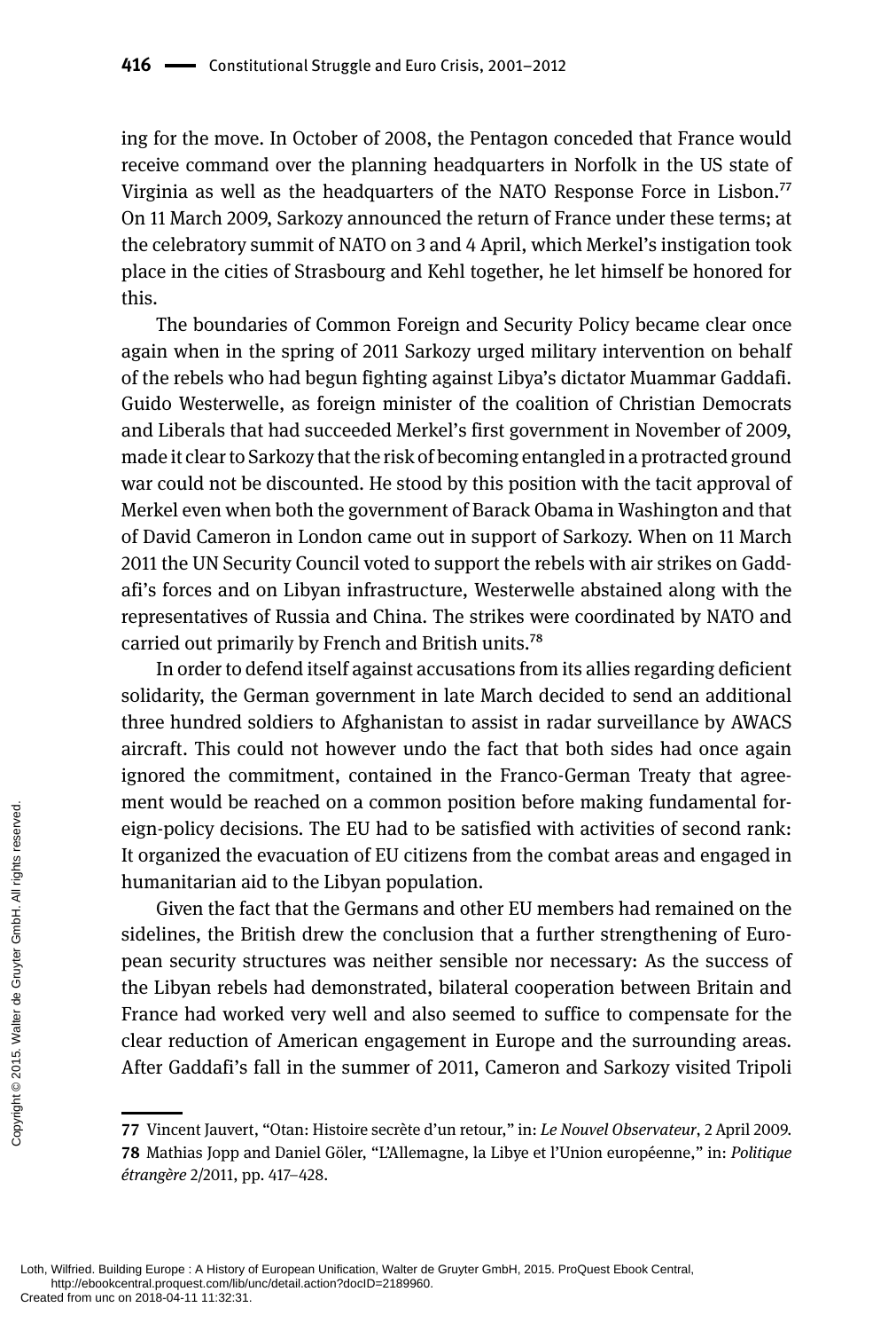ing for the move. In October of 2008, the Pentagon conceded that France would receive command over the planning headquarters in Norfolk in the US state of Virginia as well as the headquarters of the NATO Response Force in Lisbon.[77] On 11 March 2009, Sarkozy announced the return of France under these terms; at the celebratory summit of NATO on 3 and 4 April, which Merkel's instigation took place in the cities of Strasbourg and Kehl together, he let himself be honored for this.

The boundaries of Common Foreign and Security Policy became clear once again when in the spring of 2011 Sarkozy urged military intervention on behalf of the rebels who had begun fighting against Libya's dictator Muammar Gaddafi. Guido Westerwelle, as foreign minister of the coalition of Christian Democrats and Liberals that had succeeded Merkel's first government in November of 2009, made it clear to Sarkozy that the risk of becoming entangled in a protracted ground war could not be discounted. He stood by this position with the tacit approval of Merkel even when both the government of Barack Obama in Washington and that of David Cameron in London came out in support of Sarkozy. When on 11 March 2011 the UN Security Council voted to support the rebels with air strikes on Gaddafi's forces and on Libyan infrastructure, Westerwelle abstained along with the representatives of Russia and China. The strikes were coordinated by NATO and carried out primarily by French and British units.[78]

In order to defend itself against accusations from its allies regarding deficient solidarity, the German government in late March decided to send an additional three hundred soldiers to Afghanistan to assist in radar surveillance by AWACS aircraft. This could not however undo the fact that both sides had once again ignored the commitment, contained in the Franco-German Treaty that agreement would be reached on a common position before making fundamental foreign-policy decisions. The EU had to be satisfied with activities of second rank: It organized the evacuation of EU citizens from the combat areas and engaged in humanitarian aid to the Libyan population.

Given the fact that the Germans and other EU members had remained on the sidelines, the British drew the conclusion that a further strengthening of European security structures was neither sensible nor necessary: As the success of the Libyan rebels had demonstrated, bilateral cooperation between Britain and France had worked very well and also seemed to suffice to compensate for the clear reduction of American engagement in Europe and the surrounding areas. After Gaddafi's fall in the summer of 2011, Cameron and Sarkozy visited Tripoli

---

77 Vincent Jauvert, "Otan: Histoire secrète d'un retour," in: *Le Nouvel Observateur*, 2 April 2009.

78 Mathias Jopp and Daniel Göler, "L'Allemagne, la Libye et l'Union européenne," in: *Politique étrangère* 2/2011, pp. 417–428.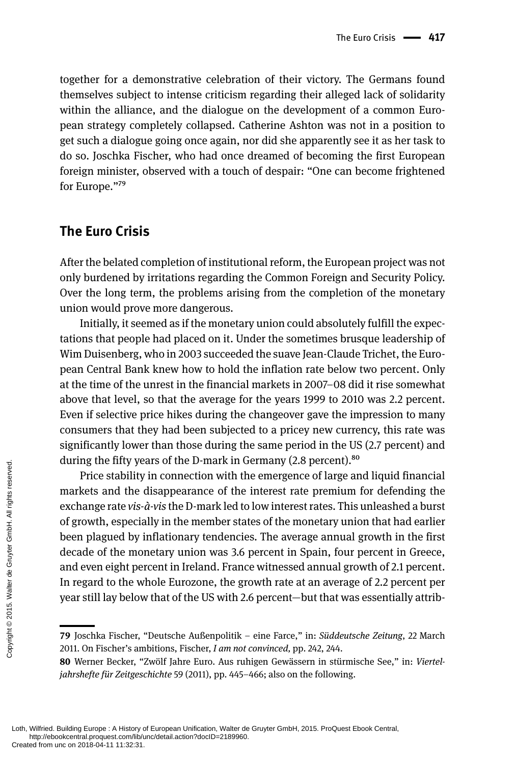together for a demonstrative celebration of their victory. The Germans found themselves subject to intense criticism regarding their alleged lack of solidarity within the alliance, and the dialogue on the development of a common European strategy completely collapsed. Catherine Ashton was not in a position to get such a dialogue going once again, nor did she apparently see it as her task to do so. Joschka Fischer, who had once dreamed of becoming the first European foreign minister, observed with a touch of despair: "One can become frightened for Europe."[79]

## The Euro Crisis

After the belated completion of institutional reform, the European project was not only burdened by irritations regarding the Common Foreign and Security Policy. Over the long term, the problems arising from the completion of the monetary union would prove more dangerous.

Initially, it seemed as if the monetary union could absolutely fulfill the expectations that people had placed on it. Under the sometimes brusque leadership of Wim Duisenberg, who in 2003 succeeded the suave Jean-Claude Trichet, the European Central Bank knew how to hold the inflation rate below two percent. Only at the time of the unrest in the financial markets in 2007–08 did it rise somewhat above that level, so that the average for the years 1999 to 2010 was 2.2 percent. Even if selective price hikes during the changeover gave the impression to many consumers that they had been subjected to a pricey new currency, this rate was significantly lower than those during the same period in the US (2.7 percent) and during the fifty years of the D-mark in Germany (2.8 percent).[80]

Price stability in connection with the emergence of large and liquid financial markets and the disappearance of the interest rate premium for defending the exchange rate *vis-à-vis* the D-mark led to low interest rates. This unleashed a burst of growth, especially in the member states of the monetary union that had earlier been plagued by inflationary tendencies. The average annual growth in the first decade of the monetary union was 3.6 percent in Spain, four percent in Greece, and even eight percent in Ireland. France witnessed annual growth of 2.1 percent. In regard to the whole Eurozone, the growth rate at an average of 2.2 percent per year still lay below that of the US with 2.6 percent—but that was essentially attrib-

---

79 Joschka Fischer, "Deutsche Außenpolitik – eine Farce," in: *Süddeutsche Zeitung*, 22 March 2011. On Fischer's ambitions, Fischer, *I am not convinced*, pp. 242, 244.

80 Werner Becker, "Zwölf Jahre Euro. Aus ruhigen Gewässern in stürmische See," in: *Vierteljahrshefte für Zeitgeschichte* 59 (2011), pp. 445–466; also on the following.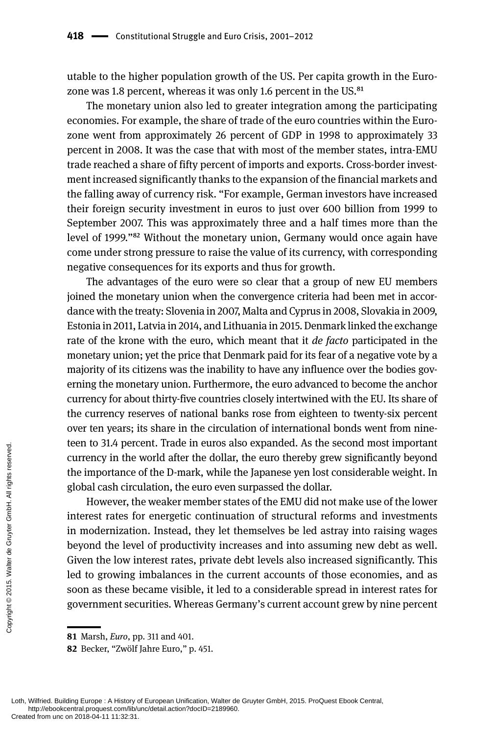utable to the higher population growth of the US. Per capita growth in the Eurozone was 1.8 percent, whereas it was only 1.6 percent in the US.[81]

The monetary union also led to greater integration among the participating economies. For example, the share of trade of the euro countries within the Eurozone went from approximately 26 percent of GDP in 1998 to approximately 33 percent in 2008. It was the case that with most of the member states, intra-EMU trade reached a share of fifty percent of imports and exports. Cross-border investment increased significantly thanks to the expansion of the financial markets and the falling away of currency risk. "For example, German investors have increased their foreign security investment in euros to just over 600 billion from 1999 to September 2007. This was approximately three and a half times more than the level of 1999."[82] Without the monetary union, Germany would once again have come under strong pressure to raise the value of its currency, with corresponding negative consequences for its exports and thus for growth.

The advantages of the euro were so clear that a group of new EU members joined the monetary union when the convergence criteria had been met in accordance with the treaty: Slovenia in 2007, Malta and Cyprus in 2008, Slovakia in 2009, Estonia in 2011, Latvia in 2014, and Lithuania in 2015. Denmark linked the exchange rate of the krone with the euro, which meant that it *de facto* participated in the monetary union; yet the price that Denmark paid for its fear of a negative vote by a majority of its citizens was the inability to have any influence over the bodies governing the monetary union. Furthermore, the euro advanced to become the anchor currency for about thirty-five countries closely intertwined with the EU. Its share of the currency reserves of national banks rose from eighteen to twenty-six percent over ten years; its share in the circulation of international bonds went from nineteen to 31.4 percent. Trade in euros also expanded. As the second most important currency in the world after the dollar, the euro thereby grew significantly beyond the importance of the D-mark, while the Japanese yen lost considerable weight. In global cash circulation, the euro even surpassed the dollar.

However, the weaker member states of the EMU did not make use of the lower interest rates for energetic continuation of structural reforms and investments in modernization. Instead, they let themselves be led astray into raising wages beyond the level of productivity increases and into assuming new debt as well. Given the low interest rates, private debt levels also increased significantly. This led to growing imbalances in the current accounts of those economies, and as soon as these became visible, it led to a considerable spread in interest rates for government securities. Whereas Germany's current account grew by nine percent

---

**81** Marsh, *Euro*, pp. 311 and 401.

**82** Becker, "Zwölf Jahre Euro," p. 451.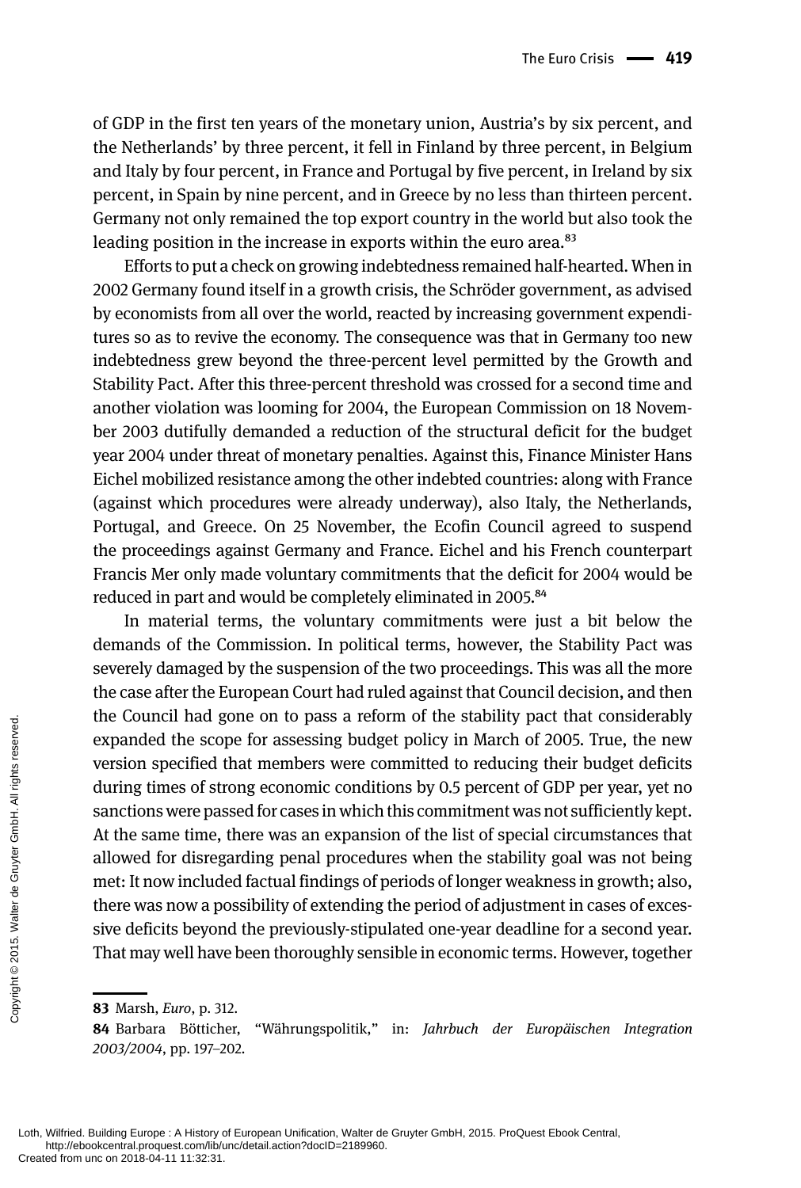of GDP in the first ten years of the monetary union, Austria's by six percent, and the Netherlands' by three percent, it fell in Finland by three percent, in Belgium and Italy by four percent, in France and Portugal by five percent, in Ireland by six percent, in Spain by nine percent, and in Greece by no less than thirteen percent. Germany not only remained the top export country in the world but also took the leading position in the increase in exports within the euro area.[83]

Efforts to put a check on growing indebtedness remained half-hearted. When in 2002 Germany found itself in a growth crisis, the Schröder government, as advised by economists from all over the world, reacted by increasing government expenditures so as to revive the economy. The consequence was that in Germany too new indebtedness grew beyond the three-percent level permitted by the Growth and Stability Pact. After this three-percent threshold was crossed for a second time and another violation was looming for 2004, the European Commission on 18 November 2003 dutifully demanded a reduction of the structural deficit for the budget year 2004 under threat of monetary penalties. Against this, Finance Minister Hans Eichel mobilized resistance among the other indebted countries: along with France (against which procedures were already underway), also Italy, the Netherlands, Portugal, and Greece. On 25 November, the Ecofin Council agreed to suspend the proceedings against Germany and France. Eichel and his French counterpart Francis Mer only made voluntary commitments that the deficit for 2004 would be reduced in part and would be completely eliminated in 2005.[84]

In material terms, the voluntary commitments were just a bit below the demands of the Commission. In political terms, however, the Stability Pact was severely damaged by the suspension of the two proceedings. This was all the more the case after the European Court had ruled against that Council decision, and then the Council had gone on to pass a reform of the stability pact that considerably expanded the scope for assessing budget policy in March of 2005. True, the new version specified that members were committed to reducing their budget deficits during times of strong economic conditions by 0.5 percent of GDP per year, yet no sanctions were passed for cases in which this commitment was not sufficiently kept. At the same time, there was an expansion of the list of special circumstances that allowed for disregarding penal procedures when the stability goal was not being met: It now included factual findings of periods of longer weakness in growth; also, there was now a possibility of extending the period of adjustment in cases of excessive deficits beyond the previously-stipulated one-year deadline for a second year. That may well have been thoroughly sensible in economic terms. However, together

---

**83** Marsh, *Euro*, p. 312.

**84** Barbara Bötticher, "Währungspolitik," in: *Jahrbuch der Europäischen Integration 2003/2004*, pp. 197–202.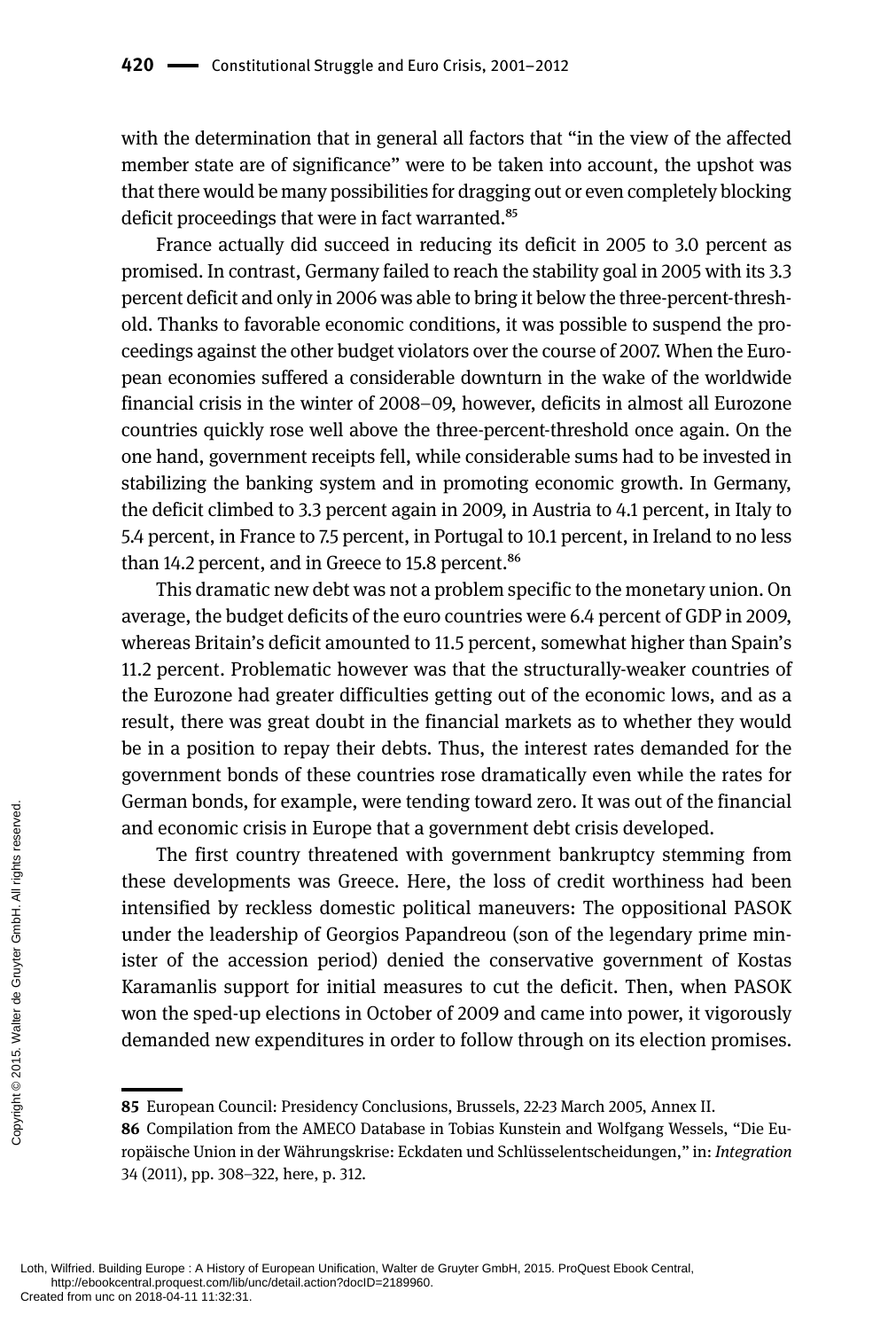with the determination that in general all factors that "in the view of the affected member state are of significance" were to be taken into account, the upshot was that there would be many possibilities for dragging out or even completely blocking deficit proceedings that were in fact warranted.[85]

France actually did succeed in reducing its deficit in 2005 to 3.0 percent as promised. In contrast, Germany failed to reach the stability goal in 2005 with its 3.3 percent deficit and only in 2006 was able to bring it below the three-percent-threshold. Thanks to favorable economic conditions, it was possible to suspend the proceedings against the other budget violators over the course of 2007. When the European economies suffered a considerable downturn in the wake of the worldwide financial crisis in the winter of 2008–09, however, deficits in almost all Eurozone countries quickly rose well above the three-percent-threshold once again. On the one hand, government receipts fell, while considerable sums had to be invested in stabilizing the banking system and in promoting economic growth. In Germany, the deficit climbed to 3.3 percent again in 2009, in Austria to 4.1 percent, in Italy to 5.4 percent, in France to 7.5 percent, in Portugal to 10.1 percent, in Ireland to no less than 14.2 percent, and in Greece to 15.8 percent.[86]

This dramatic new debt was not a problem specific to the monetary union. On average, the budget deficits of the euro countries were 6.4 percent of GDP in 2009, whereas Britain's deficit amounted to 11.5 percent, somewhat higher than Spain's 11.2 percent. Problematic however was that the structurally-weaker countries of the Eurozone had greater difficulties getting out of the economic lows, and as a result, there was great doubt in the financial markets as to whether they would be in a position to repay their debts. Thus, the interest rates demanded for the government bonds of these countries rose dramatically even while the rates for German bonds, for example, were tending toward zero. It was out of the financial and economic crisis in Europe that a government debt crisis developed.

The first country threatened with government bankruptcy stemming from these developments was Greece. Here, the loss of credit worthiness had been intensified by reckless domestic political maneuvers: The oppositional PASOK under the leadership of Georgios Papandreou (son of the legendary prime minister of the accession period) denied the conservative government of Kostas Karamanlis support for initial measures to cut the deficit. Then, when PASOK won the sped-up elections in October of 2009 and came into power, it vigorously demanded new expenditures in order to follow through on its election promises.

---

85 European Council: Presidency Conclusions, Brussels, 22-23 March 2005, Annex II.

86 Compilation from the AMECO Database in Tobias Kunstein and Wolfgang Wessels, "Die Europäische Union in der Währungskrise: Eckdaten und Schlüsselentscheidungen," in: *Integration* 34 (2011), pp. 308–322, here, p. 312.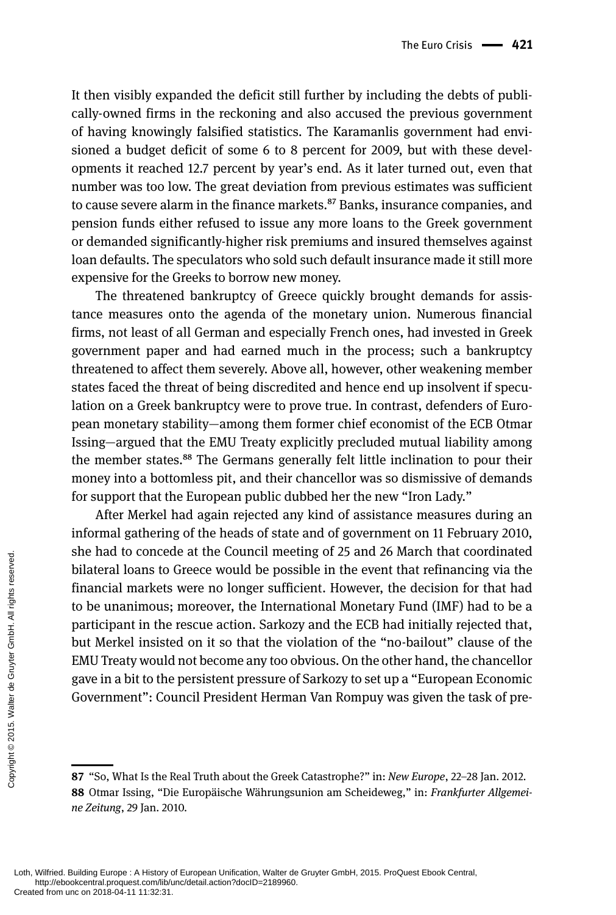It then visibly expanded the deficit still further by including the debts of publically-owned firms in the reckoning and also accused the previous government of having knowingly falsified statistics. The Karamanlis government had envisioned a budget deficit of some 6 to 8 percent for 2009, but with these developments it reached 12.7 percent by year's end. As it later turned out, even that number was too low. The great deviation from previous estimates was sufficient to cause severe alarm in the finance markets.[87] Banks, insurance companies, and pension funds either refused to issue any more loans to the Greek government or demanded significantly-higher risk premiums and insured themselves against loan defaults. The speculators who sold such default insurance made it still more expensive for the Greeks to borrow new money.

The threatened bankruptcy of Greece quickly brought demands for assistance measures onto the agenda of the monetary union. Numerous financial firms, not least of all German and especially French ones, had invested in Greek government paper and had earned much in the process; such a bankruptcy threatened to affect them severely. Above all, however, other weakening member states faced the threat of being discredited and hence end up insolvent if speculation on a Greek bankruptcy were to prove true. In contrast, defenders of European monetary stability—among them former chief economist of the ECB Otmar Issing—argued that the EMU Treaty explicitly precluded mutual liability among the member states.[88] The Germans generally felt little inclination to pour their money into a bottomless pit, and their chancellor was so dismissive of demands for support that the European public dubbed her the new "Iron Lady."

After Merkel had again rejected any kind of assistance measures during an informal gathering of the heads of state and of government on 11 February 2010, she had to concede at the Council meeting of 25 and 26 March that coordinated bilateral loans to Greece would be possible in the event that refinancing via the financial markets were no longer sufficient. However, the decision for that had to be unanimous; moreover, the International Monetary Fund (IMF) had to be a participant in the rescue action. Sarkozy and the ECB had initially rejected that, but Merkel insisted on it so that the violation of the "no-bailout" clause of the EMU Treaty would not become any too obvious. On the other hand, the chancellor gave in a bit to the persistent pressure of Sarkozy to set up a "European Economic Government": Council President Herman Van Rompuy was given the task of pre-

---

**87** "So, What Is the Real Truth about the Greek Catastrophe?" in: *New Europe*, 22–28 Jan. 2012.

**88** Otmar Issing, "Die Europäische Währungsunion am Scheideweg," in: *Frankfurter Allgemeine Zeitung*, 29 Jan. 2010.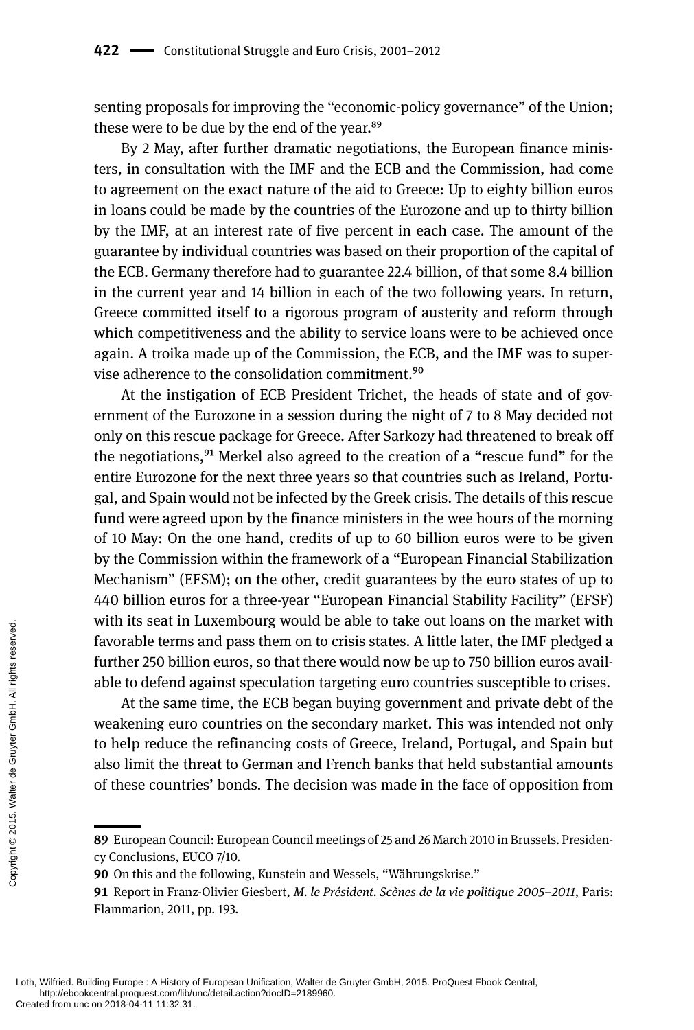senting proposals for improving the "economic-policy governance" of the Union; these were to be due by the end of the year.[89]

By 2 May, after further dramatic negotiations, the European finance ministers, in consultation with the IMF and the ECB and the Commission, had come to agreement on the exact nature of the aid to Greece: Up to eighty billion euros in loans could be made by the countries of the Eurozone and up to thirty billion by the IMF, at an interest rate of five percent in each case. The amount of the guarantee by individual countries was based on their proportion of the capital of the ECB. Germany therefore had to guarantee 22.4 billion, of that some 8.4 billion in the current year and 14 billion in each of the two following years. In return, Greece committed itself to a rigorous program of austerity and reform through which competitiveness and the ability to service loans were to be achieved once again. A troika made up of the Commission, the ECB, and the IMF was to supervise adherence to the consolidation commitment.[90]

At the instigation of ECB President Trichet, the heads of state and of government of the Eurozone in a session during the night of 7 to 8 May decided not only on this rescue package for Greece. After Sarkozy had threatened to break off the negotiations,[91] Merkel also agreed to the creation of a "rescue fund" for the entire Eurozone for the next three years so that countries such as Ireland, Portugal, and Spain would not be infected by the Greek crisis. The details of this rescue fund were agreed upon by the finance ministers in the wee hours of the morning of 10 May: On the one hand, credits of up to 60 billion euros were to be given by the Commission within the framework of a "European Financial Stabilization Mechanism" (EFSM); on the other, credit guarantees by the euro states of up to 440 billion euros for a three-year "European Financial Stability Facility" (EFSF) with its seat in Luxembourg would be able to take out loans on the market with favorable terms and pass them on to crisis states. A little later, the IMF pledged a further 250 billion euros, so that there would now be up to 750 billion euros available to defend against speculation targeting euro countries susceptible to crises.

At the same time, the ECB began buying government and private debt of the weakening euro countries on the secondary market. This was intended not only to help reduce the refinancing costs of Greece, Ireland, Portugal, and Spain but also limit the threat to German and French banks that held substantial amounts of these countries' bonds. The decision was made in the face of opposition from

---

**89** European Council: European Council meetings of 25 and 26 March 2010 in Brussels. Presidency Conclusions, EUCO 7/10.

**90** On this and the following, Kunstein and Wessels, "Währungskrise."

**91** Report in Franz-Olivier Giesbert, *M. le Président. Scènes de la vie politique 2005–2011*, Paris: Flammarion, 2011, pp. 193.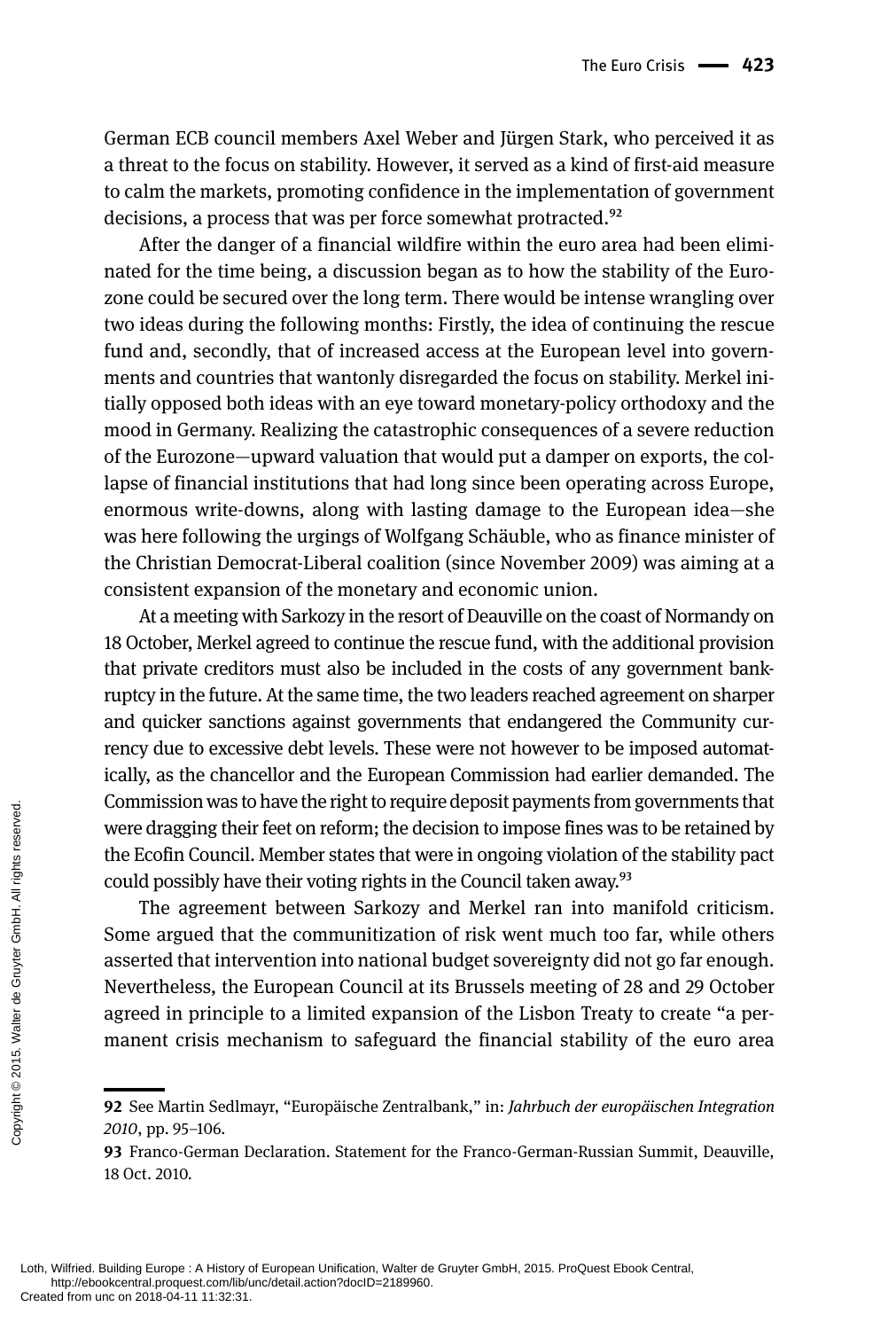German ECB council members Axel Weber and Jürgen Stark, who perceived it as a threat to the focus on stability. However, it served as a kind of first-aid measure to calm the markets, promoting confidence in the implementation of government decisions, a process that was per force somewhat protracted.[92]

After the danger of a financial wildfire within the euro area had been eliminated for the time being, a discussion began as to how the stability of the Eurozone could be secured over the long term. There would be intense wrangling over two ideas during the following months: Firstly, the idea of continuing the rescue fund and, secondly, that of increased access at the European level into governments and countries that wantonly disregarded the focus on stability. Merkel initially opposed both ideas with an eye toward monetary-policy orthodoxy and the mood in Germany. Realizing the catastrophic consequences of a severe reduction of the Eurozone—upward valuation that would put a damper on exports, the collapse of financial institutions that had long since been operating across Europe, enormous write-downs, along with lasting damage to the European idea—she was here following the urgings of Wolfgang Schäuble, who as finance minister of the Christian Democrat-Liberal coalition (since November 2009) was aiming at a consistent expansion of the monetary and economic union.

At a meeting with Sarkozy in the resort of Deauville on the coast of Normandy on 18 October, Merkel agreed to continue the rescue fund, with the additional provision that private creditors must also be included in the costs of any government bankruptcy in the future. At the same time, the two leaders reached agreement on sharper and quicker sanctions against governments that endangered the Community currency due to excessive debt levels. These were not however to be imposed automatically, as the chancellor and the European Commission had earlier demanded. The Commission was to have the right to require deposit payments from governments that were dragging their feet on reform; the decision to impose fines was to be retained by the Ecofin Council. Member states that were in ongoing violation of the stability pact could possibly have their voting rights in the Council taken away.[93]

The agreement between Sarkozy and Merkel ran into manifold criticism. Some argued that the communitization of risk went much too far, while others asserted that intervention into national budget sovereignty did not go far enough. Nevertheless, the European Council at its Brussels meeting of 28 and 29 October agreed in principle to a limited expansion of the Lisbon Treaty to create "a permanent crisis mechanism to safeguard the financial stability of the euro area

---

**92** See Martin Sedlmayr, "Europäische Zentralbank," in: *Jahrbuch der europäischen Integration 2010*, pp. 95–106.

**93** Franco-German Declaration. Statement for the Franco-German-Russian Summit, Deauville, 18 Oct. 2010.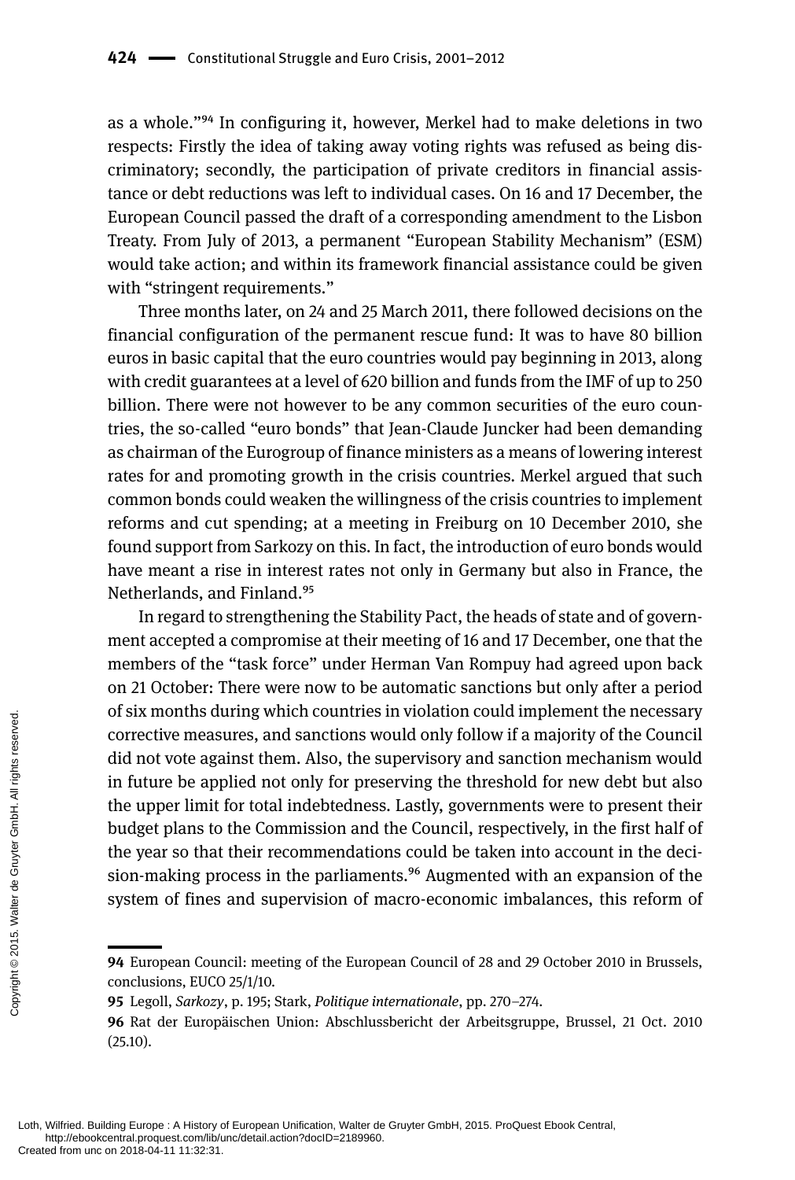as a whole."[94] In configuring it, however, Merkel had to make deletions in two respects: Firstly the idea of taking away voting rights was refused as being discriminatory; secondly, the participation of private creditors in financial assistance or debt reductions was left to individual cases. On 16 and 17 December, the European Council passed the draft of a corresponding amendment to the Lisbon Treaty. From July of 2013, a permanent "European Stability Mechanism" (ESM) would take action; and within its framework financial assistance could be given with "stringent requirements."

Three months later, on 24 and 25 March 2011, there followed decisions on the financial configuration of the permanent rescue fund: It was to have 80 billion euros in basic capital that the euro countries would pay beginning in 2013, along with credit guarantees at a level of 620 billion and funds from the IMF of up to 250 billion. There were not however to be any common securities of the euro countries, the so-called "euro bonds" that Jean-Claude Juncker had been demanding as chairman of the Eurogroup of finance ministers as a means of lowering interest rates for and promoting growth in the crisis countries. Merkel argued that such common bonds could weaken the willingness of the crisis countries to implement reforms and cut spending; at a meeting in Freiburg on 10 December 2010, she found support from Sarkozy on this. In fact, the introduction of euro bonds would have meant a rise in interest rates not only in Germany but also in France, the Netherlands, and Finland.[95]

In regard to strengthening the Stability Pact, the heads of state and of government accepted a compromise at their meeting of 16 and 17 December, one that the members of the "task force" under Herman Van Rompuy had agreed upon back on 21 October: There were now to be automatic sanctions but only after a period of six months during which countries in violation could implement the necessary corrective measures, and sanctions would only follow if a majority of the Council did not vote against them. Also, the supervisory and sanction mechanism would in future be applied not only for preserving the threshold for new debt but also the upper limit for total indebtedness. Lastly, governments were to present their budget plans to the Commission and the Council, respectively, in the first half of the year so that their recommendations could be taken into account in the decision-making process in the parliaments.[96] Augmented with an expansion of the system of fines and supervision of macro-economic imbalances, this reform of

---

**94** European Council: meeting of the European Council of 28 and 29 October 2010 in Brussels, conclusions, EUCO 25/1/10.

**95** Legoll, *Sarkozy*, p. 195; Stark, *Politique internationale*, pp. 270–274.

**96** Rat der Europäischen Union: Abschlussbericht der Arbeitsgruppe, Brussel, 21 Oct. 2010 (25.10).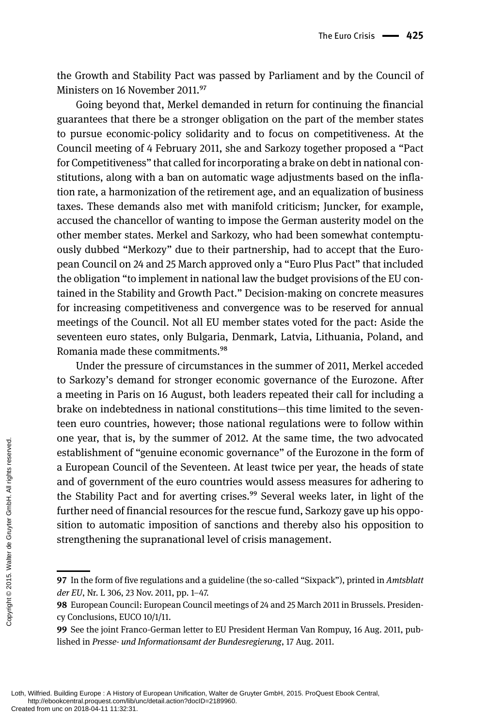the Growth and Stability Pact was passed by Parliament and by the Council of Ministers on 16 November 2011.[97]

Going beyond that, Merkel demanded in return for continuing the financial guarantees that there be a stronger obligation on the part of the member states to pursue economic-policy solidarity and to focus on competitiveness. At the Council meeting of 4 February 2011, she and Sarkozy together proposed a "Pact for Competitiveness" that called for incorporating a brake on debt in national constitutions, along with a ban on automatic wage adjustments based on the inflation rate, a harmonization of the retirement age, and an equalization of business taxes. These demands also met with manifold criticism; Juncker, for example, accused the chancellor of wanting to impose the German austerity model on the other member states. Merkel and Sarkozy, who had been somewhat contemptuously dubbed "Merkozy" due to their partnership, had to accept that the European Council on 24 and 25 March approved only a "Euro Plus Pact" that included the obligation "to implement in national law the budget provisions of the EU contained in the Stability and Growth Pact." Decision-making on concrete measures for increasing competitiveness and convergence was to be reserved for annual meetings of the Council. Not all EU member states voted for the pact: Aside the seventeen euro states, only Bulgaria, Denmark, Latvia, Lithuania, Poland, and Romania made these commitments.[98]

Under the pressure of circumstances in the summer of 2011, Merkel acceded to Sarkozy's demand for stronger economic governance of the Eurozone. After a meeting in Paris on 16 August, both leaders repeated their call for including a brake on indebtedness in national constitutions—this time limited to the seventeen euro countries, however; those national regulations were to follow within one year, that is, by the summer of 2012. At the same time, the two advocated establishment of "genuine economic governance" of the Eurozone in the form of a European Council of the Seventeen. At least twice per year, the heads of state and of government of the euro countries would assess measures for adhering to the Stability Pact and for averting crises.[99] Several weeks later, in light of the further need of financial resources for the rescue fund, Sarkozy gave up his opposition to automatic imposition of sanctions and thereby also his opposition to strengthening the supranational level of crisis management.

---

**97** In the form of five regulations and a guideline (the so-called "Sixpack"), printed in *Amtsblatt der EU*, Nr. L 306, 23 Nov. 2011, pp. 1–47.

**98** European Council: European Council meetings of 24 and 25 March 2011 in Brussels. Presidency Conclusions, EUCO 10/1/11.

**99** See the joint Franco-German letter to EU President Herman Van Rompuy, 16 Aug. 2011, published in *Presse- und Informationsamt der Bundesregierung*, 17 Aug. 2011.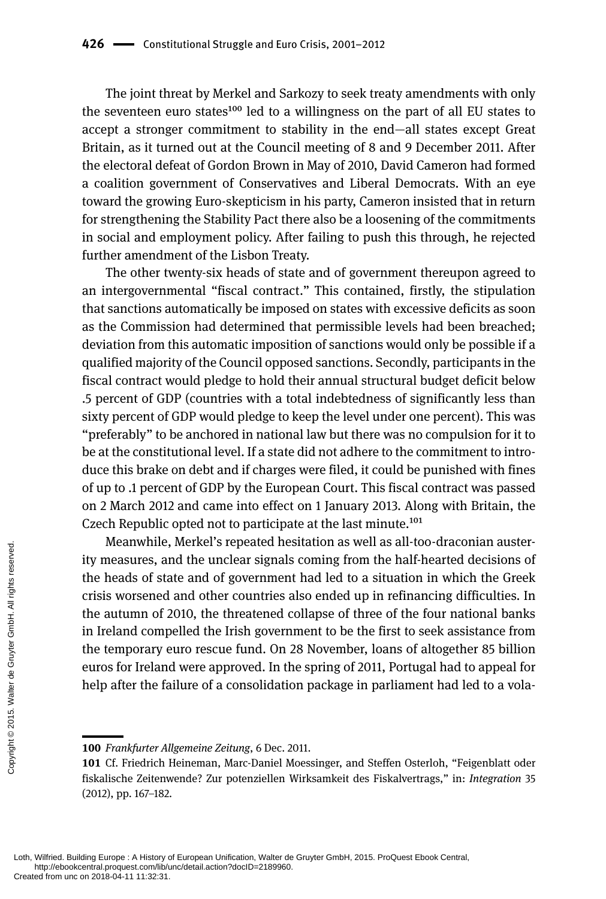The joint threat by Merkel and Sarkozy to seek treaty amendments with only the seventeen euro states[100] led to a willingness on the part of all EU states to accept a stronger commitment to stability in the end—all states except Great Britain, as it turned out at the Council meeting of 8 and 9 December 2011. After the electoral defeat of Gordon Brown in May of 2010, David Cameron had formed a coalition government of Conservatives and Liberal Democrats. With an eye toward the growing Euro-skepticism in his party, Cameron insisted that in return for strengthening the Stability Pact there also be a loosening of the commitments in social and employment policy. After failing to push this through, he rejected further amendment of the Lisbon Treaty.

The other twenty-six heads of state and of government thereupon agreed to an intergovernmental "fiscal contract." This contained, firstly, the stipulation that sanctions automatically be imposed on states with excessive deficits as soon as the Commission had determined that permissible levels had been breached; deviation from this automatic imposition of sanctions would only be possible if a qualified majority of the Council opposed sanctions. Secondly, participants in the fiscal contract would pledge to hold their annual structural budget deficit below .5 percent of GDP (countries with a total indebtedness of significantly less than sixty percent of GDP would pledge to keep the level under one percent). This was "preferably" to be anchored in national law but there was no compulsion for it to be at the constitutional level. If a state did not adhere to the commitment to introduce this brake on debt and if charges were filed, it could be punished with fines of up to .1 percent of GDP by the European Court. This fiscal contract was passed on 2 March 2012 and came into effect on 1 January 2013. Along with Britain, the Czech Republic opted not to participate at the last minute.[101]

Meanwhile, Merkel's repeated hesitation as well as all-too-draconian austerity measures, and the unclear signals coming from the half-hearted decisions of the heads of state and of government had led to a situation in which the Greek crisis worsened and other countries also ended up in refinancing difficulties. In the autumn of 2010, the threatened collapse of three of the four national banks in Ireland compelled the Irish government to be the first to seek assistance from the temporary euro rescue fund. On 28 November, loans of altogether 85 billion euros for Ireland were approved. In the spring of 2011, Portugal had to appeal for help after the failure of a consolidation package in parliament had led to a vola-

---

**100** *Frankfurter Allgemeine Zeitung*, 6 Dec. 2011.

**101** Cf. Friedrich Heineman, Marc-Daniel Moessinger, and Steffen Osterloh, "Feigenblatt oder fiskalische Zeitenwende? Zur potenziellen Wirksamkeit des Fiskalvertrags," in: *Integration* 35 (2012), pp. 167–182.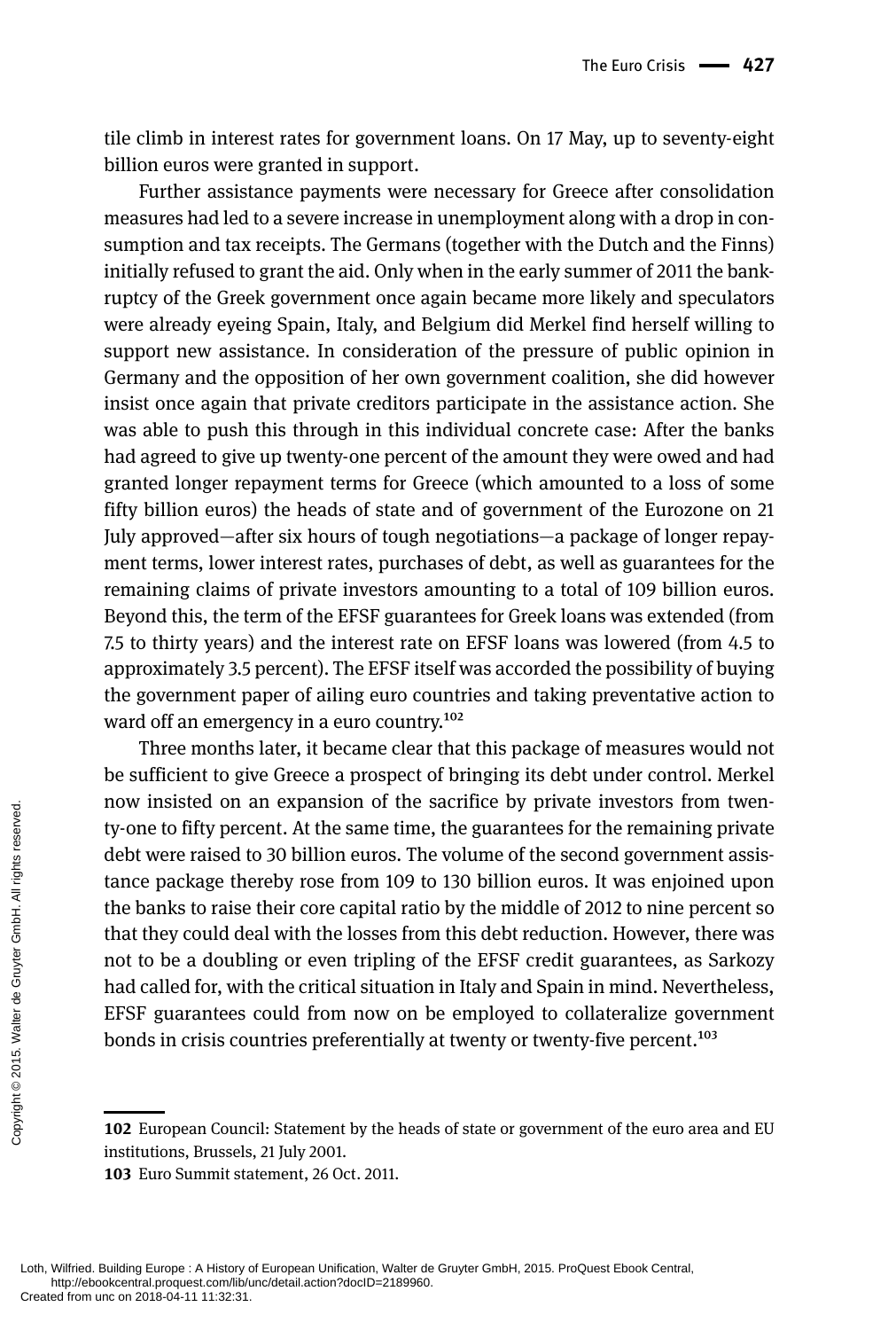tile climb in interest rates for government loans. On 17 May, up to seventy-eight billion euros were granted in support.

Further assistance payments were necessary for Greece after consolidation measures had led to a severe increase in unemployment along with a drop in consumption and tax receipts. The Germans (together with the Dutch and the Finns) initially refused to grant the aid. Only when in the early summer of 2011 the bankruptcy of the Greek government once again became more likely and speculators were already eyeing Spain, Italy, and Belgium did Merkel find herself willing to support new assistance. In consideration of the pressure of public opinion in Germany and the opposition of her own government coalition, she did however insist once again that private creditors participate in the assistance action. She was able to push this through in this individual concrete case: After the banks had agreed to give up twenty-one percent of the amount they were owed and had granted longer repayment terms for Greece (which amounted to a loss of some fifty billion euros) the heads of state and of government of the Eurozone on 21 July approved—after six hours of tough negotiations—a package of longer repayment terms, lower interest rates, purchases of debt, as well as guarantees for the remaining claims of private investors amounting to a total of 109 billion euros. Beyond this, the term of the EFSF guarantees for Greek loans was extended (from 7.5 to thirty years) and the interest rate on EFSF loans was lowered (from 4.5 to approximately 3.5 percent). The EFSF itself was accorded the possibility of buying the government paper of ailing euro countries and taking preventative action to ward off an emergency in a euro country.[102]

Three months later, it became clear that this package of measures would not be sufficient to give Greece a prospect of bringing its debt under control. Merkel now insisted on an expansion of the sacrifice by private investors from twenty-one to fifty percent. At the same time, the guarantees for the remaining private debt were raised to 30 billion euros. The volume of the second government assistance package thereby rose from 109 to 130 billion euros. It was enjoined upon the banks to raise their core capital ratio by the middle of 2012 to nine percent so that they could deal with the losses from this debt reduction. However, there was not to be a doubling or even tripling of the EFSF credit guarantees, as Sarkozy had called for, with the critical situation in Italy and Spain in mind. Nevertheless, EFSF guarantees could from now on be employed to collateralize government bonds in crisis countries preferentially at twenty or twenty-five percent.[103]

---

**102** European Council: Statement by the heads of state or government of the euro area and EU institutions, Brussels, 21 July 2001.

**103** Euro Summit statement, 26 Oct. 2011.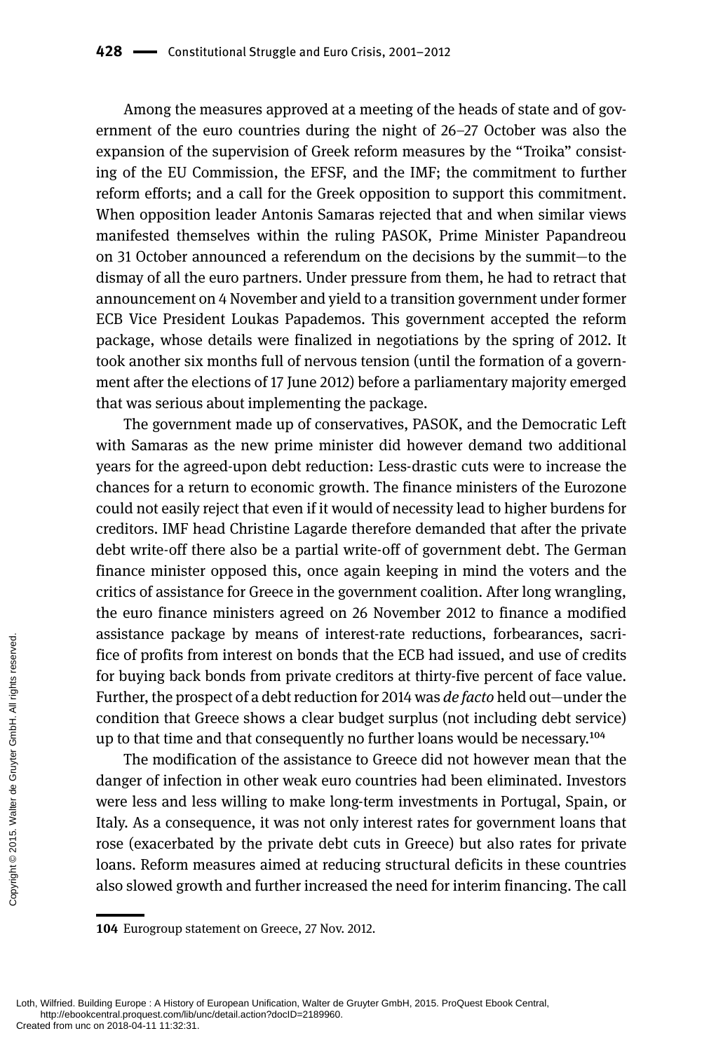Among the measures approved at a meeting of the heads of state and of government of the euro countries during the night of 26–27 October was also the expansion of the supervision of Greek reform measures by the "Troika" consisting of the EU Commission, the EFSF, and the IMF; the commitment to further reform efforts; and a call for the Greek opposition to support this commitment. When opposition leader Antonis Samaras rejected that and when similar views manifested themselves within the ruling PASOK, Prime Minister Papandreou on 31 October announced a referendum on the decisions by the summit—to the dismay of all the euro partners. Under pressure from them, he had to retract that announcement on 4 November and yield to a transition government under former ECB Vice President Loukas Papademos. This government accepted the reform package, whose details were finalized in negotiations by the spring of 2012. It took another six months full of nervous tension (until the formation of a government after the elections of 17 June 2012) before a parliamentary majority emerged that was serious about implementing the package.

The government made up of conservatives, PASOK, and the Democratic Left with Samaras as the new prime minister did however demand two additional years for the agreed-upon debt reduction: Less-drastic cuts were to increase the chances for a return to economic growth. The finance ministers of the Eurozone could not easily reject that even if it would of necessity lead to higher burdens for creditors. IMF head Christine Lagarde therefore demanded that after the private debt write-off there also be a partial write-off of government debt. The German finance minister opposed this, once again keeping in mind the voters and the critics of assistance for Greece in the government coalition. After long wrangling, the euro finance ministers agreed on 26 November 2012 to finance a modified assistance package by means of interest-rate reductions, forbearances, sacrifice of profits from interest on bonds that the ECB had issued, and use of credits for buying back bonds from private creditors at thirty-five percent of face value. Further, the prospect of a debt reduction for 2014 was *de facto* held out—under the condition that Greece shows a clear budget surplus (not including debt service) up to that time and that consequently no further loans would be necessary.[104]

The modification of the assistance to Greece did not however mean that the danger of infection in other weak euro countries had been eliminated. Investors were less and less willing to make long-term investments in Portugal, Spain, or Italy. As a consequence, it was not only interest rates for government loans that rose (exacerbated by the private debt cuts in Greece) but also rates for private loans. Reform measures aimed at reducing structural deficits in these countries also slowed growth and further increased the need for interim financing. The call

---

104 Eurogroup statement on Greece, 27 Nov. 2012.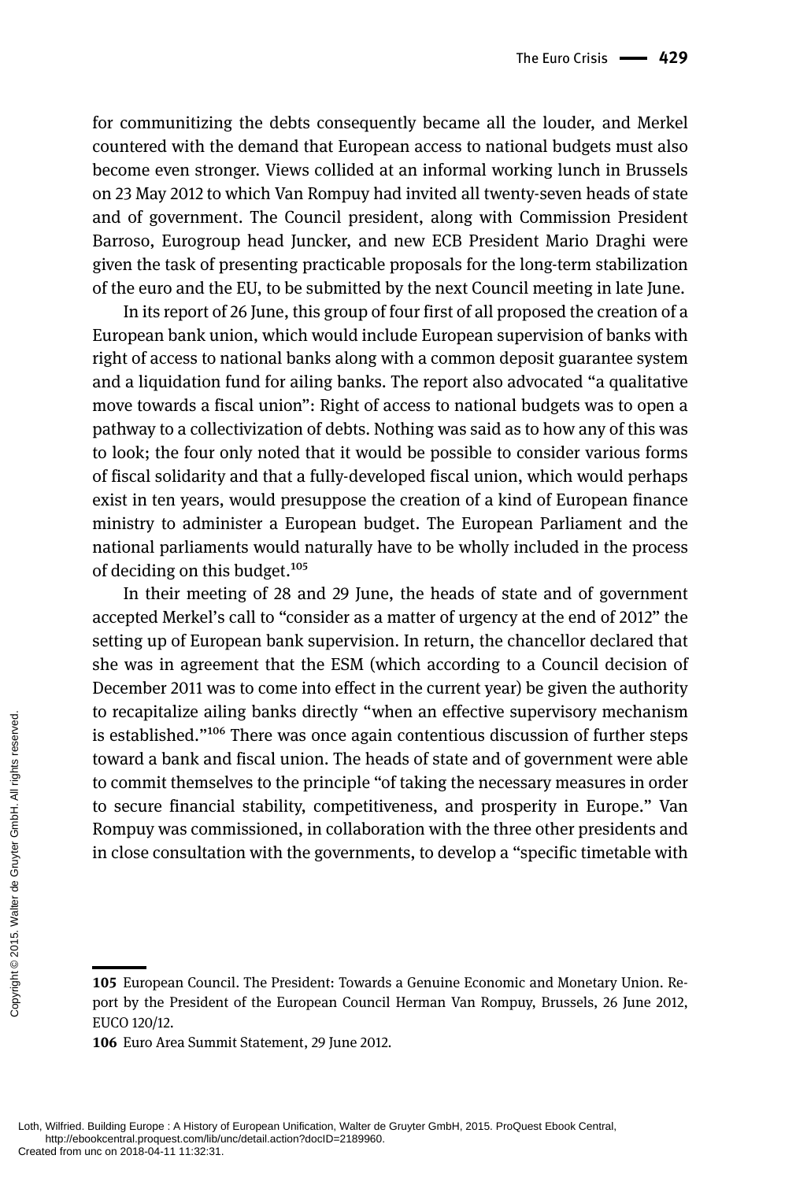for communitizing the debts consequently became all the louder, and Merkel countered with the demand that European access to national budgets must also become even stronger. Views collided at an informal working lunch in Brussels on 23 May 2012 to which Van Rompuy had invited all twenty-seven heads of state and of government. The Council president, along with Commission President Barroso, Eurogroup head Juncker, and new ECB President Mario Draghi were given the task of presenting practicable proposals for the long-term stabilization of the euro and the EU, to be submitted by the next Council meeting in late June.

In its report of 26 June, this group of four first of all proposed the creation of a European bank union, which would include European supervision of banks with right of access to national banks along with a common deposit guarantee system and a liquidation fund for ailing banks. The report also advocated "a qualitative move towards a fiscal union": Right of access to national budgets was to open a pathway to a collectivization of debts. Nothing was said as to how any of this was to look; the four only noted that it would be possible to consider various forms of fiscal solidarity and that a fully-developed fiscal union, which would perhaps exist in ten years, would presuppose the creation of a kind of European finance ministry to administer a European budget. The European Parliament and the national parliaments would naturally have to be wholly included in the process of deciding on this budget.[105]

In their meeting of 28 and 29 June, the heads of state and of government accepted Merkel's call to "consider as a matter of urgency at the end of 2012" the setting up of European bank supervision. In return, the chancellor declared that she was in agreement that the ESM (which according to a Council decision of December 2011 was to come into effect in the current year) be given the authority to recapitalize ailing banks directly "when an effective supervisory mechanism is established."[106] There was once again contentious discussion of further steps toward a bank and fiscal union. The heads of state and of government were able to commit themselves to the principle "of taking the necessary measures in order to secure financial stability, competitiveness, and prosperity in Europe." Van Rompuy was commissioned, in collaboration with the three other presidents and in close consultation with the governments, to develop a "specific timetable with

---

**105** European Council. The President: Towards a Genuine Economic and Monetary Union. Report by the President of the European Council Herman Van Rompuy, Brussels, 26 June 2012, EUCO 120/12.

**106** Euro Area Summit Statement, 29 June 2012.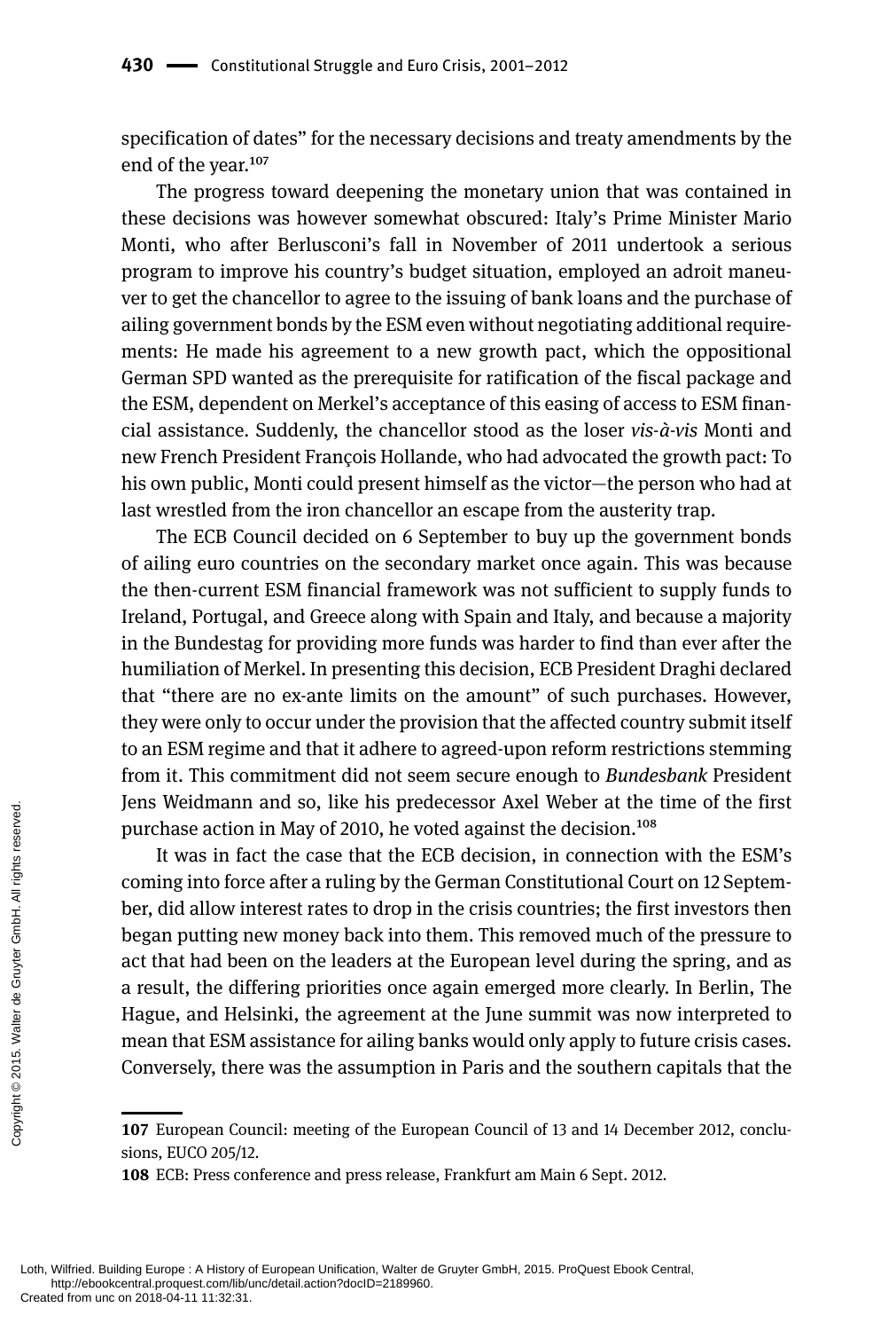specification of dates" for the necessary decisions and treaty amendments by the end of the year.[107]

The progress toward deepening the monetary union that was contained in these decisions was however somewhat obscured: Italy's Prime Minister Mario Monti, who after Berlusconi's fall in November of 2011 undertook a serious program to improve his country's budget situation, employed an adroit maneuver to get the chancellor to agree to the issuing of bank loans and the purchase of ailing government bonds by the ESM even without negotiating additional requirements: He made his agreement to a new growth pact, which the oppositional German SPD wanted as the prerequisite for ratification of the fiscal package and the ESM, dependent on Merkel's acceptance of this easing of access to ESM financial assistance. Suddenly, the chancellor stood as the loser *vis-à-vis* Monti and new French President François Hollande, who had advocated the growth pact: To his own public, Monti could present himself as the victor—the person who had at last wrestled from the iron chancellor an escape from the austerity trap.

The ECB Council decided on 6 September to buy up the government bonds of ailing euro countries on the secondary market once again. This was because the then-current ESM financial framework was not sufficient to supply funds to Ireland, Portugal, and Greece along with Spain and Italy, and because a majority in the Bundestag for providing more funds was harder to find than ever after the humiliation of Merkel. In presenting this decision, ECB President Draghi declared that "there are no ex-ante limits on the amount" of such purchases. However, they were only to occur under the provision that the affected country submit itself to an ESM regime and that it adhere to agreed-upon reform restrictions stemming from it. This commitment did not seem secure enough to *Bundesbank* President Jens Weidmann and so, like his predecessor Axel Weber at the time of the first purchase action in May of 2010, he voted against the decision.[108]

It was in fact the case that the ECB decision, in connection with the ESM's coming into force after a ruling by the German Constitutional Court on 12 September, did allow interest rates to drop in the crisis countries; the first investors then began putting new money back into them. This removed much of the pressure to act that had been on the leaders at the European level during the spring, and as a result, the differing priorities once again emerged more clearly. In Berlin, The Hague, and Helsinki, the agreement at the June summit was now interpreted to mean that ESM assistance for ailing banks would only apply to future crisis cases. Conversely, there was the assumption in Paris and the southern capitals that the

**107** European Council: meeting of the European Council of 13 and 14 December 2012, conclusions, EUCO 205/12.

**108** ECB: Press conference and press release, Frankfurt am Main 6 Sept. 2012.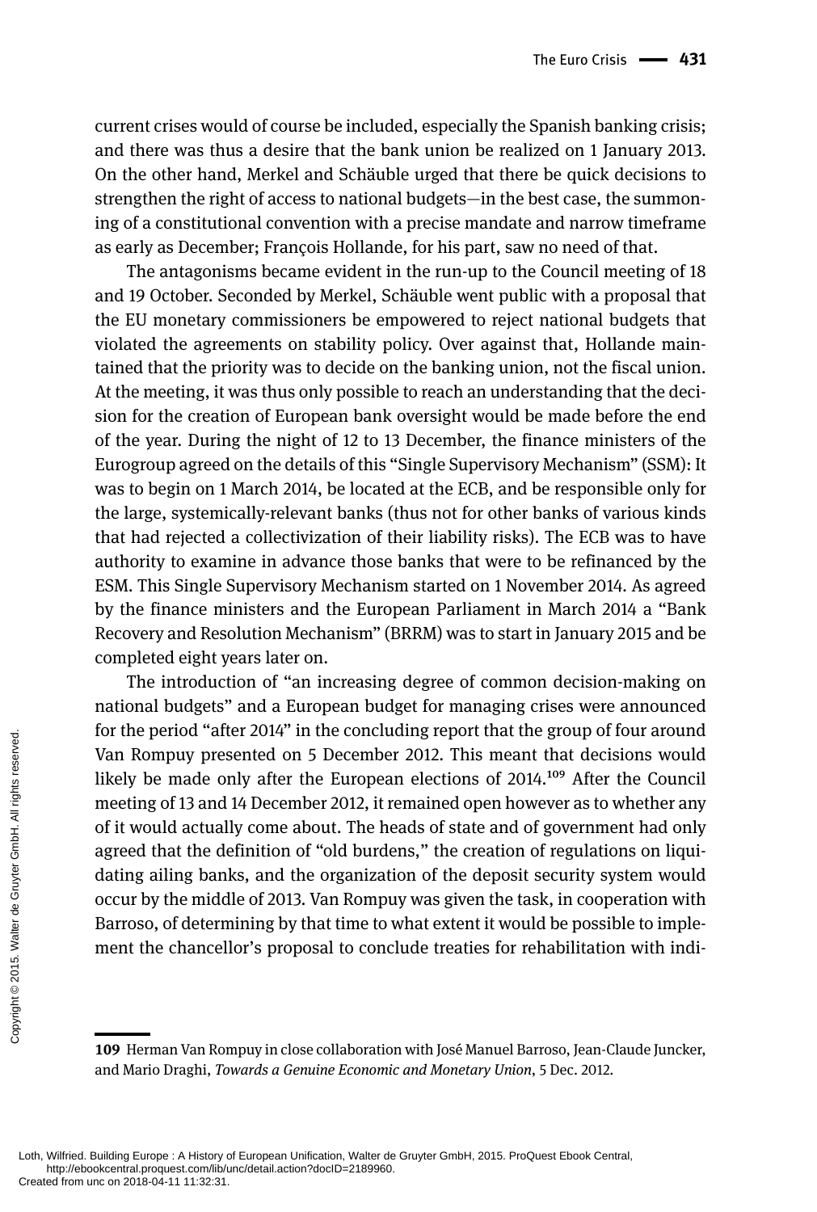current crises would of course be included, especially the Spanish banking crisis; and there was thus a desire that the bank union be realized on 1 January 2013. On the other hand, Merkel and Schäuble urged that there be quick decisions to strengthen the right of access to national budgets—in the best case, the summoning of a constitutional convention with a precise mandate and narrow timeframe as early as December; François Hollande, for his part, saw no need of that.

The antagonisms became evident in the run-up to the Council meeting of 18 and 19 October. Seconded by Merkel, Schäuble went public with a proposal that the EU monetary commissioners be empowered to reject national budgets that violated the agreements on stability policy. Over against that, Hollande maintained that the priority was to decide on the banking union, not the fiscal union. At the meeting, it was thus only possible to reach an understanding that the decision for the creation of European bank oversight would be made before the end of the year. During the night of 12 to 13 December, the finance ministers of the Eurogroup agreed on the details of this "Single Supervisory Mechanism" (SSM): It was to begin on 1 March 2014, be located at the ECB, and be responsible only for the large, systemically-relevant banks (thus not for other banks of various kinds that had rejected a collectivization of their liability risks). The ECB was to have authority to examine in advance those banks that were to be refinanced by the ESM. This Single Supervisory Mechanism started on 1 November 2014. As agreed by the finance ministers and the European Parliament in March 2014 a "Bank Recovery and Resolution Mechanism" (BRRM) was to start in January 2015 and be completed eight years later on.

The introduction of "an increasing degree of common decision-making on national budgets" and a European budget for managing crises were announced for the period "after 2014" in the concluding report that the group of four around Van Rompuy presented on 5 December 2012. This meant that decisions would likely be made only after the European elections of 2014.[109] After the Council meeting of 13 and 14 December 2012, it remained open however as to whether any of it would actually come about. The heads of state and of government had only agreed that the definition of "old burdens," the creation of regulations on liquidating ailing banks, and the organization of the deposit security system would occur by the middle of 2013. Van Rompuy was given the task, in cooperation with Barroso, of determining by that time to what extent it would be possible to implement the chancellor's proposal to conclude treaties for rehabilitation with indi-

---

**109** Herman Van Rompuy in close collaboration with José Manuel Barroso, Jean-Claude Juncker, and Mario Draghi, *Towards a Genuine Economic and Monetary Union*, 5 Dec. 2012.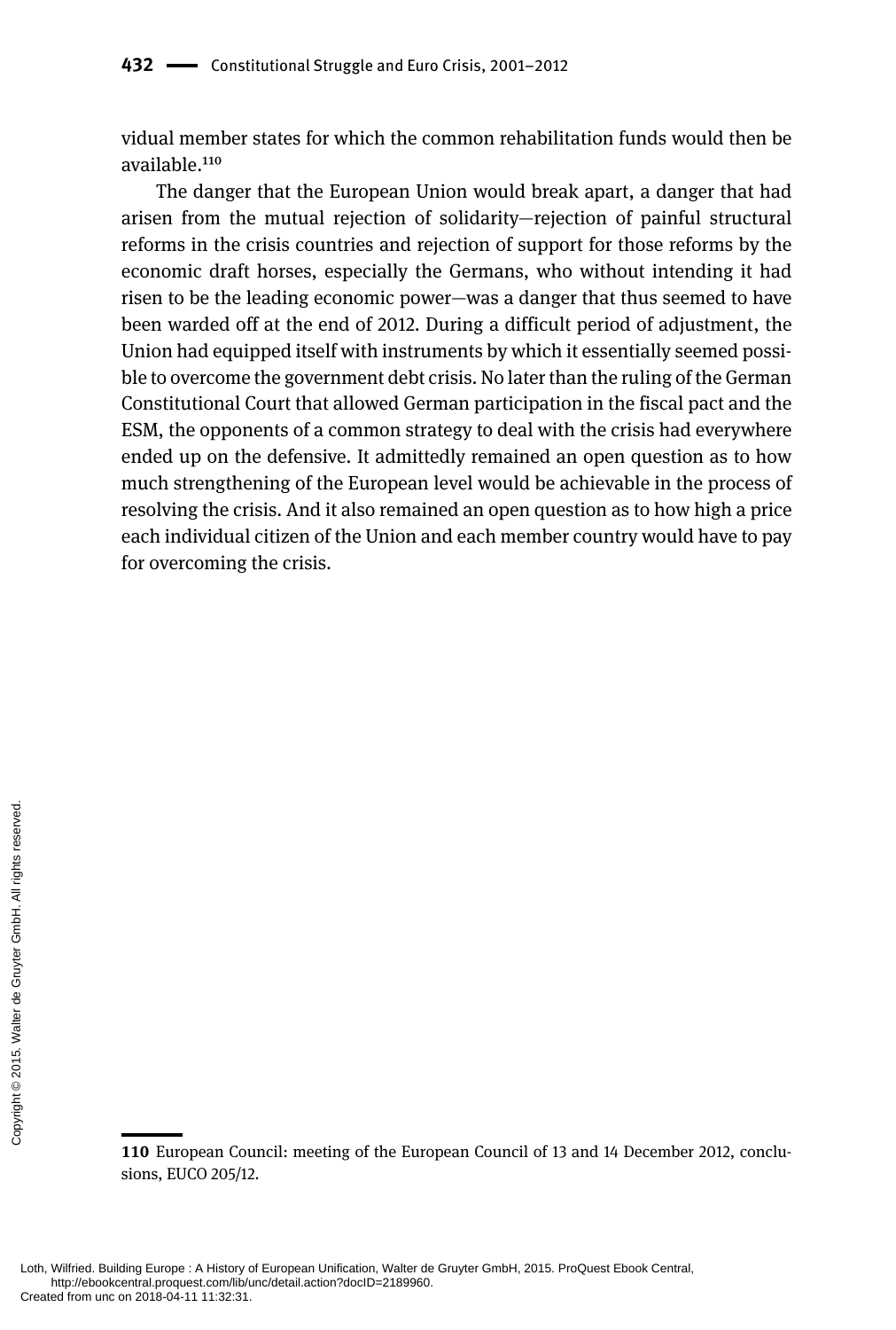vidual member states for which the common rehabilitation funds would then be available.[110]

The danger that the European Union would break apart, a danger that had arisen from the mutual rejection of solidarity—rejection of painful structural reforms in the crisis countries and rejection of support for those reforms by the economic draft horses, especially the Germans, who without intending it had risen to be the leading economic power—was a danger that thus seemed to have been warded off at the end of 2012. During a difficult period of adjustment, the Union had equipped itself with instruments by which it essentially seemed possible to overcome the government debt crisis. No later than the ruling of the German Constitutional Court that allowed German participation in the fiscal pact and the ESM, the opponents of a common strategy to deal with the crisis had everywhere ended up on the defensive. It admittedly remained an open question as to how much strengthening of the European level would be achievable in the process of resolving the crisis. And it also remained an open question as to how high a price each individual citizen of the Union and each member country would have to pay for overcoming the crisis.

---

**110** European Council: meeting of the European Council of 13 and 14 December 2012, conclusions, EUCO 205/12.